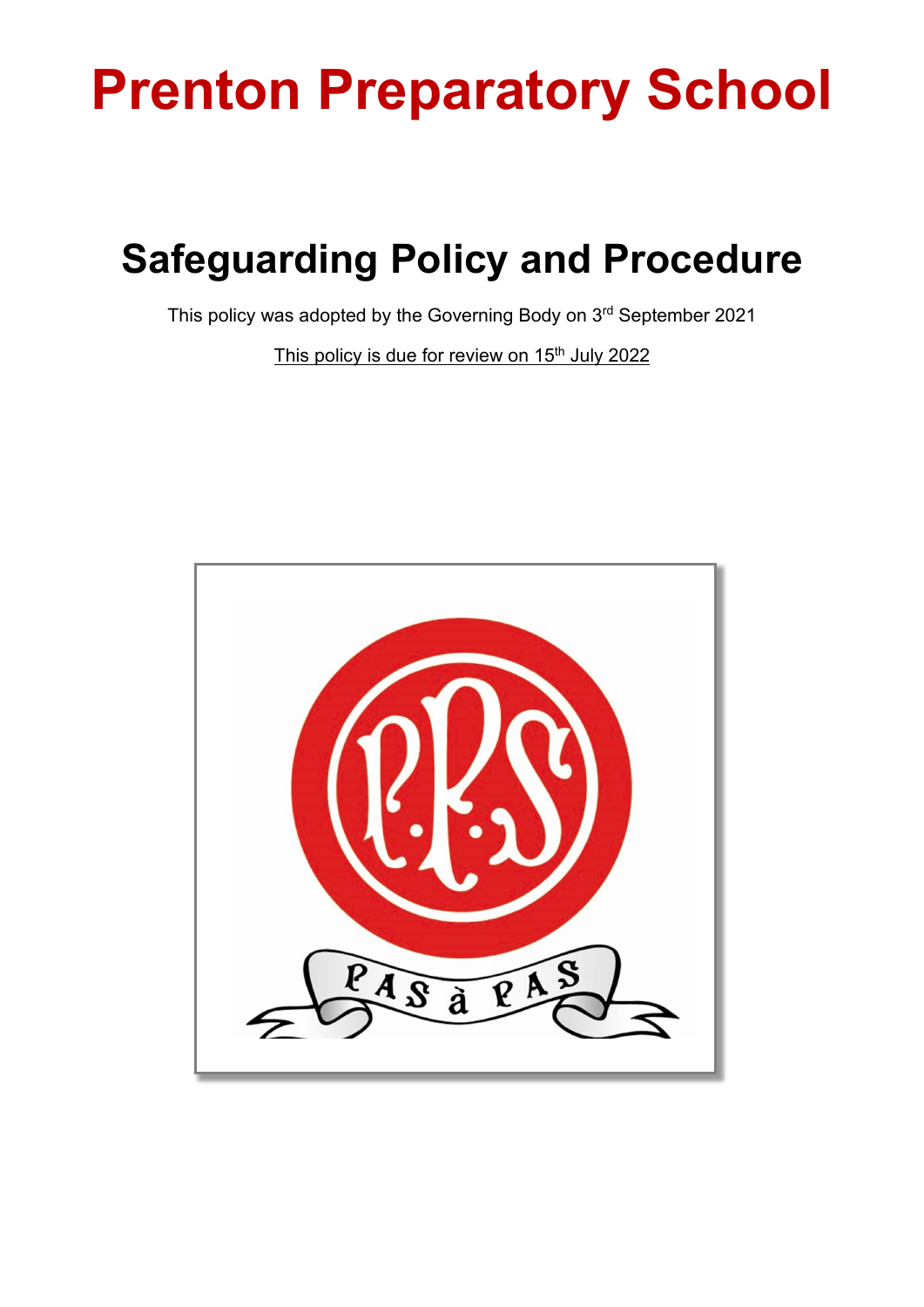# Prenton Preparatory School

## Safeguarding Policy and Procedure

This policy was adopted by the Governing Body on 3rd September 2021

This policy is due for review on 15th July 2022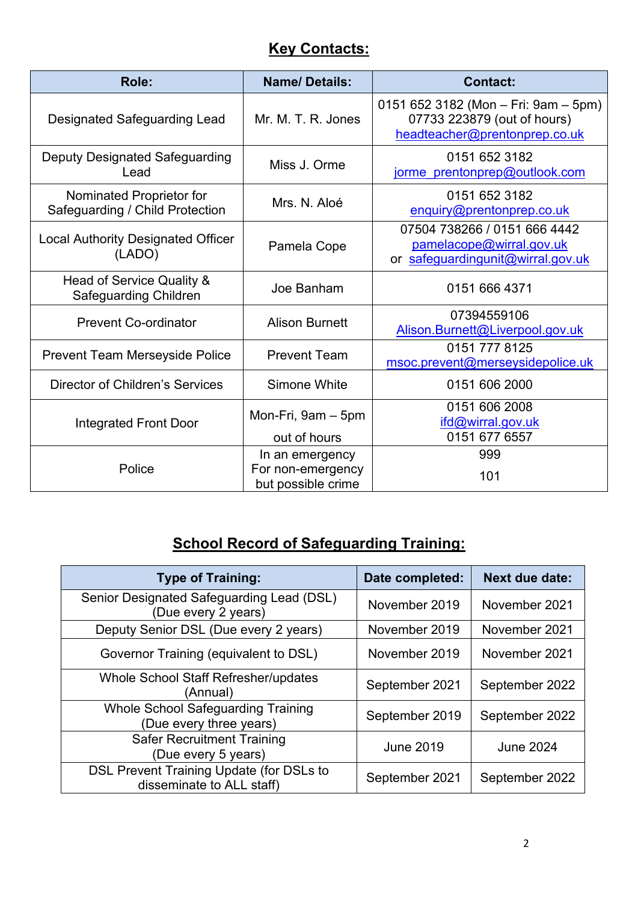## Key Contacts:

| Role: | Name/ Details: | Contact: |
|---|---|---|
| Designated Safeguarding Lead | Mr. M. T. R. Jones | 0151 652 3182 (Mon – Fri: 9am – 5pm) 07733 223879 (out of hours) headteacher@prentonprep.co.uk |
| Deputy Designated Safeguarding Lead | Miss J. Orme | 0151 652 3182 jorme_prentonprep@outlook.com |
| Nominated Proprietor for Safeguarding / Child Protection | Mrs. N. Aloé | 0151 652 3182 enquiry@prentonprep.co.uk |
| Local Authority Designated Officer (LADO) | Pamela Cope | 07504 738266 / 0151 666 4442 pamelacope@wirral.gov.uk or safeguardingunit@wirral.gov.uk |
| Head of Service Quality & Safeguarding Children | Joe Banham | 0151 666 4371 |
| Prevent Co-ordinator | Alison Burnett | 07394559106 Alison.Burnett@Liverpool.gov.uk |
| Prevent Team Merseyside Police | Prevent Team | 0151 777 8125 msoc.prevent@merseysidepolice.uk |
| Director of Children's Services | Simone White | 0151 606 2000 |
| Integrated Front Door | Mon-Fri, 9am – 5pm | 0151 606 2008 ifd@wirral.gov.uk |
| | out of hours | 0151 677 6557 |
| Police | In an emergency | 999 |
| | For non-emergency but possible crime | 101 |

## School Record of Safeguarding Training:

| Type of Training: | Date completed: | Next due date: |
|---|---|---|
| Senior Designated Safeguarding Lead (DSL) (Due every 2 years) | November 2019 | November 2021 |
| Deputy Senior DSL (Due every 2 years) | November 2019 | November 2021 |
| Governor Training (equivalent to DSL) | November 2019 | November 2021 |
| Whole School Staff Refresher/updates (Annual) | September 2021 | September 2022 |
| Whole School Safeguarding Training (Due every three years) | September 2019 | September 2022 |
| Safer Recruitment Training (Due every 5 years) | June 2019 | June 2024 |
| DSL Prevent Training Update (for DSLs to disseminate to ALL staff) | September 2021 | September 2022 |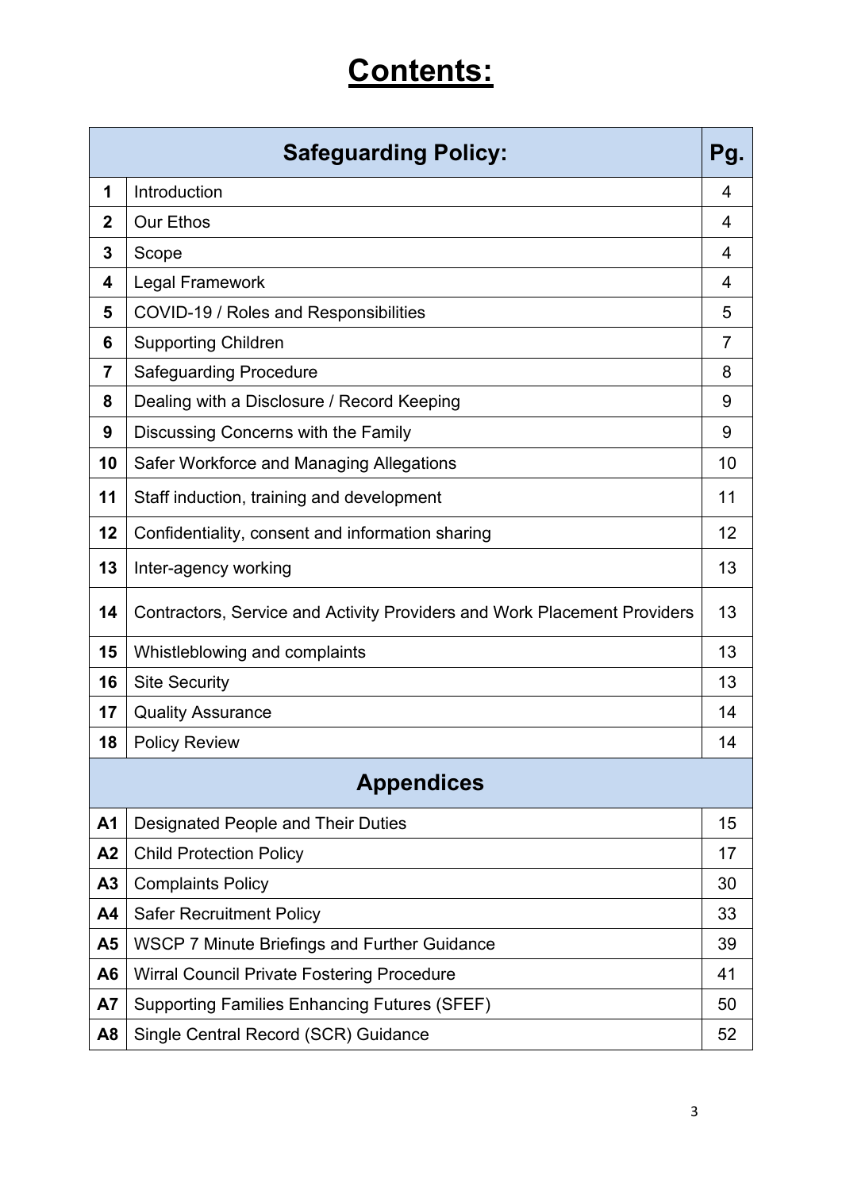# Contents:

| | Safeguarding Policy: | Pg. |
|---|---|---|
| 1 | Introduction | 4 |
| 2 | Our Ethos | 4 |
| 3 | Scope | 4 |
| 4 | Legal Framework | 4 |
| 5 | COVID-19 / Roles and Responsibilities | 5 |
| 6 | Supporting Children | 7 |
| 7 | Safeguarding Procedure | 8 |
| 8 | Dealing with a Disclosure / Record Keeping | 9 |
| 9 | Discussing Concerns with the Family | 9 |
| 10 | Safer Workforce and Managing Allegations | 10 |
| 11 | Staff induction, training and development | 11 |
| 12 | Confidentiality, consent and information sharing | 12 |
| 13 | Inter-agency working | 13 |
| 14 | Contractors, Service and Activity Providers and Work Placement Providers | 13 |
| 15 | Whistleblowing and complaints | 13 |
| 16 | Site Security | 13 |
| 17 | Quality Assurance | 14 |
| 18 | Policy Review | 14 |
| | **Appendices** | |
| A1 | Designated People and Their Duties | 15 |
| A2 | Child Protection Policy | 17 |
| A3 | Complaints Policy | 30 |
| A4 | Safer Recruitment Policy | 33 |
| A5 | WSCP 7 Minute Briefings and Further Guidance | 39 |
| A6 | Wirral Council Private Fostering Procedure | 41 |
| A7 | Supporting Families Enhancing Futures (SFEF) | 50 |
| A8 | Single Central Record (SCR) Guidance | 52 |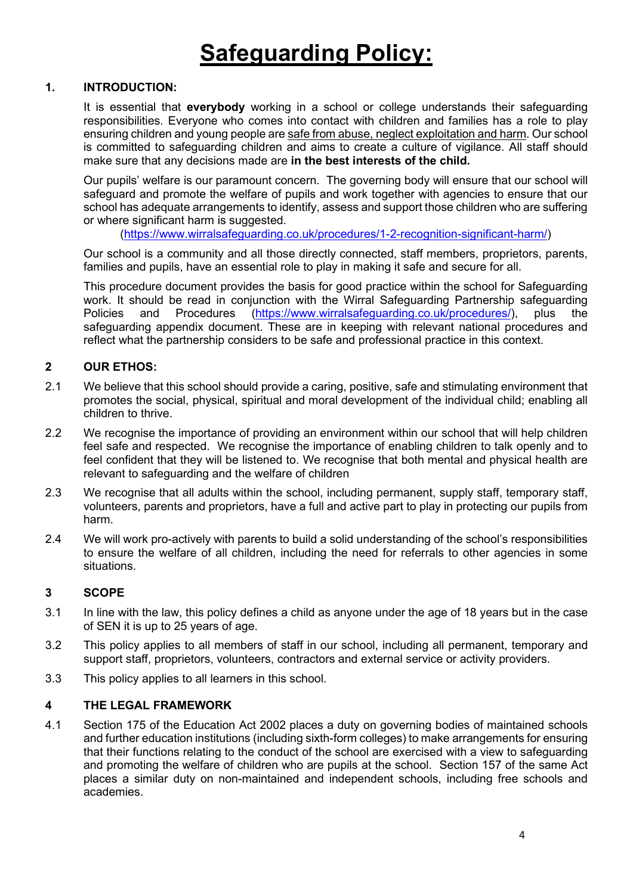# Safeguarding Policy:

## 1. INTRODUCTION:

It is essential that **everybody** working in a school or college understands their safeguarding responsibilities. Everyone who comes into contact with children and families has a role to play ensuring children and young people are safe from abuse, neglect exploitation and harm. Our school is committed to safeguarding children and aims to create a culture of vigilance. All staff should make sure that any decisions made are **in the best interests of the child.**

Our pupils' welfare is our paramount concern. The governing body will ensure that our school will safeguard and promote the welfare of pupils and work together with agencies to ensure that our school has adequate arrangements to identify, assess and support those children who are suffering or where significant harm is suggested.
(https://www.wirralsafeguarding.co.uk/procedures/1-2-recognition-significant-harm/)

Our school is a community and all those directly connected, staff members, proprietors, parents, families and pupils, have an essential role to play in making it safe and secure for all.

This procedure document provides the basis for good practice within the school for Safeguarding work. It should be read in conjunction with the Wirral Safeguarding Partnership safeguarding Policies and Procedures (https://www.wirralsafeguarding.co.uk/procedures/), plus the safeguarding appendix document. These are in keeping with relevant national procedures and reflect what the partnership considers to be safe and professional practice in this context.

## 2 OUR ETHOS:

2.1 We believe that this school should provide a caring, positive, safe and stimulating environment that promotes the social, physical, spiritual and moral development of the individual child; enabling all children to thrive.

2.2 We recognise the importance of providing an environment within our school that will help children feel safe and respected. We recognise the importance of enabling children to talk openly and to feel confident that they will be listened to. We recognise that both mental and physical health are relevant to safeguarding and the welfare of children

2.3 We recognise that all adults within the school, including permanent, supply staff, temporary staff, volunteers, parents and proprietors, have a full and active part to play in protecting our pupils from harm.

2.4 We will work pro-actively with parents to build a solid understanding of the school's responsibilities to ensure the welfare of all children, including the need for referrals to other agencies in some situations.

## 3 SCOPE

3.1 In line with the law, this policy defines a child as anyone under the age of 18 years but in the case of SEN it is up to 25 years of age.

3.2 This policy applies to all members of staff in our school, including all permanent, temporary and support staff, proprietors, volunteers, contractors and external service or activity providers.

3.3 This policy applies to all learners in this school.

## 4 THE LEGAL FRAMEWORK

4.1 Section 175 of the Education Act 2002 places a duty on governing bodies of maintained schools and further education institutions (including sixth-form colleges) to make arrangements for ensuring that their functions relating to the conduct of the school are exercised with a view to safeguarding and promoting the welfare of children who are pupils at the school. Section 157 of the same Act places a similar duty on non-maintained and independent schools, including free schools and academies.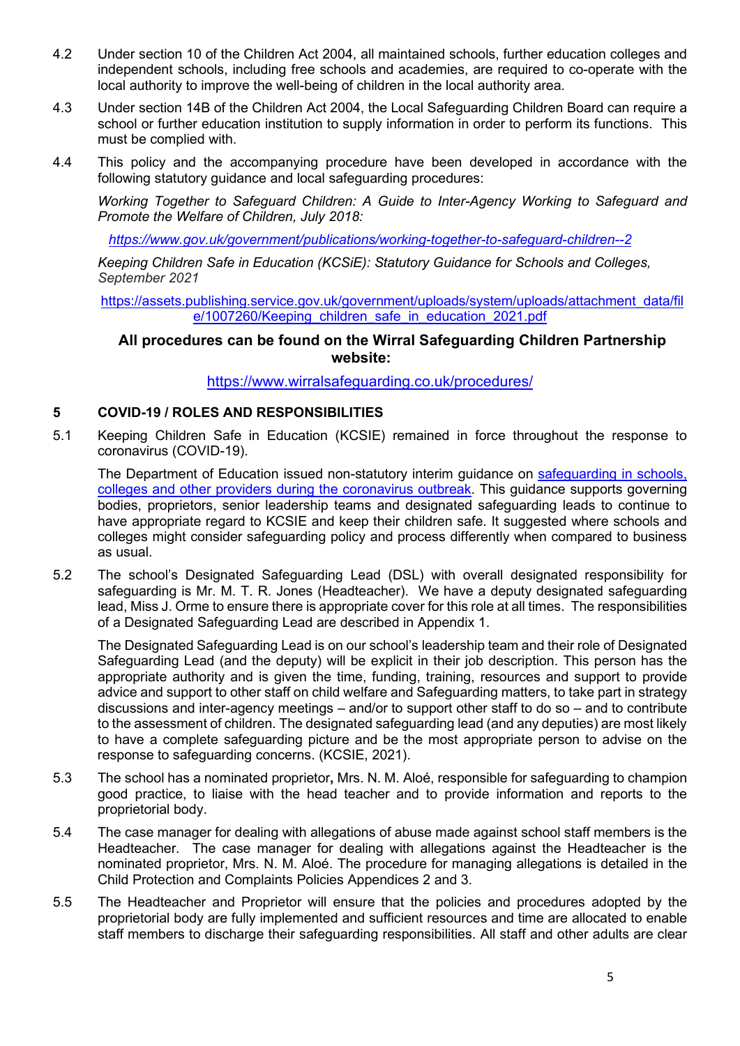4.2 Under section 10 of the Children Act 2004, all maintained schools, further education colleges and independent schools, including free schools and academies, are required to co-operate with the local authority to improve the well-being of children in the local authority area.

4.3 Under section 14B of the Children Act 2004, the Local Safeguarding Children Board can require a school or further education institution to supply information in order to perform its functions. This must be complied with.

4.4 This policy and the accompanying procedure have been developed in accordance with the following statutory guidance and local safeguarding procedures:

*Working Together to Safeguard Children: A Guide to Inter-Agency Working to Safeguard and Promote the Welfare of Children, July 2018:*

*https://www.gov.uk/government/publications/working-together-to-safeguard-children--2*

*Keeping Children Safe in Education (KCSiE): Statutory Guidance for Schools and Colleges, September 2021*

https://assets.publishing.service.gov.uk/government/uploads/system/uploads/attachment_data/file/1007260/Keeping_children_safe_in_education_2021.pdf

**All procedures can be found on the Wirral Safeguarding Children Partnership website:**

https://www.wirralsafeguarding.co.uk/procedures/

## 5 COVID-19 / ROLES AND RESPONSIBILITIES

5.1 Keeping Children Safe in Education (KCSIE) remained in force throughout the response to coronavirus (COVID-19).

The Department of Education issued non-statutory interim guidance on safeguarding in schools, colleges and other providers during the coronavirus outbreak. This guidance supports governing bodies, proprietors, senior leadership teams and designated safeguarding leads to continue to have appropriate regard to KCSIE and keep their children safe. It suggested where schools and colleges might consider safeguarding policy and process differently when compared to business as usual.

5.2 The school's Designated Safeguarding Lead (DSL) with overall designated responsibility for safeguarding is Mr. M. T. R. Jones (Headteacher). We have a deputy designated safeguarding lead, Miss J. Orme to ensure there is appropriate cover for this role at all times. The responsibilities of a Designated Safeguarding Lead are described in Appendix 1.

The Designated Safeguarding Lead is on our school's leadership team and their role of Designated Safeguarding Lead (and the deputy) will be explicit in their job description. This person has the appropriate authority and is given the time, funding, training, resources and support to provide advice and support to other staff on child welfare and Safeguarding matters, to take part in strategy discussions and inter-agency meetings – and/or to support other staff to do so – and to contribute to the assessment of children. The designated safeguarding lead (and any deputies) are most likely to have a complete safeguarding picture and be the most appropriate person to advise on the response to safeguarding concerns. (KCSIE, 2021).

5.3 The school has a nominated proprietor**,** Mrs. N. M. Aloé, responsible for safeguarding to champion good practice, to liaise with the head teacher and to provide information and reports to the proprietorial body.

5.4 The case manager for dealing with allegations of abuse made against school staff members is the Headteacher. The case manager for dealing with allegations against the Headteacher is the nominated proprietor, Mrs. N. M. Aloé. The procedure for managing allegations is detailed in the Child Protection and Complaints Policies Appendices 2 and 3.

5.5 The Headteacher and Proprietor will ensure that the policies and procedures adopted by the proprietorial body are fully implemented and sufficient resources and time are allocated to enable staff members to discharge their safeguarding responsibilities. All staff and other adults are clear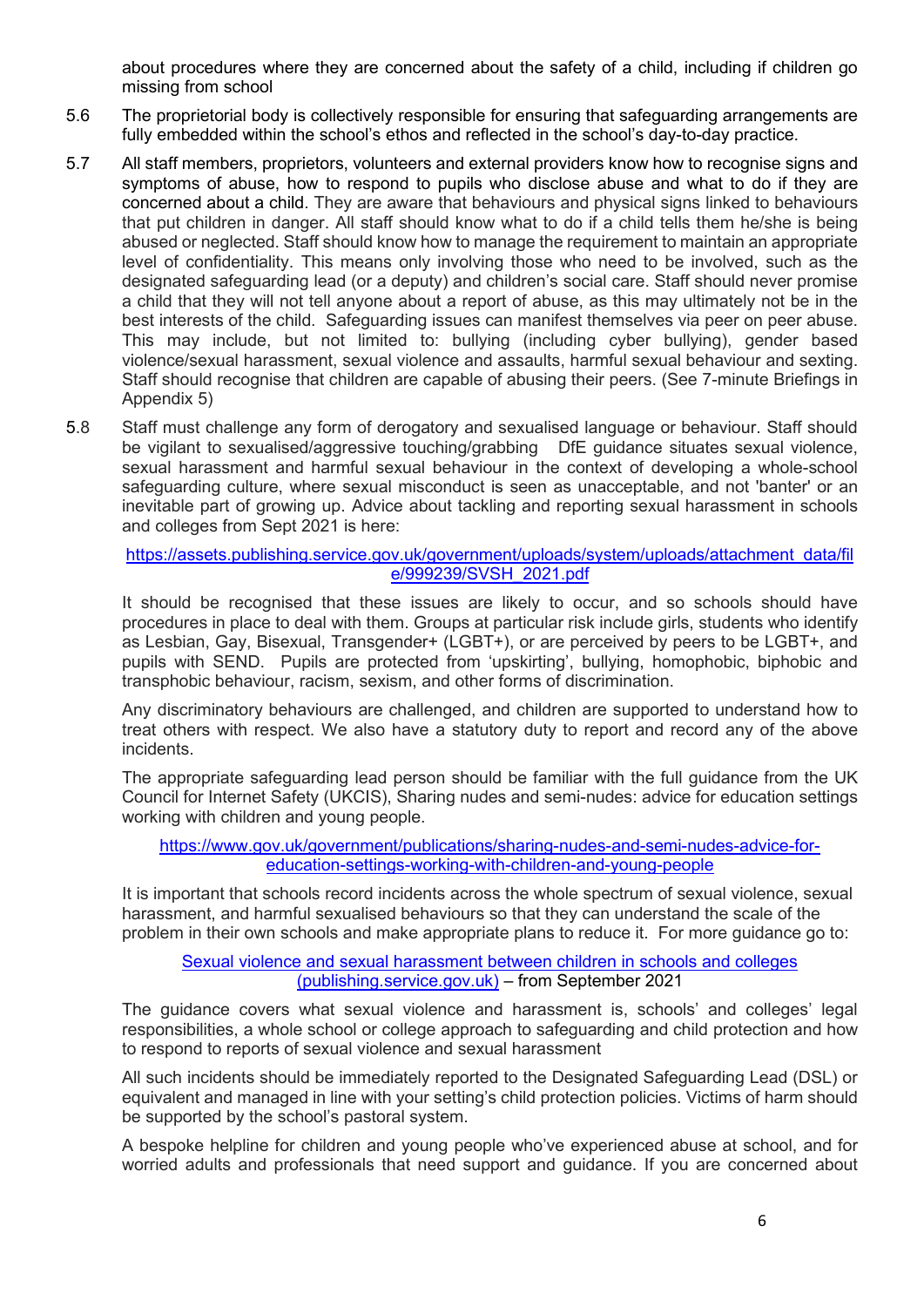about procedures where they are concerned about the safety of a child, including if children go missing from school

5.6 The proprietorial body is collectively responsible for ensuring that safeguarding arrangements are fully embedded within the school's ethos and reflected in the school's day-to-day practice.

5.7 All staff members, proprietors, volunteers and external providers know how to recognise signs and symptoms of abuse, how to respond to pupils who disclose abuse and what to do if they are concerned about a child. They are aware that behaviours and physical signs linked to behaviours that put children in danger. All staff should know what to do if a child tells them he/she is being abused or neglected. Staff should know how to manage the requirement to maintain an appropriate level of confidentiality. This means only involving those who need to be involved, such as the designated safeguarding lead (or a deputy) and children's social care. Staff should never promise a child that they will not tell anyone about a report of abuse, as this may ultimately not be in the best interests of the child. Safeguarding issues can manifest themselves via peer on peer abuse. This may include, but not limited to: bullying (including cyber bullying), gender based violence/sexual harassment, sexual violence and assaults, harmful sexual behaviour and sexting. Staff should recognise that children are capable of abusing their peers. (See 7-minute Briefings in Appendix 5)

5.8 Staff must challenge any form of derogatory and sexualised language or behaviour. Staff should be vigilant to sexualised/aggressive touching/grabbing DfE guidance situates sexual violence, sexual harassment and harmful sexual behaviour in the context of developing a whole-school safeguarding culture, where sexual misconduct is seen as unacceptable, and not 'banter' or an inevitable part of growing up. Advice about tackling and reporting sexual harassment in schools and colleges from Sept 2021 is here:

[https://assets.publishing.service.gov.uk/government/uploads/system/uploads/attachment_data/file/999239/SVSH_2021.pdf](https://assets.publishing.service.gov.uk/government/uploads/system/uploads/attachment_data/file/999239/SVSH_2021.pdf)

It should be recognised that these issues are likely to occur, and so schools should have procedures in place to deal with them. Groups at particular risk include girls, students who identify as Lesbian, Gay, Bisexual, Transgender+ (LGBT+), or are perceived by peers to be LGBT+, and pupils with SEND. Pupils are protected from 'upskirting', bullying, homophobic, biphobic and transphobic behaviour, racism, sexism, and other forms of discrimination.

Any discriminatory behaviours are challenged, and children are supported to understand how to treat others with respect. We also have a statutory duty to report and record any of the above incidents.

The appropriate safeguarding lead person should be familiar with the full guidance from the UK Council for Internet Safety (UKCIS), Sharing nudes and semi-nudes: advice for education settings working with children and young people.

[https://www.gov.uk/government/publications/sharing-nudes-and-semi-nudes-advice-for-education-settings-working-with-children-and-young-people](https://www.gov.uk/government/publications/sharing-nudes-and-semi-nudes-advice-for-education-settings-working-with-children-and-young-people)

It is important that schools record incidents across the whole spectrum of sexual violence, sexual harassment, and harmful sexualised behaviours so that they can understand the scale of the problem in their own schools and make appropriate plans to reduce it. For more guidance go to:

[Sexual violence and sexual harassment between children in schools and colleges (publishing.service.gov.uk)]() – from September 2021

The guidance covers what sexual violence and harassment is, schools' and colleges' legal responsibilities, a whole school or college approach to safeguarding and child protection and how to respond to reports of sexual violence and sexual harassment

All such incidents should be immediately reported to the Designated Safeguarding Lead (DSL) or equivalent and managed in line with your setting's child protection policies. Victims of harm should be supported by the school's pastoral system.

A bespoke helpline for children and young people who've experienced abuse at school, and for worried adults and professionals that need support and guidance. If you are concerned about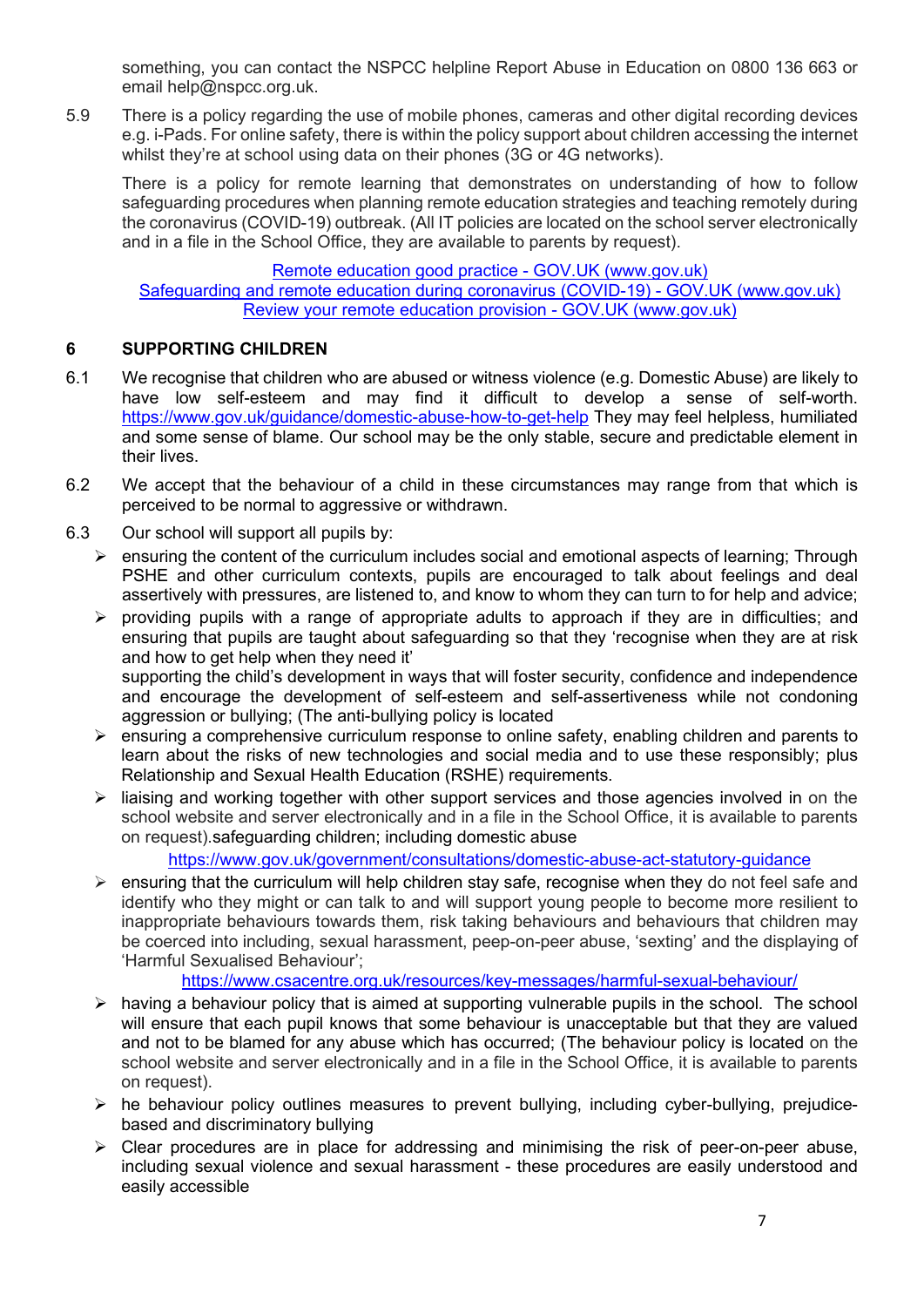something, you can contact the NSPCC helpline Report Abuse in Education on 0800 136 663 or email help@nspcc.org.uk.

5.9 There is a policy regarding the use of mobile phones, cameras and other digital recording devices e.g. i-Pads. For online safety, there is within the policy support about children accessing the internet whilst they're at school using data on their phones (3G or 4G networks).

There is a policy for remote learning that demonstrates on understanding of how to follow safeguarding procedures when planning remote education strategies and teaching remotely during the coronavirus (COVID-19) outbreak. (All IT policies are located on the school server electronically and in a file in the School Office, they are available to parents by request).

[Remote education good practice - GOV.UK (www.gov.uk)](https://www.gov.uk)
[Safeguarding and remote education during coronavirus (COVID-19) - GOV.UK (www.gov.uk)](https://www.gov.uk)
[Review your remote education provision - GOV.UK (www.gov.uk)](https://www.gov.uk)

## 6 SUPPORTING CHILDREN

6.1 We recognise that children who are abused or witness violence (e.g. Domestic Abuse) are likely to have low self-esteem and may find it difficult to develop a sense of self-worth. https://www.gov.uk/guidance/domestic-abuse-how-to-get-help They may feel helpless, humiliated and some sense of blame. Our school may be the only stable, secure and predictable element in their lives.

6.2 We accept that the behaviour of a child in these circumstances may range from that which is perceived to be normal to aggressive or withdrawn.

6.3 Our school will support all pupils by:

- ensuring the content of the curriculum includes social and emotional aspects of learning; Through PSHE and other curriculum contexts, pupils are encouraged to talk about feelings and deal assertively with pressures, are listened to, and know to whom they can turn to for help and advice;
- providing pupils with a range of appropriate adults to approach if they are in difficulties; and ensuring that pupils are taught about safeguarding so that they 'recognise when they are at risk and how to get help when they need it'
  supporting the child's development in ways that will foster security, confidence and independence and encourage the development of self-esteem and self-assertiveness while not condoning aggression or bullying; (The anti-bullying policy is located
- ensuring a comprehensive curriculum response to online safety, enabling children and parents to learn about the risks of new technologies and social media and to use these responsibly; plus Relationship and Sexual Health Education (RSHE) requirements.
- liaising and working together with other support services and those agencies involved in on the school website and server electronically and in a file in the School Office, it is available to parents on request).safeguarding children; including domestic abuse
  https://www.gov.uk/government/consultations/domestic-abuse-act-statutory-guidance
- ensuring that the curriculum will help children stay safe, recognise when they do not feel safe and identify who they might or can talk to and will support young people to become more resilient to inappropriate behaviours towards them, risk taking behaviours and behaviours that children may be coerced into including, sexual harassment, peep-on-peer abuse, 'sexting' and the displaying of 'Harmful Sexualised Behaviour';
  https://www.csacentre.org.uk/resources/key-messages/harmful-sexual-behaviour/
- having a behaviour policy that is aimed at supporting vulnerable pupils in the school. The school will ensure that each pupil knows that some behaviour is unacceptable but that they are valued and not to be blamed for any abuse which has occurred; (The behaviour policy is located on the school website and server electronically and in a file in the School Office, it is available to parents on request).
- he behaviour policy outlines measures to prevent bullying, including cyber-bullying, prejudice-based and discriminatory bullying
- Clear procedures are in place for addressing and minimising the risk of peer-on-peer abuse, including sexual violence and sexual harassment - these procedures are easily understood and easily accessible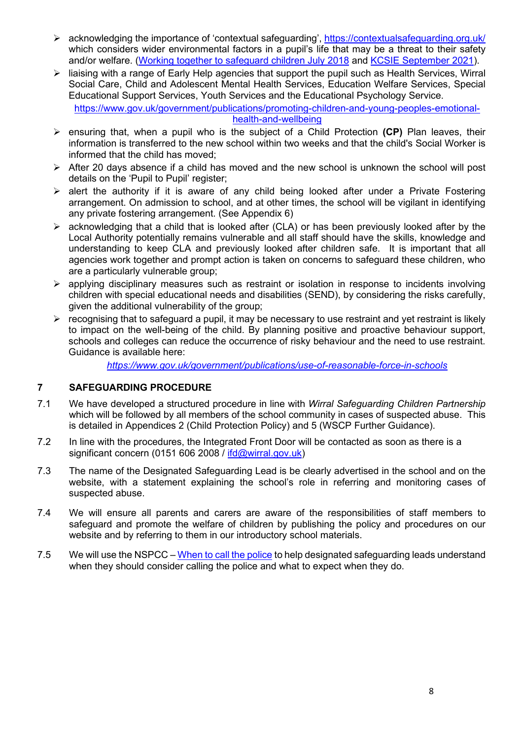- acknowledging the importance of 'contextual safeguarding', https://contextualsafeguarding.org.uk/ which considers wider environmental factors in a pupil's life that may be a threat to their safety and/or welfare. (Working together to safeguard children July 2018 and KCSIE September 2021).
- liaising with a range of Early Help agencies that support the pupil such as Health Services, Wirral Social Care, Child and Adolescent Mental Health Services, Education Welfare Services, Special Educational Support Services, Youth Services and the Educational Psychology Service. https://www.gov.uk/government/publications/promoting-children-and-young-peoples-emotional-health-and-wellbeing
- ensuring that, when a pupil who is the subject of a Child Protection **(CP)** Plan leaves, their information is transferred to the new school within two weeks and that the child's Social Worker is informed that the child has moved;
- After 20 days absence if a child has moved and the new school is unknown the school will post details on the 'Pupil to Pupil' register;
- alert the authority if it is aware of any child being looked after under a Private Fostering arrangement. On admission to school, and at other times, the school will be vigilant in identifying any private fostering arrangement. (See Appendix 6)
- acknowledging that a child that is looked after (CLA) or has been previously looked after by the Local Authority potentially remains vulnerable and all staff should have the skills, knowledge and understanding to keep CLA and previously looked after children safe. It is important that all agencies work together and prompt action is taken on concerns to safeguard these children, who are a particularly vulnerable group;
- applying disciplinary measures such as restraint or isolation in response to incidents involving children with special educational needs and disabilities (SEND), by considering the risks carefully, given the additional vulnerability of the group;
- recognising that to safeguard a pupil, it may be necessary to use restraint and yet restraint is likely to impact on the well-being of the child. By planning positive and proactive behaviour support, schools and colleges can reduce the occurrence of risky behaviour and the need to use restraint. Guidance is available here:

  *https://www.gov.uk/government/publications/use-of-reasonable-force-in-schools*

## 7 SAFEGUARDING PROCEDURE

7.1 We have developed a structured procedure in line with *Wirral Safeguarding Children Partnership* which will be followed by all members of the school community in cases of suspected abuse. This is detailed in Appendices 2 (Child Protection Policy) and 5 (WSCP Further Guidance).

7.2 In line with the procedures, the Integrated Front Door will be contacted as soon as there is a significant concern (0151 606 2008 / ifd@wirral.gov.uk)

7.3 The name of the Designated Safeguarding Lead is be clearly advertised in the school and on the website, with a statement explaining the school's role in referring and monitoring cases of suspected abuse.

7.4 We will ensure all parents and carers are aware of the responsibilities of staff members to safeguard and promote the welfare of children by publishing the policy and procedures on our website and by referring to them in our introductory school materials.

7.5 We will use the NSPCC – When to call the police to help designated safeguarding leads understand when they should consider calling the police and what to expect when they do.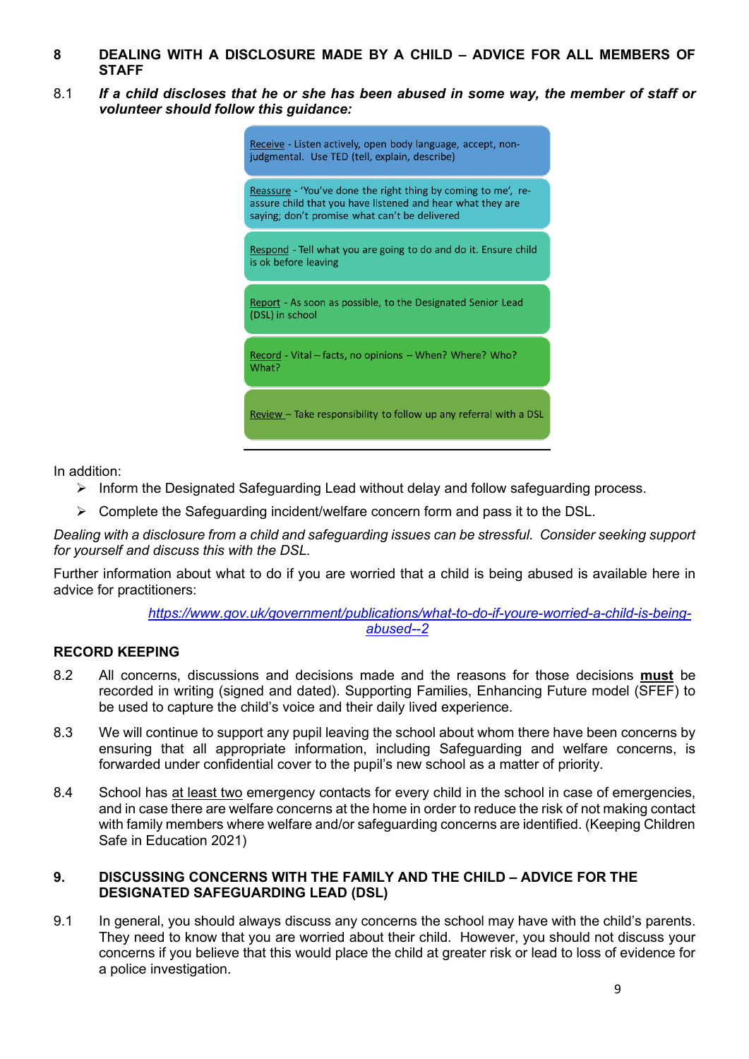## 8 DEALING WITH A DISCLOSURE MADE BY A CHILD – ADVICE FOR ALL MEMBERS OF STAFF

8.1 ***If a child discloses that he or she has been abused in some way, the member of staff or volunteer should follow this guidance:***

- Receive - Listen actively, open body language, accept, non-judgmental. Use TED (tell, explain, describe)
- Reassure - 'You've done the right thing by coming to me', re-assure child that you have listened and hear what they are saying; don't promise what can't be delivered
- Respond - Tell what you are going to do and do it. Ensure child is ok before leaving
- Report - As soon as possible, to the Designated Senior Lead (DSL) in school
- Record - Vital – facts, no opinions – When? Where? Who? What?
- Review – Take responsibility to follow up any referral with a DSL

In addition:

- Inform the Designated Safeguarding Lead without delay and follow safeguarding process.
- Complete the Safeguarding incident/welfare concern form and pass it to the DSL.

*Dealing with a disclosure from a child and safeguarding issues can be stressful. Consider seeking support for yourself and discuss this with the DSL.*

Further information about what to do if you are worried that a child is being abused is available here in advice for practitioners:

https://www.gov.uk/government/publications/what-to-do-if-youre-worried-a-child-is-being-abused--2

### RECORD KEEPING

8.2 All concerns, discussions and decisions made and the reasons for those decisions **must** be recorded in writing (signed and dated). Supporting Families, Enhancing Future model (SFEF) to be used to capture the child's voice and their daily lived experience.

8.3 We will continue to support any pupil leaving the school about whom there have been concerns by ensuring that all appropriate information, including Safeguarding and welfare concerns, is forwarded under confidential cover to the pupil's new school as a matter of priority.

8.4 School has at least two emergency contacts for every child in the school in case of emergencies, and in case there are welfare concerns at the home in order to reduce the risk of not making contact with family members where welfare and/or safeguarding concerns are identified. (Keeping Children Safe in Education 2021)

## 9. DISCUSSING CONCERNS WITH THE FAMILY AND THE CHILD – ADVICE FOR THE DESIGNATED SAFEGUARDING LEAD (DSL)

9.1 In general, you should always discuss any concerns the school may have with the child's parents. They need to know that you are worried about their child. However, you should not discuss your concerns if you believe that this would place the child at greater risk or lead to loss of evidence for a police investigation.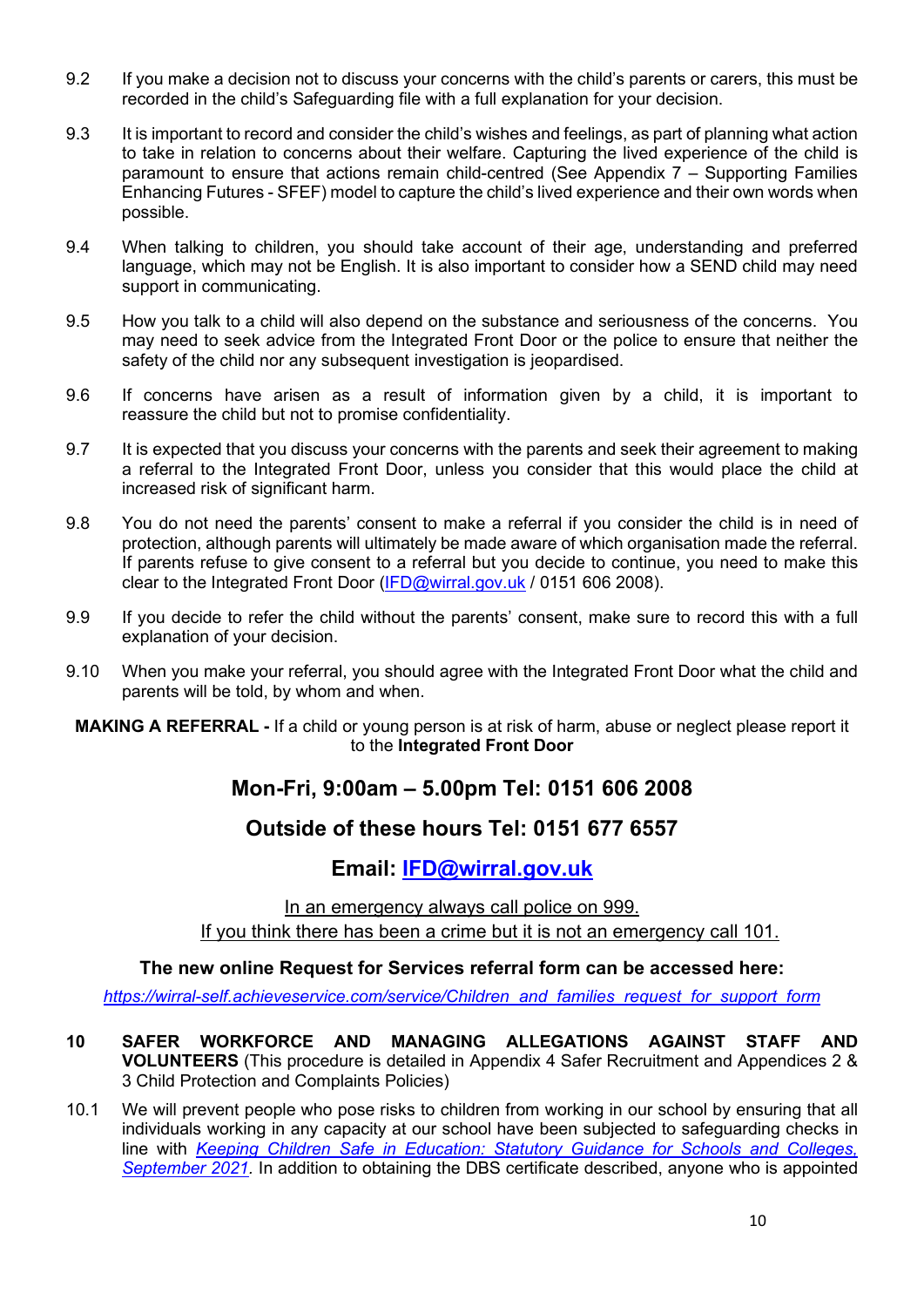9.2 If you make a decision not to discuss your concerns with the child's parents or carers, this must be recorded in the child's Safeguarding file with a full explanation for your decision.

9.3 It is important to record and consider the child's wishes and feelings, as part of planning what action to take in relation to concerns about their welfare. Capturing the lived experience of the child is paramount to ensure that actions remain child-centred (See Appendix 7 – Supporting Families Enhancing Futures - SFEF) model to capture the child's lived experience and their own words when possible.

9.4 When talking to children, you should take account of their age, understanding and preferred language, which may not be English. It is also important to consider how a SEND child may need support in communicating.

9.5 How you talk to a child will also depend on the substance and seriousness of the concerns. You may need to seek advice from the Integrated Front Door or the police to ensure that neither the safety of the child nor any subsequent investigation is jeopardised.

9.6 If concerns have arisen as a result of information given by a child, it is important to reassure the child but not to promise confidentiality.

9.7 It is expected that you discuss your concerns with the parents and seek their agreement to making a referral to the Integrated Front Door, unless you consider that this would place the child at increased risk of significant harm.

9.8 You do not need the parents' consent to make a referral if you consider the child is in need of protection, although parents will ultimately be made aware of which organisation made the referral. If parents refuse to give consent to a referral but you decide to continue, you need to make this clear to the Integrated Front Door (IFD@wirral.gov.uk / 0151 606 2008).

9.9 If you decide to refer the child without the parents' consent, make sure to record this with a full explanation of your decision.

9.10 When you make your referral, you should agree with the Integrated Front Door what the child and parents will be told, by whom and when.

**MAKING A REFERRAL -** If a child or young person is at risk of harm, abuse or neglect please report it to the **Integrated Front Door**

## Mon-Fri, 9:00am – 5.00pm Tel: 0151 606 2008

## Outside of these hours Tel: 0151 677 6557

## Email: IFD@wirral.gov.uk

In an emergency always call police on 999.
If you think there has been a crime but it is not an emergency call 101.

**The new online Request for Services referral form can be accessed here:**

*https://wirral-self.achieveservice.com/service/Children_and_families_request_for_support_form*

**10 SAFER WORKFORCE AND MANAGING ALLEGATIONS AGAINST STAFF AND VOLUNTEERS** (This procedure is detailed in Appendix 4 Safer Recruitment and Appendices 2 & 3 Child Protection and Complaints Policies)

10.1 We will prevent people who pose risks to children from working in our school by ensuring that all individuals working in any capacity at our school have been subjected to safeguarding checks in line with *Keeping Children Safe in Education: Statutory Guidance for Schools and Colleges, September 2021.* In addition to obtaining the DBS certificate described, anyone who is appointed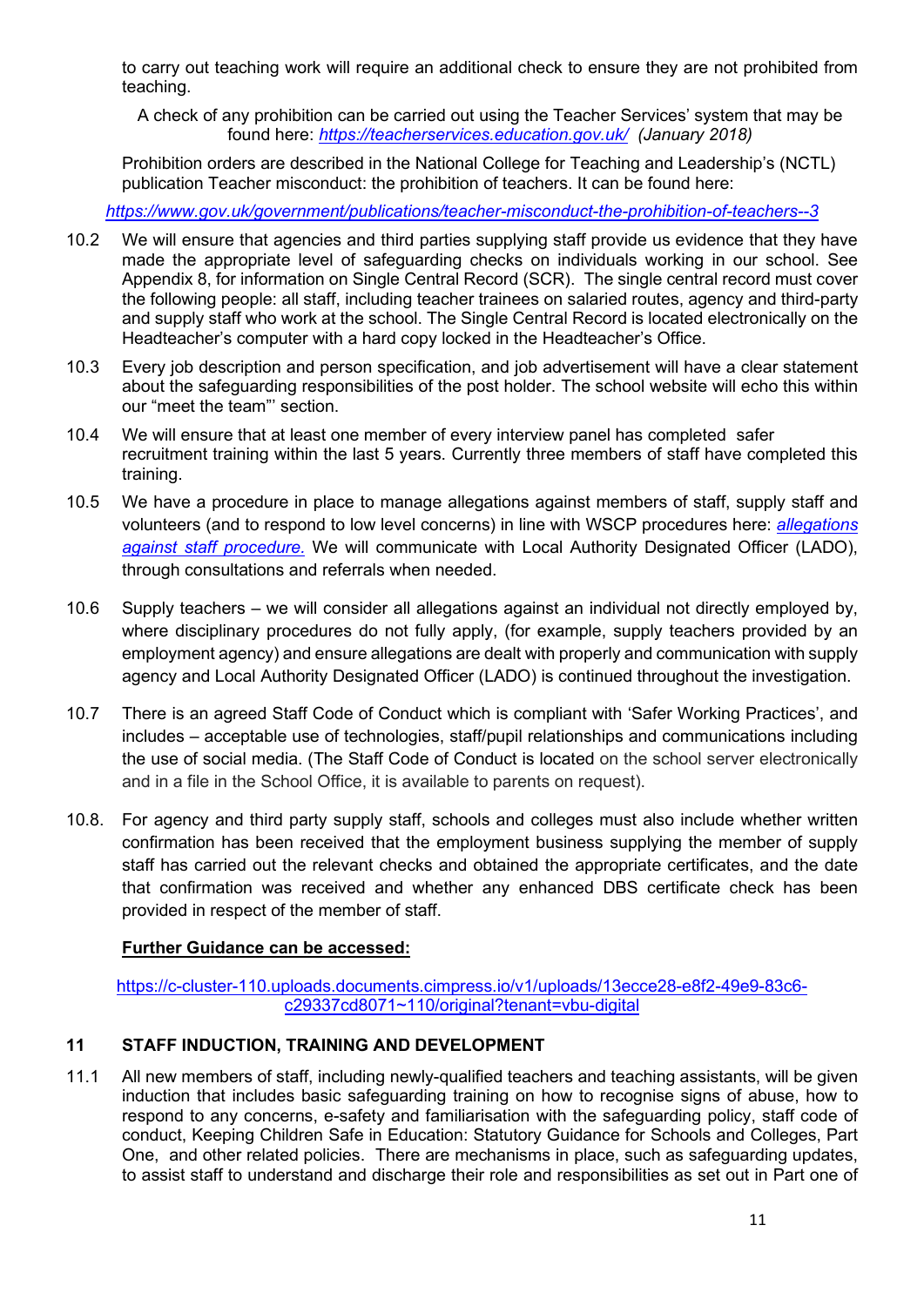to carry out teaching work will require an additional check to ensure they are not prohibited from teaching.

A check of any prohibition can be carried out using the Teacher Services' system that may be found here: *https://teacherservices.education.gov.uk/* *(January 2018)*

Prohibition orders are described in the National College for Teaching and Leadership's (NCTL) publication Teacher misconduct: the prohibition of teachers. It can be found here:

*https://www.gov.uk/government/publications/teacher-misconduct-the-prohibition-of-teachers--3*

10.2 We will ensure that agencies and third parties supplying staff provide us evidence that they have made the appropriate level of safeguarding checks on individuals working in our school. See Appendix 8, for information on Single Central Record (SCR). The single central record must cover the following people: all staff, including teacher trainees on salaried routes, agency and third-party and supply staff who work at the school. The Single Central Record is located electronically on the Headteacher's computer with a hard copy locked in the Headteacher's Office.

10.3 Every job description and person specification, and job advertisement will have a clear statement about the safeguarding responsibilities of the post holder. The school website will echo this within our "meet the team"' section.

10.4 We will ensure that at least one member of every interview panel has completed safer recruitment training within the last 5 years. Currently three members of staff have completed this training.

10.5 We have a procedure in place to manage allegations against members of staff, supply staff and volunteers (and to respond to low level concerns) in line with WSCP procedures here: *allegations against staff procedure.* We will communicate with Local Authority Designated Officer (LADO), through consultations and referrals when needed.

10.6 Supply teachers – we will consider all allegations against an individual not directly employed by, where disciplinary procedures do not fully apply, (for example, supply teachers provided by an employment agency) and ensure allegations are dealt with properly and communication with supply agency and Local Authority Designated Officer (LADO) is continued throughout the investigation.

10.7 There is an agreed Staff Code of Conduct which is compliant with 'Safer Working Practices', and includes – acceptable use of technologies, staff/pupil relationships and communications including the use of social media. (The Staff Code of Conduct is located on the school server electronically and in a file in the School Office, it is available to parents on request).

10.8. For agency and third party supply staff, schools and colleges must also include whether written confirmation has been received that the employment business supplying the member of supply staff has carried out the relevant checks and obtained the appropriate certificates, and the date that confirmation was received and whether any enhanced DBS certificate check has been provided in respect of the member of staff.

**Further Guidance can be accessed:**

https://c-cluster-110.uploads.documents.cimpress.io/v1/uploads/13ecce28-e8f2-49e9-83c6-c29337cd8071~110/original?tenant=vbu-digital

## 11 STAFF INDUCTION, TRAINING AND DEVELOPMENT

11.1 All new members of staff, including newly-qualified teachers and teaching assistants, will be given induction that includes basic safeguarding training on how to recognise signs of abuse, how to respond to any concerns, e-safety and familiarisation with the safeguarding policy, staff code of conduct, Keeping Children Safe in Education: Statutory Guidance for Schools and Colleges, Part One, and other related policies. There are mechanisms in place, such as safeguarding updates, to assist staff to understand and discharge their role and responsibilities as set out in Part one of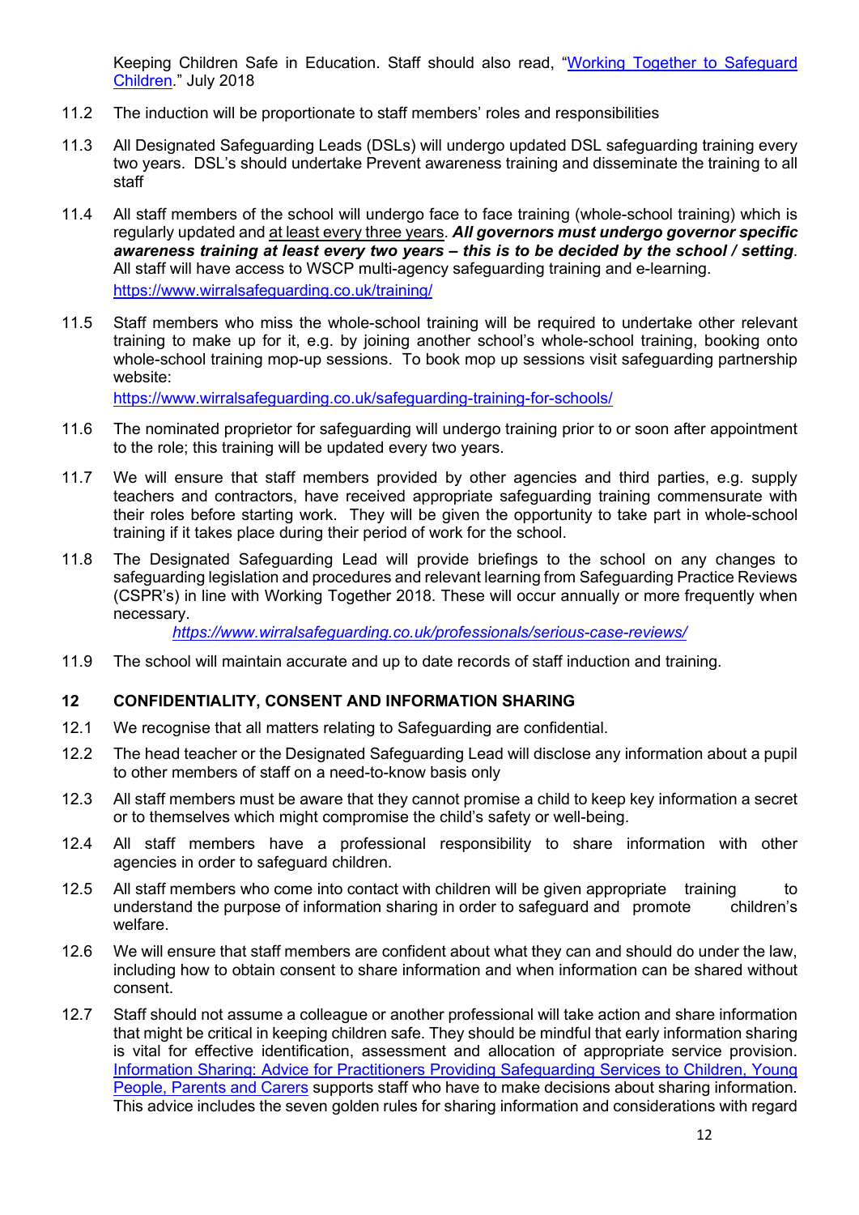Keeping Children Safe in Education. Staff should also read, "[Working Together to Safeguard Children](#)." July 2018

11.2 The induction will be proportionate to staff members' roles and responsibilities

11.3 All Designated Safeguarding Leads (DSLs) will undergo updated DSL safeguarding training every two years. DSL's should undertake Prevent awareness training and disseminate the training to all staff

11.4 All staff members of the school will undergo face to face training (whole-school training) which is regularly updated and at least every three years. ***All governors must undergo governor specific awareness training at least every two years – this is to be decided by the school / setting***. All staff will have access to WSCP multi-agency safeguarding training and e-learning. https://www.wirralsafeguarding.co.uk/training/

11.5 Staff members who miss the whole-school training will be required to undertake other relevant training to make up for it, e.g. by joining another school's whole-school training, booking onto whole-school training mop-up sessions. To book mop up sessions visit safeguarding partnership website:
https://www.wirralsafeguarding.co.uk/safeguarding-training-for-schools/

11.6 The nominated proprietor for safeguarding will undergo training prior to or soon after appointment to the role; this training will be updated every two years.

11.7 We will ensure that staff members provided by other agencies and third parties, e.g. supply teachers and contractors, have received appropriate safeguarding training commensurate with their roles before starting work. They will be given the opportunity to take part in whole-school training if it takes place during their period of work for the school.

11.8 The Designated Safeguarding Lead will provide briefings to the school on any changes to safeguarding legislation and procedures and relevant learning from Safeguarding Practice Reviews (CSPR's) in line with Working Together 2018. These will occur annually or more frequently when necessary.
*https://www.wirralsafeguarding.co.uk/professionals/serious-case-reviews/*

11.9 The school will maintain accurate and up to date records of staff induction and training.

## 12 CONFIDENTIALITY, CONSENT AND INFORMATION SHARING

12.1 We recognise that all matters relating to Safeguarding are confidential.

12.2 The head teacher or the Designated Safeguarding Lead will disclose any information about a pupil to other members of staff on a need-to-know basis only

12.3 All staff members must be aware that they cannot promise a child to keep key information a secret or to themselves which might compromise the child's safety or well-being.

12.4 All staff members have a professional responsibility to share information with other agencies in order to safeguard children.

12.5 All staff members who come into contact with children will be given appropriate training to understand the purpose of information sharing in order to safeguard and promote children's welfare.

12.6 We will ensure that staff members are confident about what they can and should do under the law, including how to obtain consent to share information and when information can be shared without consent.

12.7 Staff should not assume a colleague or another professional will take action and share information that might be critical in keeping children safe. They should be mindful that early information sharing is vital for effective identification, assessment and allocation of appropriate service provision. [Information Sharing: Advice for Practitioners Providing Safeguarding Services to Children, Young People, Parents and Carers](#) supports staff who have to make decisions about sharing information. This advice includes the seven golden rules for sharing information and considerations with regard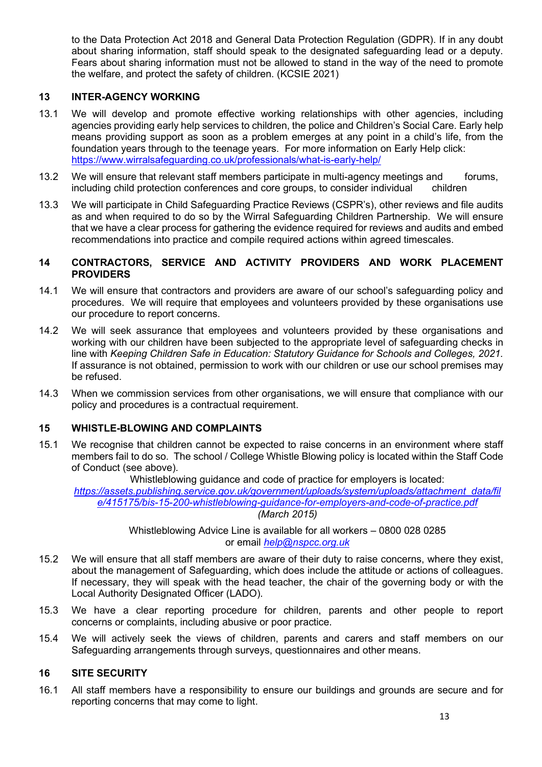to the Data Protection Act 2018 and General Data Protection Regulation (GDPR). If in any doubt about sharing information, staff should speak to the designated safeguarding lead or a deputy. Fears about sharing information must not be allowed to stand in the way of the need to promote the welfare, and protect the safety of children. (KCSIE 2021)

## 13 INTER-AGENCY WORKING

13.1 We will develop and promote effective working relationships with other agencies, including agencies providing early help services to children, the police and Children's Social Care. Early help means providing support as soon as a problem emerges at any point in a child's life, from the foundation years through to the teenage years. For more information on Early Help click: [https://www.wirralsafeguarding.co.uk/professionals/what-is-early-help/](https://www.wirralsafeguarding.co.uk/professionals/what-is-early-help/)

13.2 We will ensure that relevant staff members participate in multi-agency meetings and forums, including child protection conferences and core groups, to consider individual children

13.3 We will participate in Child Safeguarding Practice Reviews (CSPR's), other reviews and file audits as and when required to do so by the Wirral Safeguarding Children Partnership. We will ensure that we have a clear process for gathering the evidence required for reviews and audits and embed recommendations into practice and compile required actions within agreed timescales.

## 14 CONTRACTORS, SERVICE AND ACTIVITY PROVIDERS AND WORK PLACEMENT PROVIDERS

14.1 We will ensure that contractors and providers are aware of our school's safeguarding policy and procedures. We will require that employees and volunteers provided by these organisations use our procedure to report concerns.

14.2 We will seek assurance that employees and volunteers provided by these organisations and working with our children have been subjected to the appropriate level of safeguarding checks in line with *Keeping Children Safe in Education: Statutory Guidance for Schools and Colleges, 2021.* If assurance is not obtained, permission to work with our children or use our school premises may be refused.

14.3 When we commission services from other organisations, we will ensure that compliance with our policy and procedures is a contractual requirement.

## 15 WHISTLE-BLOWING AND COMPLAINTS

15.1 We recognise that children cannot be expected to raise concerns in an environment where staff members fail to do so. The school / College Whistle Blowing policy is located within the Staff Code of Conduct (see above).

Whistleblowing guidance and code of practice for employers is located:
*[https://assets.publishing.service.gov.uk/government/uploads/system/uploads/attachment_data/file/415175/bis-15-200-whistleblowing-guidance-for-employers-and-code-of-practice.pdf](https://assets.publishing.service.gov.uk/government/uploads/system/uploads/attachment_data/file/415175/bis-15-200-whistleblowing-guidance-for-employers-and-code-of-practice.pdf)*
*(March 2015)*

Whistleblowing Advice Line is available for all workers – 0800 028 0285
or email *[help@nspcc.org.uk](mailto:help@nspcc.org.uk)*

15.2 We will ensure that all staff members are aware of their duty to raise concerns, where they exist, about the management of Safeguarding, which does include the attitude or actions of colleagues. If necessary, they will speak with the head teacher, the chair of the governing body or with the Local Authority Designated Officer (LADO).

15.3 We have a clear reporting procedure for children, parents and other people to report concerns or complaints, including abusive or poor practice.

15.4 We will actively seek the views of children, parents and carers and staff members on our Safeguarding arrangements through surveys, questionnaires and other means.

## 16 SITE SECURITY

16.1 All staff members have a responsibility to ensure our buildings and grounds are secure and for reporting concerns that may come to light.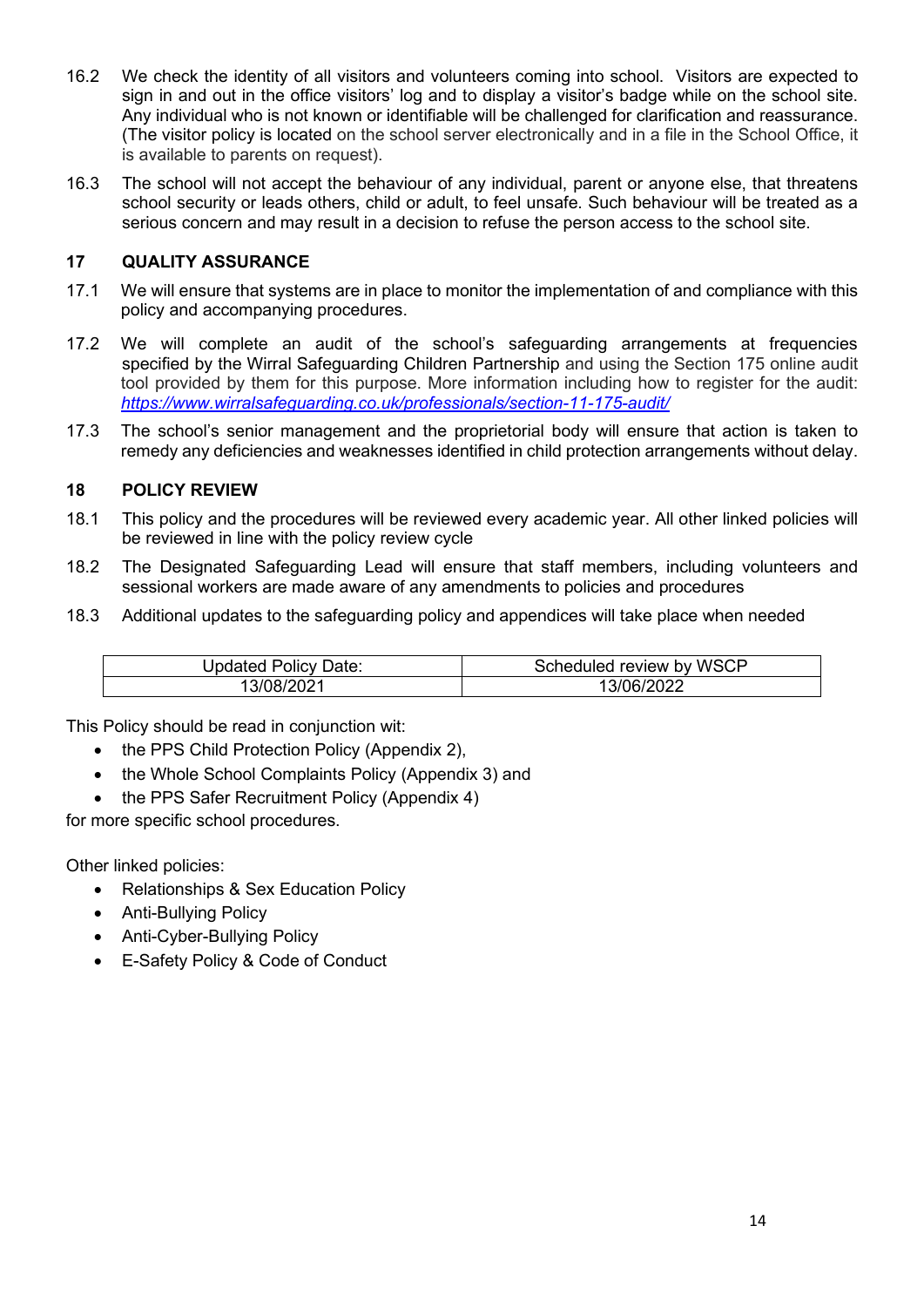16.2 We check the identity of all visitors and volunteers coming into school. Visitors are expected to sign in and out in the office visitors' log and to display a visitor's badge while on the school site. Any individual who is not known or identifiable will be challenged for clarification and reassurance. (The visitor policy is located on the school server electronically and in a file in the School Office, it is available to parents on request).

16.3 The school will not accept the behaviour of any individual, parent or anyone else, that threatens school security or leads others, child or adult, to feel unsafe. Such behaviour will be treated as a serious concern and may result in a decision to refuse the person access to the school site.

## 17 QUALITY ASSURANCE

17.1 We will ensure that systems are in place to monitor the implementation of and compliance with this policy and accompanying procedures.

17.2 We will complete an audit of the school's safeguarding arrangements at frequencies specified by the Wirral Safeguarding Children Partnership and using the Section 175 online audit tool provided by them for this purpose. More information including how to register for the audit: *https://www.wirralsafeguarding.co.uk/professionals/section-11-175-audit/*

17.3 The school's senior management and the proprietorial body will ensure that action is taken to remedy any deficiencies and weaknesses identified in child protection arrangements without delay.

## 18 POLICY REVIEW

18.1 This policy and the procedures will be reviewed every academic year. All other linked policies will be reviewed in line with the policy review cycle

18.2 The Designated Safeguarding Lead will ensure that staff members, including volunteers and sessional workers are made aware of any amendments to policies and procedures

18.3 Additional updates to the safeguarding policy and appendices will take place when needed

| Updated Policy Date: | Scheduled review by WSCP |
|---|---|
| 13/08/2021 | 13/06/2022 |

This Policy should be read in conjunction wit:

- the PPS Child Protection Policy (Appendix 2),
- the Whole School Complaints Policy (Appendix 3) and
- the PPS Safer Recruitment Policy (Appendix 4)

for more specific school procedures.

Other linked policies:

- Relationships & Sex Education Policy
- Anti-Bullying Policy
- Anti-Cyber-Bullying Policy
- E-Safety Policy & Code of Conduct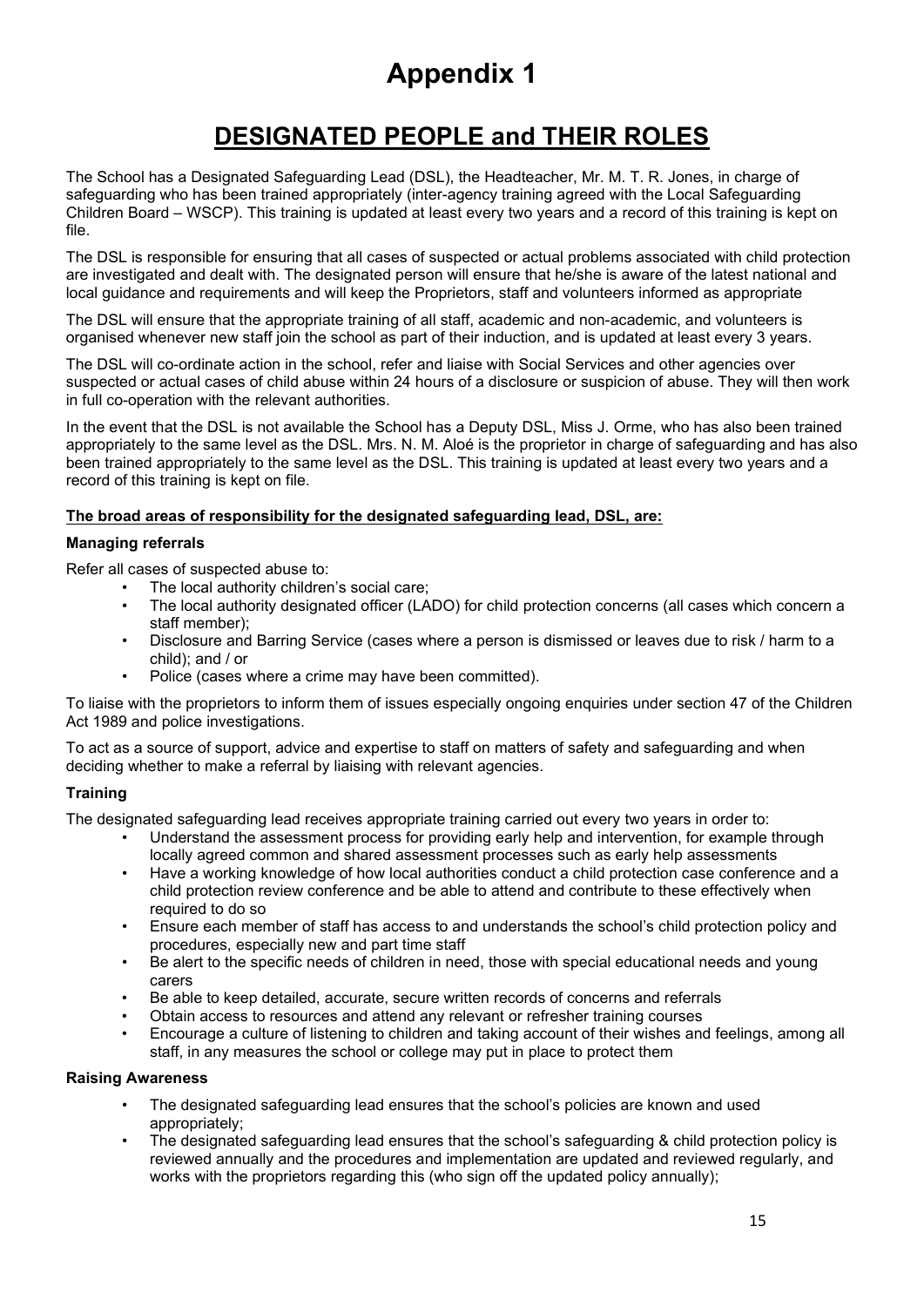# Appendix 1

## DESIGNATED PEOPLE and THEIR ROLES

The School has a Designated Safeguarding Lead (DSL), the Headteacher, Mr. M. T. R. Jones, in charge of safeguarding who has been trained appropriately (inter-agency training agreed with the Local Safeguarding Children Board – WSCP). This training is updated at least every two years and a record of this training is kept on file.

The DSL is responsible for ensuring that all cases of suspected or actual problems associated with child protection are investigated and dealt with. The designated person will ensure that he/she is aware of the latest national and local guidance and requirements and will keep the Proprietors, staff and volunteers informed as appropriate

The DSL will ensure that the appropriate training of all staff, academic and non-academic, and volunteers is organised whenever new staff join the school as part of their induction, and is updated at least every 3 years.

The DSL will co-ordinate action in the school, refer and liaise with Social Services and other agencies over suspected or actual cases of child abuse within 24 hours of a disclosure or suspicion of abuse. They will then work in full co-operation with the relevant authorities.

In the event that the DSL is not available the School has a Deputy DSL, Miss J. Orme, who has also been trained appropriately to the same level as the DSL. Mrs. N. M. Aloé is the proprietor in charge of safeguarding and has also been trained appropriately to the same level as the DSL. This training is updated at least every two years and a record of this training is kept on file.

**The broad areas of responsibility for the designated safeguarding lead, DSL, are:**

**Managing referrals**

Refer all cases of suspected abuse to:

- The local authority children's social care;
- The local authority designated officer (LADO) for child protection concerns (all cases which concern a staff member);
- Disclosure and Barring Service (cases where a person is dismissed or leaves due to risk / harm to a child); and / or
- Police (cases where a crime may have been committed).

To liaise with the proprietors to inform them of issues especially ongoing enquiries under section 47 of the Children Act 1989 and police investigations.

To act as a source of support, advice and expertise to staff on matters of safety and safeguarding and when deciding whether to make a referral by liaising with relevant agencies.

**Training**

The designated safeguarding lead receives appropriate training carried out every two years in order to:

- Understand the assessment process for providing early help and intervention, for example through locally agreed common and shared assessment processes such as early help assessments
- Have a working knowledge of how local authorities conduct a child protection case conference and a child protection review conference and be able to attend and contribute to these effectively when required to do so
- Ensure each member of staff has access to and understands the school's child protection policy and procedures, especially new and part time staff
- Be alert to the specific needs of children in need, those with special educational needs and young carers
- Be able to keep detailed, accurate, secure written records of concerns and referrals
- Obtain access to resources and attend any relevant or refresher training courses
- Encourage a culture of listening to children and taking account of their wishes and feelings, among all staff, in any measures the school or college may put in place to protect them

**Raising Awareness**

- The designated safeguarding lead ensures that the school's policies are known and used appropriately;
- The designated safeguarding lead ensures that the school's safeguarding & child protection policy is reviewed annually and the procedures and implementation are updated and reviewed regularly, and works with the proprietors regarding this (who sign off the updated policy annually);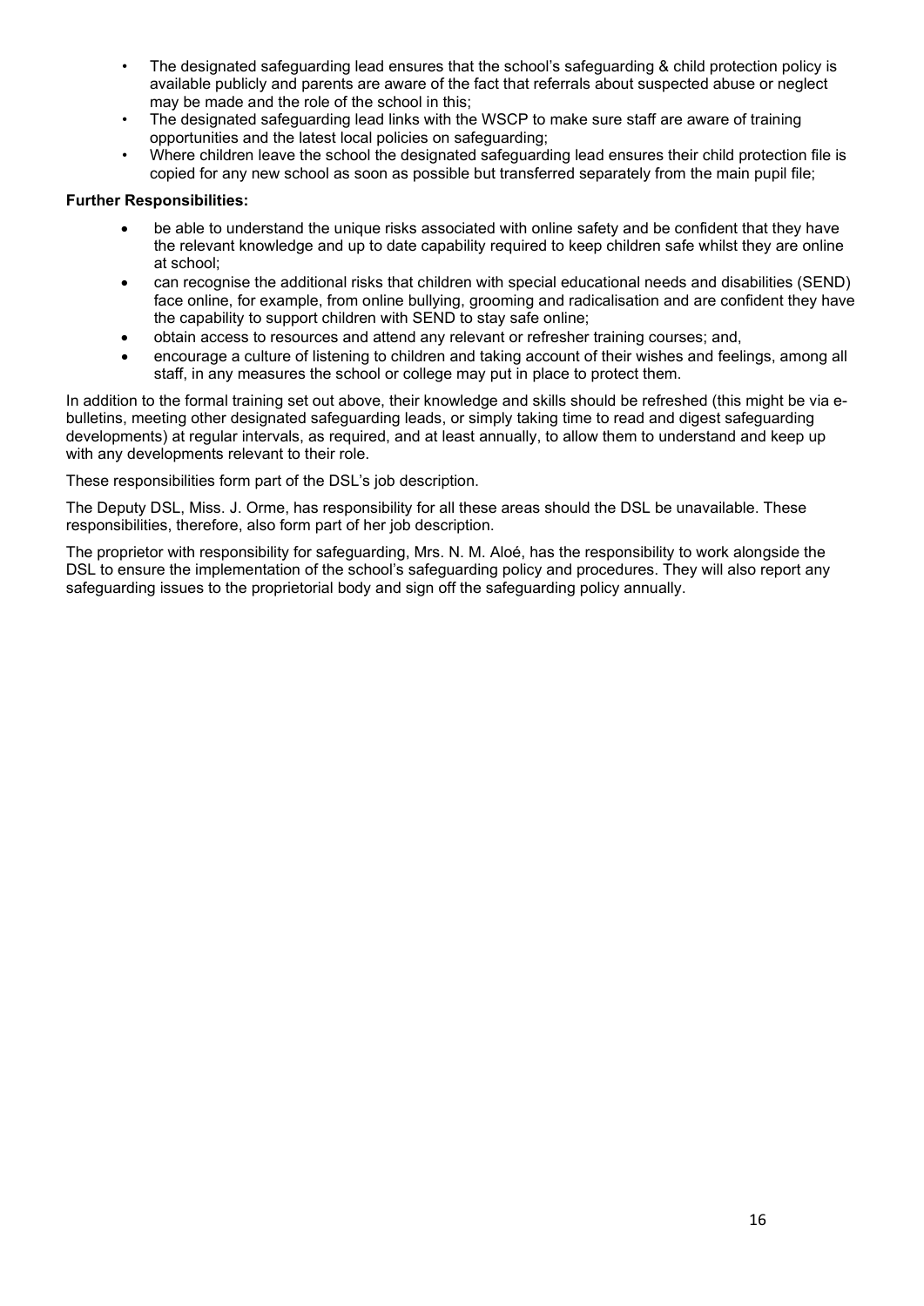- The designated safeguarding lead ensures that the school's safeguarding & child protection policy is available publicly and parents are aware of the fact that referrals about suspected abuse or neglect may be made and the role of the school in this;
- The designated safeguarding lead links with the WSCP to make sure staff are aware of training opportunities and the latest local policies on safeguarding;
- Where children leave the school the designated safeguarding lead ensures their child protection file is copied for any new school as soon as possible but transferred separately from the main pupil file;

**Further Responsibilities:**

- be able to understand the unique risks associated with online safety and be confident that they have the relevant knowledge and up to date capability required to keep children safe whilst they are online at school;
- can recognise the additional risks that children with special educational needs and disabilities (SEND) face online, for example, from online bullying, grooming and radicalisation and are confident they have the capability to support children with SEND to stay safe online;
- obtain access to resources and attend any relevant or refresher training courses; and,
- encourage a culture of listening to children and taking account of their wishes and feelings, among all staff, in any measures the school or college may put in place to protect them.

In addition to the formal training set out above, their knowledge and skills should be refreshed (this might be via e-bulletins, meeting other designated safeguarding leads, or simply taking time to read and digest safeguarding developments) at regular intervals, as required, and at least annually, to allow them to understand and keep up with any developments relevant to their role.

These responsibilities form part of the DSL's job description.

The Deputy DSL, Miss. J. Orme, has responsibility for all these areas should the DSL be unavailable. These responsibilities, therefore, also form part of her job description.

The proprietor with responsibility for safeguarding, Mrs. N. M. Aloé, has the responsibility to work alongside the DSL to ensure the implementation of the school's safeguarding policy and procedures. They will also report any safeguarding issues to the proprietorial body and sign off the safeguarding policy annually.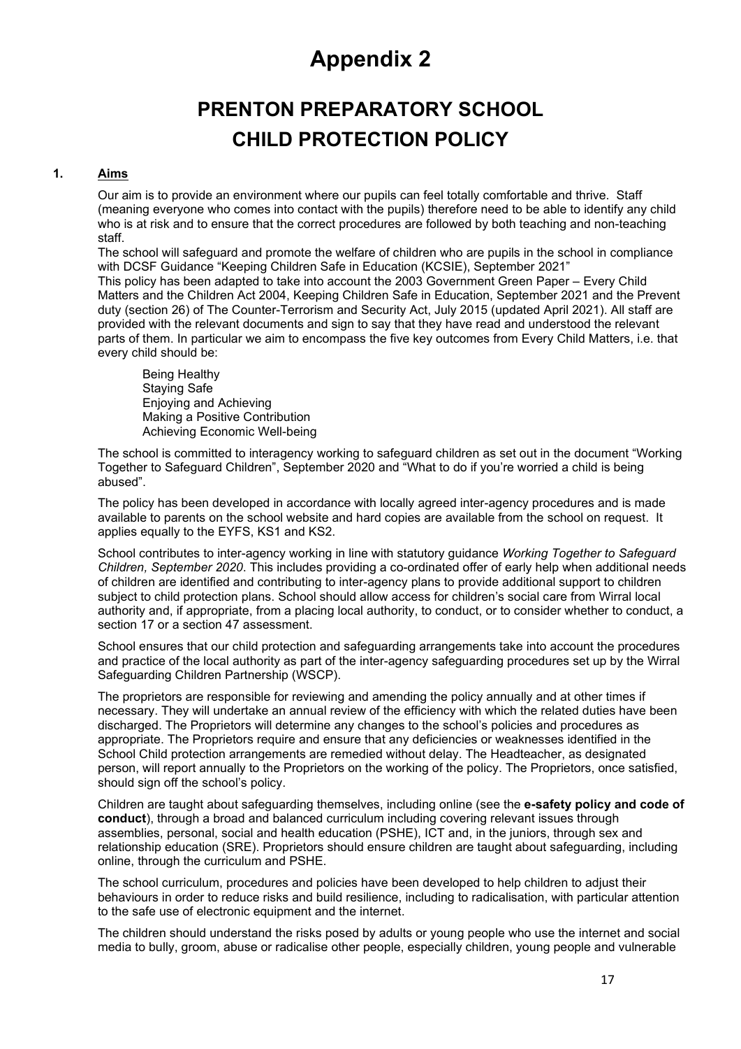# Appendix 2

## PRENTON PREPARATORY SCHOOL
## CHILD PROTECTION POLICY

### 1. Aims

Our aim is to provide an environment where our pupils can feel totally comfortable and thrive. Staff (meaning everyone who comes into contact with the pupils) therefore need to be able to identify any child who is at risk and to ensure that the correct procedures are followed by both teaching and non-teaching staff.

The school will safeguard and promote the welfare of children who are pupils in the school in compliance with DCSF Guidance "Keeping Children Safe in Education (KCSIE), September 2021"

This policy has been adapted to take into account the 2003 Government Green Paper – Every Child Matters and the Children Act 2004, Keeping Children Safe in Education, September 2021 and the Prevent duty (section 26) of The Counter-Terrorism and Security Act, July 2015 (updated April 2021). All staff are provided with the relevant documents and sign to say that they have read and understood the relevant parts of them. In particular we aim to encompass the five key outcomes from Every Child Matters, i.e. that every child should be:

Being Healthy
Staying Safe
Enjoying and Achieving
Making a Positive Contribution
Achieving Economic Well-being

The school is committed to interagency working to safeguard children as set out in the document "Working Together to Safeguard Children", September 2020 and "What to do if you're worried a child is being abused".

The policy has been developed in accordance with locally agreed inter-agency procedures and is made available to parents on the school website and hard copies are available from the school on request. It applies equally to the EYFS, KS1 and KS2.

School contributes to inter-agency working in line with statutory guidance *Working Together to Safeguard Children, September 2020*. This includes providing a co-ordinated offer of early help when additional needs of children are identified and contributing to inter-agency plans to provide additional support to children subject to child protection plans. School should allow access for children's social care from Wirral local authority and, if appropriate, from a placing local authority, to conduct, or to consider whether to conduct, a section 17 or a section 47 assessment.

School ensures that our child protection and safeguarding arrangements take into account the procedures and practice of the local authority as part of the inter-agency safeguarding procedures set up by the Wirral Safeguarding Children Partnership (WSCP).

The proprietors are responsible for reviewing and amending the policy annually and at other times if necessary. They will undertake an annual review of the efficiency with which the related duties have been discharged. The Proprietors will determine any changes to the school's policies and procedures as appropriate. The Proprietors require and ensure that any deficiencies or weaknesses identified in the School Child protection arrangements are remedied without delay. The Headteacher, as designated person, will report annually to the Proprietors on the working of the policy. The Proprietors, once satisfied, should sign off the school's policy.

Children are taught about safeguarding themselves, including online (see the **e-safety policy and code of conduct**), through a broad and balanced curriculum including covering relevant issues through assemblies, personal, social and health education (PSHE), ICT and, in the juniors, through sex and relationship education (SRE). Proprietors should ensure children are taught about safeguarding, including online, through the curriculum and PSHE.

The school curriculum, procedures and policies have been developed to help children to adjust their behaviours in order to reduce risks and build resilience, including to radicalisation, with particular attention to the safe use of electronic equipment and the internet.

The children should understand the risks posed by adults or young people who use the internet and social media to bully, groom, abuse or radicalise other people, especially children, young people and vulnerable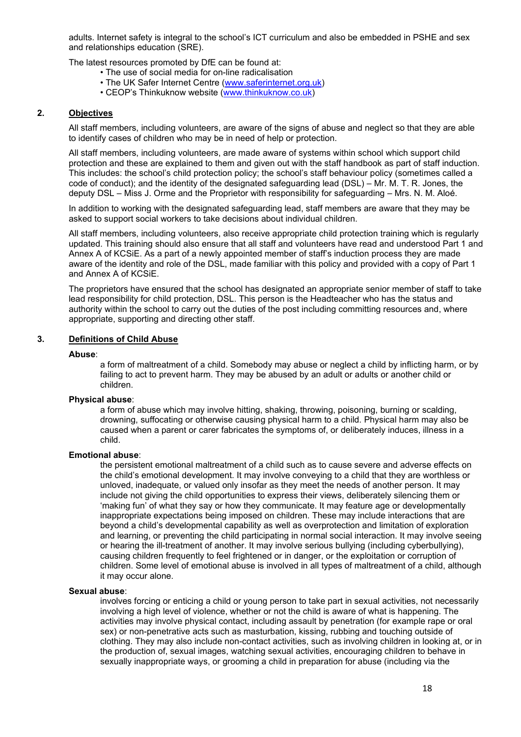adults. Internet safety is integral to the school's ICT curriculum and also be embedded in PSHE and sex and relationships education (SRE).

The latest resources promoted by DfE can be found at:

- The use of social media for on-line radicalisation
- The UK Safer Internet Centre (www.saferinternet.org.uk)
- CEOP's Thinkuknow website (www.thinkuknow.co.uk)

## 2. Objectives

All staff members, including volunteers, are aware of the signs of abuse and neglect so that they are able to identify cases of children who may be in need of help or protection.

All staff members, including volunteers, are made aware of systems within school which support child protection and these are explained to them and given out with the staff handbook as part of staff induction. This includes: the school's child protection policy; the school's staff behaviour policy (sometimes called a code of conduct); and the identity of the designated safeguarding lead (DSL) – Mr. M. T. R. Jones, the deputy DSL – Miss J. Orme and the Proprietor with responsibility for safeguarding – Mrs. N. M. Aloé.

In addition to working with the designated safeguarding lead, staff members are aware that they may be asked to support social workers to take decisions about individual children.

All staff members, including volunteers, also receive appropriate child protection training which is regularly updated. This training should also ensure that all staff and volunteers have read and understood Part 1 and Annex A of KCSiE. As a part of a newly appointed member of staff's induction process they are made aware of the identity and role of the DSL, made familiar with this policy and provided with a copy of Part 1 and Annex A of KCSiE.

The proprietors have ensured that the school has designated an appropriate senior member of staff to take lead responsibility for child protection, DSL. This person is the Headteacher who has the status and authority within the school to carry out the duties of the post including committing resources and, where appropriate, supporting and directing other staff.

## 3. Definitions of Child Abuse

**Abuse**:

a form of maltreatment of a child. Somebody may abuse or neglect a child by inflicting harm, or by failing to act to prevent harm. They may be abused by an adult or adults or another child or children.

**Physical abuse**:

a form of abuse which may involve hitting, shaking, throwing, poisoning, burning or scalding, drowning, suffocating or otherwise causing physical harm to a child. Physical harm may also be caused when a parent or carer fabricates the symptoms of, or deliberately induces, illness in a child.

**Emotional abuse**:

the persistent emotional maltreatment of a child such as to cause severe and adverse effects on the child's emotional development. It may involve conveying to a child that they are worthless or unloved, inadequate, or valued only insofar as they meet the needs of another person. It may include not giving the child opportunities to express their views, deliberately silencing them or 'making fun' of what they say or how they communicate. It may feature age or developmentally inappropriate expectations being imposed on children. These may include interactions that are beyond a child's developmental capability as well as overprotection and limitation of exploration and learning, or preventing the child participating in normal social interaction. It may involve seeing or hearing the ill-treatment of another. It may involve serious bullying (including cyberbullying), causing children frequently to feel frightened or in danger, or the exploitation or corruption of children. Some level of emotional abuse is involved in all types of maltreatment of a child, although it may occur alone.

**Sexual abuse**:

involves forcing or enticing a child or young person to take part in sexual activities, not necessarily involving a high level of violence, whether or not the child is aware of what is happening. The activities may involve physical contact, including assault by penetration (for example rape or oral sex) or non-penetrative acts such as masturbation, kissing, rubbing and touching outside of clothing. They may also include non-contact activities, such as involving children in looking at, or in the production of, sexual images, watching sexual activities, encouraging children to behave in sexually inappropriate ways, or grooming a child in preparation for abuse (including via the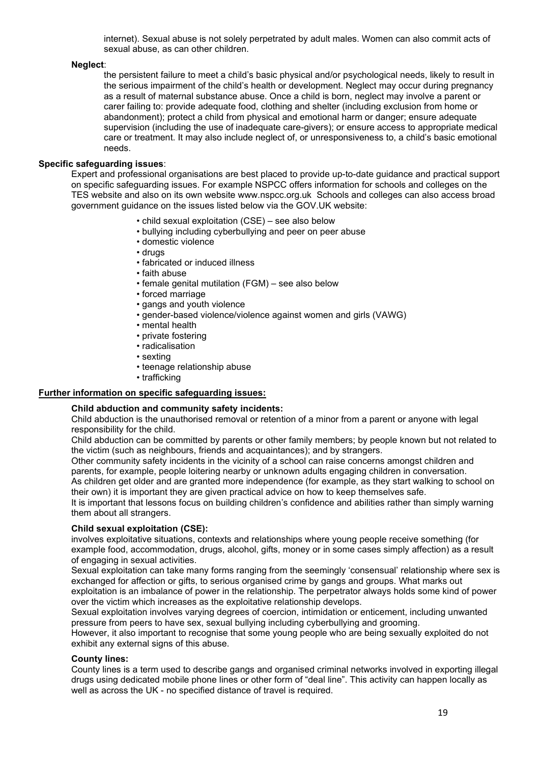internet). Sexual abuse is not solely perpetrated by adult males. Women can also commit acts of sexual abuse, as can other children.

**Neglect**:

the persistent failure to meet a child's basic physical and/or psychological needs, likely to result in the serious impairment of the child's health or development. Neglect may occur during pregnancy as a result of maternal substance abuse. Once a child is born, neglect may involve a parent or carer failing to: provide adequate food, clothing and shelter (including exclusion from home or abandonment); protect a child from physical and emotional harm or danger; ensure adequate supervision (including the use of inadequate care-givers); or ensure access to appropriate medical care or treatment. It may also include neglect of, or unresponsiveness to, a child's basic emotional needs.

**Specific safeguarding issues**:

Expert and professional organisations are best placed to provide up-to-date guidance and practical support on specific safeguarding issues. For example NSPCC offers information for schools and colleges on the TES website and also on its own website www.nspcc.org.uk Schools and colleges can also access broad government guidance on the issues listed below via the GOV.UK website:

- child sexual exploitation (CSE) – see also below
- bullying including cyberbullying and peer on peer abuse
- domestic violence
- drugs
- fabricated or induced illness
- faith abuse
- female genital mutilation (FGM) – see also below
- forced marriage
- gangs and youth violence
- gender-based violence/violence against women and girls (VAWG)
- mental health
- private fostering
- radicalisation
- sexting
- teenage relationship abuse
- trafficking

**Further information on specific safeguarding issues:**

**Child abduction and community safety incidents:**

Child abduction is the unauthorised removal or retention of a minor from a parent or anyone with legal responsibility for the child.

Child abduction can be committed by parents or other family members; by people known but not related to the victim (such as neighbours, friends and acquaintances); and by strangers.

Other community safety incidents in the vicinity of a school can raise concerns amongst children and parents, for example, people loitering nearby or unknown adults engaging children in conversation.

As children get older and are granted more independence (for example, as they start walking to school on their own) it is important they are given practical advice on how to keep themselves safe.

It is important that lessons focus on building children's confidence and abilities rather than simply warning them about all strangers.

**Child sexual exploitation (CSE):**

involves exploitative situations, contexts and relationships where young people receive something (for example food, accommodation, drugs, alcohol, gifts, money or in some cases simply affection) as a result of engaging in sexual activities.

Sexual exploitation can take many forms ranging from the seemingly 'consensual' relationship where sex is exchanged for affection or gifts, to serious organised crime by gangs and groups. What marks out exploitation is an imbalance of power in the relationship. The perpetrator always holds some kind of power over the victim which increases as the exploitative relationship develops.

Sexual exploitation involves varying degrees of coercion, intimidation or enticement, including unwanted pressure from peers to have sex, sexual bullying including cyberbullying and grooming.

However, it also important to recognise that some young people who are being sexually exploited do not exhibit any external signs of this abuse.

**County lines:**

County lines is a term used to describe gangs and organised criminal networks involved in exporting illegal drugs using dedicated mobile phone lines or other form of "deal line". This activity can happen locally as well as across the UK - no specified distance of travel is required.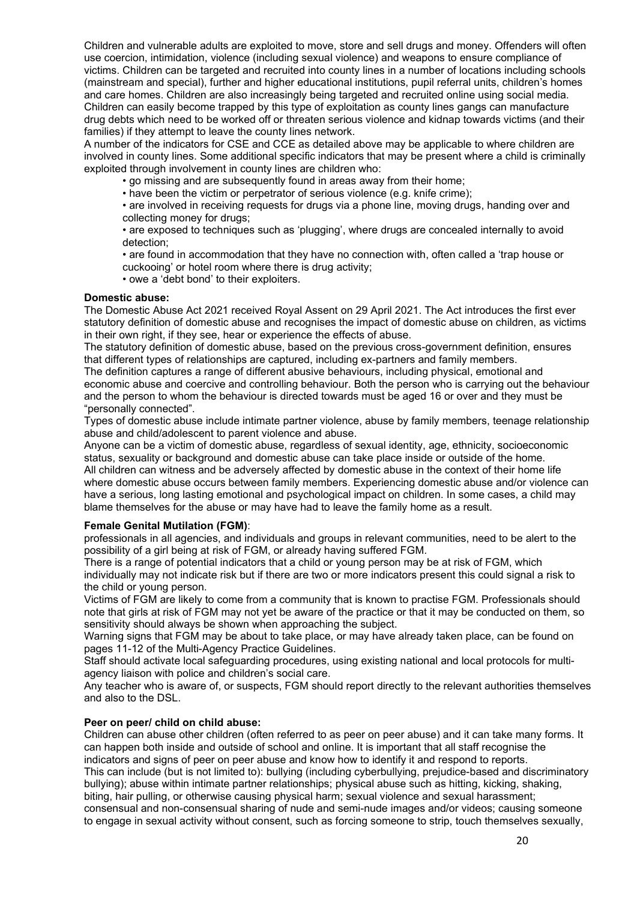Children and vulnerable adults are exploited to move, store and sell drugs and money. Offenders will often use coercion, intimidation, violence (including sexual violence) and weapons to ensure compliance of victims. Children can be targeted and recruited into county lines in a number of locations including schools (mainstream and special), further and higher educational institutions, pupil referral units, children's homes and care homes. Children are also increasingly being targeted and recruited online using social media. Children can easily become trapped by this type of exploitation as county lines gangs can manufacture drug debts which need to be worked off or threaten serious violence and kidnap towards victims (and their families) if they attempt to leave the county lines network.

A number of the indicators for CSE and CCE as detailed above may be applicable to where children are involved in county lines. Some additional specific indicators that may be present where a child is criminally exploited through involvement in county lines are children who:

- go missing and are subsequently found in areas away from their home;
- have been the victim or perpetrator of serious violence (e.g. knife crime);
- are involved in receiving requests for drugs via a phone line, moving drugs, handing over and collecting money for drugs;
- are exposed to techniques such as 'plugging', where drugs are concealed internally to avoid detection;
- are found in accommodation that they have no connection with, often called a 'trap house or cuckooing' or hotel room where there is drug activity;
- owe a 'debt bond' to their exploiters.

**Domestic abuse:**

The Domestic Abuse Act 2021 received Royal Assent on 29 April 2021. The Act introduces the first ever statutory definition of domestic abuse and recognises the impact of domestic abuse on children, as victims in their own right, if they see, hear or experience the effects of abuse.

The statutory definition of domestic abuse, based on the previous cross-government definition, ensures that different types of relationships are captured, including ex-partners and family members.

The definition captures a range of different abusive behaviours, including physical, emotional and economic abuse and coercive and controlling behaviour. Both the person who is carrying out the behaviour and the person to whom the behaviour is directed towards must be aged 16 or over and they must be "personally connected".

Types of domestic abuse include intimate partner violence, abuse by family members, teenage relationship abuse and child/adolescent to parent violence and abuse.

Anyone can be a victim of domestic abuse, regardless of sexual identity, age, ethnicity, socioeconomic status, sexuality or background and domestic abuse can take place inside or outside of the home.

All children can witness and be adversely affected by domestic abuse in the context of their home life where domestic abuse occurs between family members. Experiencing domestic abuse and/or violence can have a serious, long lasting emotional and psychological impact on children. In some cases, a child may blame themselves for the abuse or may have had to leave the family home as a result.

**Female Genital Mutilation (FGM)**:

professionals in all agencies, and individuals and groups in relevant communities, need to be alert to the possibility of a girl being at risk of FGM, or already having suffered FGM.

There is a range of potential indicators that a child or young person may be at risk of FGM, which individually may not indicate risk but if there are two or more indicators present this could signal a risk to the child or young person.

Victims of FGM are likely to come from a community that is known to practise FGM. Professionals should note that girls at risk of FGM may not yet be aware of the practice or that it may be conducted on them, so sensitivity should always be shown when approaching the subject.

Warning signs that FGM may be about to take place, or may have already taken place, can be found on pages 11-12 of the Multi-Agency Practice Guidelines.

Staff should activate local safeguarding procedures, using existing national and local protocols for multi-agency liaison with police and children's social care.

Any teacher who is aware of, or suspects, FGM should report directly to the relevant authorities themselves and also to the DSL.

**Peer on peer/ child on child abuse:**

Children can abuse other children (often referred to as peer on peer abuse) and it can take many forms. It can happen both inside and outside of school and online. It is important that all staff recognise the indicators and signs of peer on peer abuse and know how to identify it and respond to reports.

This can include (but is not limited to): bullying (including cyberbullying, prejudice-based and discriminatory bullying); abuse within intimate partner relationships; physical abuse such as hitting, kicking, shaking, biting, hair pulling, or otherwise causing physical harm; sexual violence and sexual harassment; consensual and non-consensual sharing of nude and semi-nude images and/or videos; causing someone to engage in sexual activity without consent, such as forcing someone to strip, touch themselves sexually,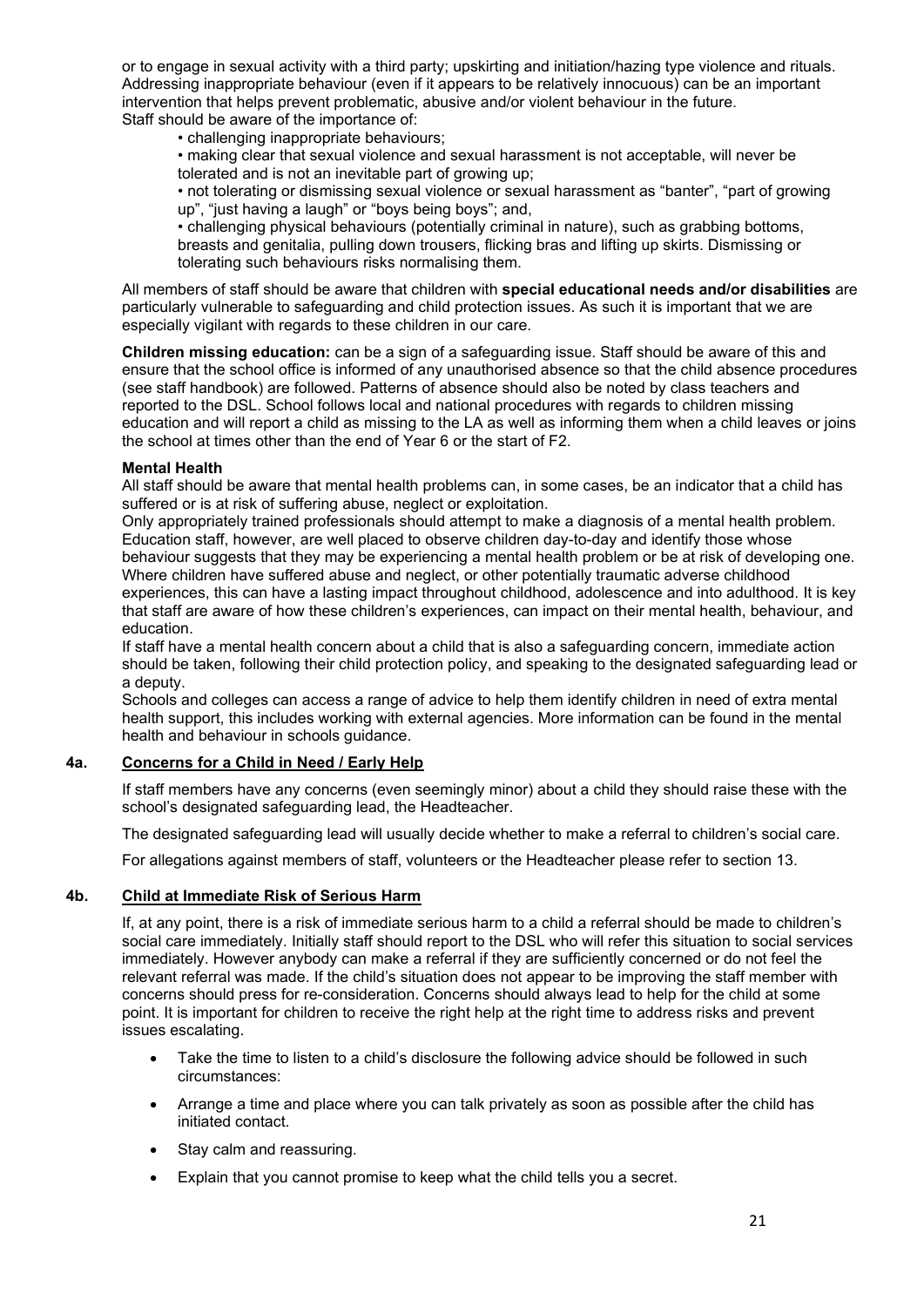or to engage in sexual activity with a third party; upskirting and initiation/hazing type violence and rituals. Addressing inappropriate behaviour (even if it appears to be relatively innocuous) can be an important intervention that helps prevent problematic, abusive and/or violent behaviour in the future.
Staff should be aware of the importance of:

- challenging inappropriate behaviours;
- making clear that sexual violence and sexual harassment is not acceptable, will never be tolerated and is not an inevitable part of growing up;
- not tolerating or dismissing sexual violence or sexual harassment as "banter", "part of growing up", "just having a laugh" or "boys being boys"; and,
- challenging physical behaviours (potentially criminal in nature), such as grabbing bottoms, breasts and genitalia, pulling down trousers, flicking bras and lifting up skirts. Dismissing or tolerating such behaviours risks normalising them.

All members of staff should be aware that children with **special educational needs and/or disabilities** are particularly vulnerable to safeguarding and child protection issues. As such it is important that we are especially vigilant with regards to these children in our care.

**Children missing education:** can be a sign of a safeguarding issue. Staff should be aware of this and ensure that the school office is informed of any unauthorised absence so that the child absence procedures (see staff handbook) are followed. Patterns of absence should also be noted by class teachers and reported to the DSL. School follows local and national procedures with regards to children missing education and will report a child as missing to the LA as well as informing them when a child leaves or joins the school at times other than the end of Year 6 or the start of F2.

**Mental Health**

All staff should be aware that mental health problems can, in some cases, be an indicator that a child has suffered or is at risk of suffering abuse, neglect or exploitation.

Only appropriately trained professionals should attempt to make a diagnosis of a mental health problem. Education staff, however, are well placed to observe children day-to-day and identify those whose behaviour suggests that they may be experiencing a mental health problem or be at risk of developing one. Where children have suffered abuse and neglect, or other potentially traumatic adverse childhood experiences, this can have a lasting impact throughout childhood, adolescence and into adulthood. It is key that staff are aware of how these children's experiences, can impact on their mental health, behaviour, and education.

If staff have a mental health concern about a child that is also a safeguarding concern, immediate action should be taken, following their child protection policy, and speaking to the designated safeguarding lead or a deputy.

Schools and colleges can access a range of advice to help them identify children in need of extra mental health support, this includes working with external agencies. More information can be found in the mental health and behaviour in schools guidance.

## 4a. Concerns for a Child in Need / Early Help

If staff members have any concerns (even seemingly minor) about a child they should raise these with the school's designated safeguarding lead, the Headteacher.

The designated safeguarding lead will usually decide whether to make a referral to children's social care.

For allegations against members of staff, volunteers or the Headteacher please refer to section 13.

## 4b. Child at Immediate Risk of Serious Harm

If, at any point, there is a risk of immediate serious harm to a child a referral should be made to children's social care immediately. Initially staff should report to the DSL who will refer this situation to social services immediately. However anybody can make a referral if they are sufficiently concerned or do not feel the relevant referral was made. If the child's situation does not appear to be improving the staff member with concerns should press for re-consideration. Concerns should always lead to help for the child at some point. It is important for children to receive the right help at the right time to address risks and prevent issues escalating.

- Take the time to listen to a child's disclosure the following advice should be followed in such circumstances:
- Arrange a time and place where you can talk privately as soon as possible after the child has initiated contact.
- Stay calm and reassuring.
- Explain that you cannot promise to keep what the child tells you a secret.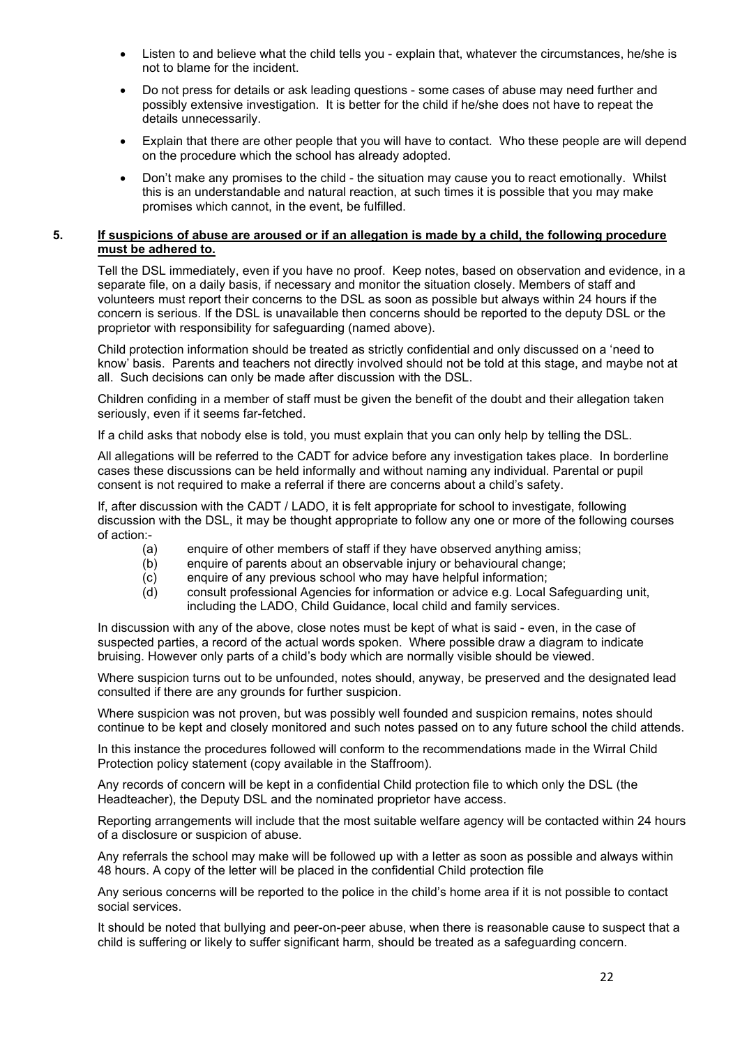- Listen to and believe what the child tells you - explain that, whatever the circumstances, he/she is not to blame for the incident.
- Do not press for details or ask leading questions - some cases of abuse may need further and possibly extensive investigation. It is better for the child if he/she does not have to repeat the details unnecessarily.
- Explain that there are other people that you will have to contact. Who these people are will depend on the procedure which the school has already adopted.
- Don't make any promises to the child - the situation may cause you to react emotionally. Whilst this is an understandable and natural reaction, at such times it is possible that you may make promises which cannot, in the event, be fulfilled.

**5. <u>If suspicions of abuse are aroused or if an allegation is made by a child, the following procedure must be adhered to.</u>**

Tell the DSL immediately, even if you have no proof. Keep notes, based on observation and evidence, in a separate file, on a daily basis, if necessary and monitor the situation closely. Members of staff and volunteers must report their concerns to the DSL as soon as possible but always within 24 hours if the concern is serious. If the DSL is unavailable then concerns should be reported to the deputy DSL or the proprietor with responsibility for safeguarding (named above).

Child protection information should be treated as strictly confidential and only discussed on a 'need to know' basis. Parents and teachers not directly involved should not be told at this stage, and maybe not at all. Such decisions can only be made after discussion with the DSL.

Children confiding in a member of staff must be given the benefit of the doubt and their allegation taken seriously, even if it seems far-fetched.

If a child asks that nobody else is told, you must explain that you can only help by telling the DSL.

All allegations will be referred to the CADT for advice before any investigation takes place. In borderline cases these discussions can be held informally and without naming any individual. Parental or pupil consent is not required to make a referral if there are concerns about a child's safety.

If, after discussion with the CADT / LADO, it is felt appropriate for school to investigate, following discussion with the DSL, it may be thought appropriate to follow any one or more of the following courses of action:-

(a) enquire of other members of staff if they have observed anything amiss;
(b) enquire of parents about an observable injury or behavioural change;
(c) enquire of any previous school who may have helpful information;
(d) consult professional Agencies for information or advice e.g. Local Safeguarding unit, including the LADO, Child Guidance, local child and family services.

In discussion with any of the above, close notes must be kept of what is said - even, in the case of suspected parties, a record of the actual words spoken. Where possible draw a diagram to indicate bruising. However only parts of a child's body which are normally visible should be viewed.

Where suspicion turns out to be unfounded, notes should, anyway, be preserved and the designated lead consulted if there are any grounds for further suspicion.

Where suspicion was not proven, but was possibly well founded and suspicion remains, notes should continue to be kept and closely monitored and such notes passed on to any future school the child attends.

In this instance the procedures followed will conform to the recommendations made in the Wirral Child Protection policy statement (copy available in the Staffroom).

Any records of concern will be kept in a confidential Child protection file to which only the DSL (the Headteacher), the Deputy DSL and the nominated proprietor have access.

Reporting arrangements will include that the most suitable welfare agency will be contacted within 24 hours of a disclosure or suspicion of abuse.

Any referrals the school may make will be followed up with a letter as soon as possible and always within 48 hours. A copy of the letter will be placed in the confidential Child protection file

Any serious concerns will be reported to the police in the child's home area if it is not possible to contact social services.

It should be noted that bullying and peer-on-peer abuse, when there is reasonable cause to suspect that a child is suffering or likely to suffer significant harm, should be treated as a safeguarding concern.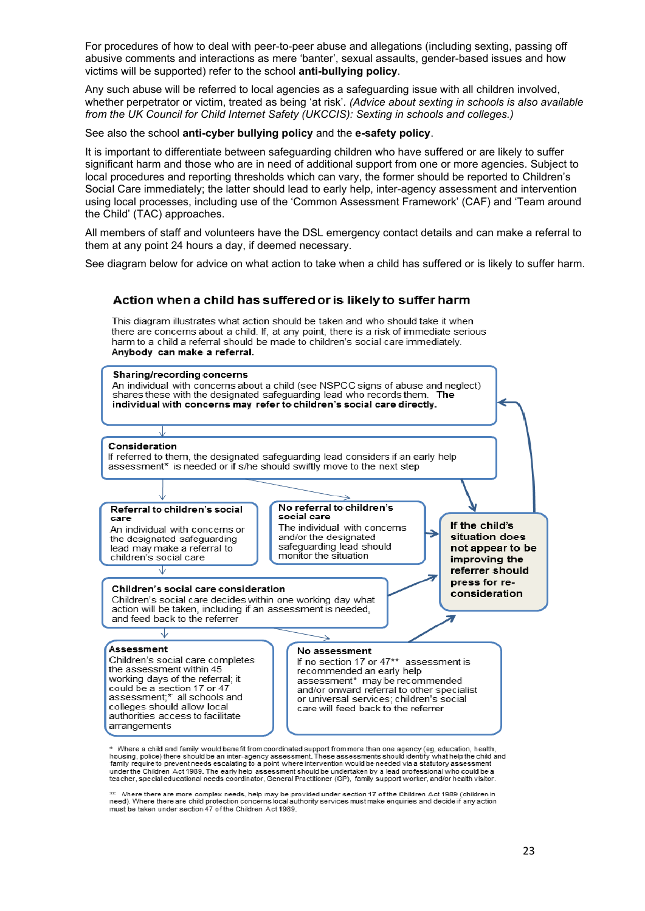For procedures of how to deal with peer-to-peer abuse and allegations (including sexting, passing off abusive comments and interactions as mere 'banter', sexual assaults, gender-based issues and how victims will be supported) refer to the school **anti-bullying policy**.

Any such abuse will be referred to local agencies as a safeguarding issue with all children involved, whether perpetrator or victim, treated as being 'at risk'. *(Advice about sexting in schools is also available from the UK Council for Child Internet Safety (UKCCIS): Sexting in schools and colleges.)*

See also the school **anti-cyber bullying policy** and the **e-safety policy**.

It is important to differentiate between safeguarding children who have suffered or are likely to suffer significant harm and those who are in need of additional support from one or more agencies. Subject to local procedures and reporting thresholds which can vary, the former should be reported to Children's Social Care immediately; the latter should lead to early help, inter-agency assessment and intervention using local processes, including use of the 'Common Assessment Framework' (CAF) and 'Team around the Child' (TAC) approaches.

All members of staff and volunteers have the DSL emergency contact details and can make a referral to them at any point 24 hours a day, if deemed necessary.

See diagram below for advice on what action to take when a child has suffered or is likely to suffer harm.

## Action when a child has suffered or is likely to suffer harm

This diagram illustrates what action should be taken and who should take it when there are concerns about a child. If, at any point, there is a risk of immediate serious harm to a child a referral should be made to children's social care immediately. **Anybody can make a referral.**

**Sharing/recording concerns**
An individual with concerns about a child (see NSPCC signs of abuse and neglect) shares these with the designated safeguarding lead who records them. **The individual with concerns may refer to children's social care directly.**

**Consideration**
If referred to them, the designated safeguarding lead considers if an early help assessment* is needed or if s/he should swiftly move to the next step

**Referral to children's social care**
An individual with concerns or the designated safeguarding lead may make a referral to children's social care

**No referral to children's social care**
The individual with concerns and/or the designated safeguarding lead should monitor the situation

**If the child's situation does not appear to be improving the referrer should press for re-consideration**

**Children's social care consideration**
Children's social care decides within one working day what action will be taken, including if an assessment is needed, and feed back to the referrer

**Assessment**
Children's social care completes the assessment within 45 working days of the referral; it could be a section 17 or 47 assessment;* all schools and colleges should allow local authorities access to facilitate arrangements

**No assessment**
If no section 17 or 47** assessment is recommended an early help assessment* may be recommended and/or onward referral to other specialist or universal services; children's social care will feed back to the referrer

\* Where a child and family would benefit from coordinated support from more than one agency (eg, education, health, housing, police) there should be an inter-agency assessment. These assessments should identify what help the child and family require to prevent needs escalating to a point where intervention would be needed via a statutory assessment under the Children Act 1989. The early help assessment should be undertaken by a lead professional who could be a teacher, special educational needs coordinator, General Practitioner (GP), family support worker, and/or health visitor.

\*\* Where there are more complex needs, help may be provided under section 17 of the Children Act 1989 (children in need). Where there are child protection concerns local authority services must make enquiries and decide if any action must be taken under section 47 of the Children Act 1989.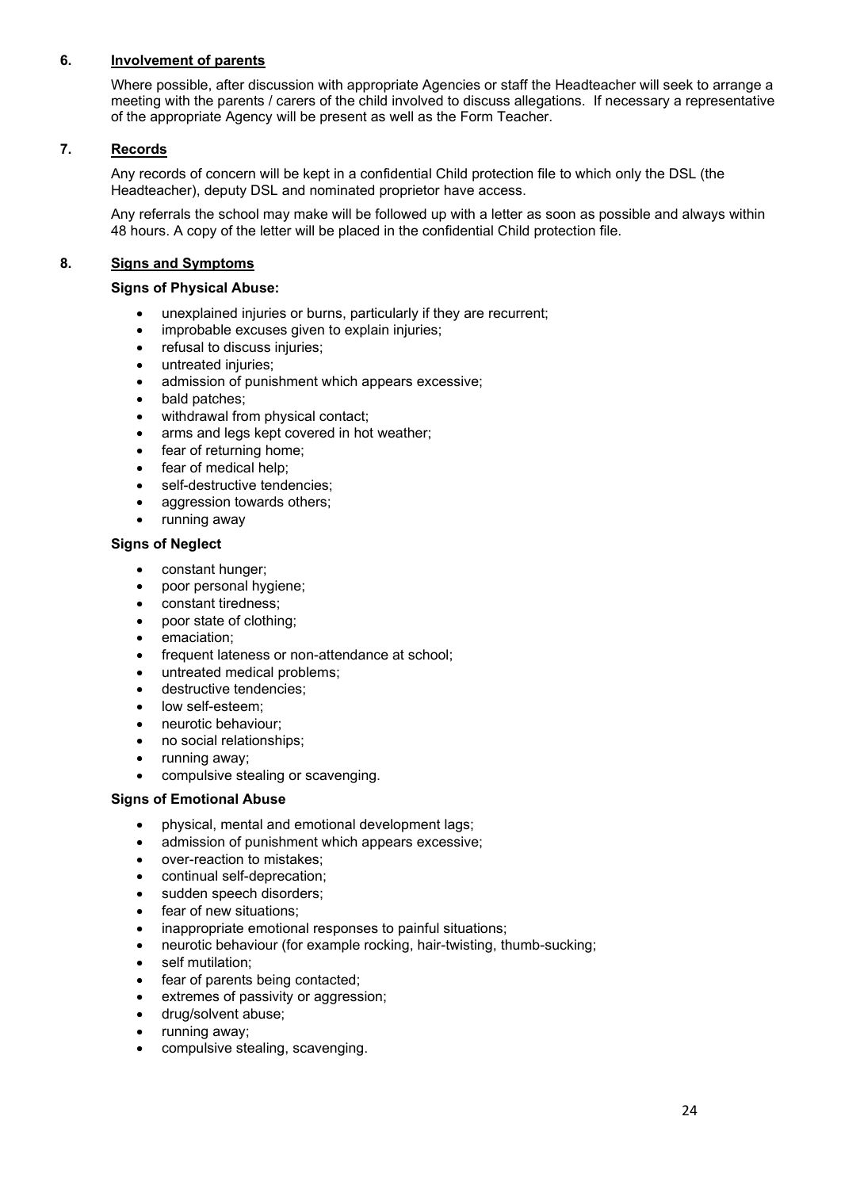## 6. Involvement of parents

Where possible, after discussion with appropriate Agencies or staff the Headteacher will seek to arrange a meeting with the parents / carers of the child involved to discuss allegations. If necessary a representative of the appropriate Agency will be present as well as the Form Teacher.

## 7. Records

Any records of concern will be kept in a confidential Child protection file to which only the DSL (the Headteacher), deputy DSL and nominated proprietor have access.

Any referrals the school may make will be followed up with a letter as soon as possible and always within 48 hours. A copy of the letter will be placed in the confidential Child protection file.

## 8. Signs and Symptoms

**Signs of Physical Abuse:**

- unexplained injuries or burns, particularly if they are recurrent;
- improbable excuses given to explain injuries;
- refusal to discuss injuries;
- untreated injuries;
- admission of punishment which appears excessive;
- bald patches;
- withdrawal from physical contact;
- arms and legs kept covered in hot weather;
- fear of returning home;
- fear of medical help;
- self-destructive tendencies;
- aggression towards others;
- running away

**Signs of Neglect**

- constant hunger;
- poor personal hygiene;
- constant tiredness;
- poor state of clothing;
- emaciation;
- frequent lateness or non-attendance at school;
- untreated medical problems;
- destructive tendencies;
- low self-esteem;
- neurotic behaviour;
- no social relationships;
- running away;
- compulsive stealing or scavenging.

**Signs of Emotional Abuse**

- physical, mental and emotional development lags;
- admission of punishment which appears excessive;
- over-reaction to mistakes;
- continual self-deprecation;
- sudden speech disorders;
- fear of new situations;
- inappropriate emotional responses to painful situations;
- neurotic behaviour (for example rocking, hair-twisting, thumb-sucking;
- self mutilation;
- fear of parents being contacted;
- extremes of passivity or aggression;
- drug/solvent abuse;
- running away;
- compulsive stealing, scavenging.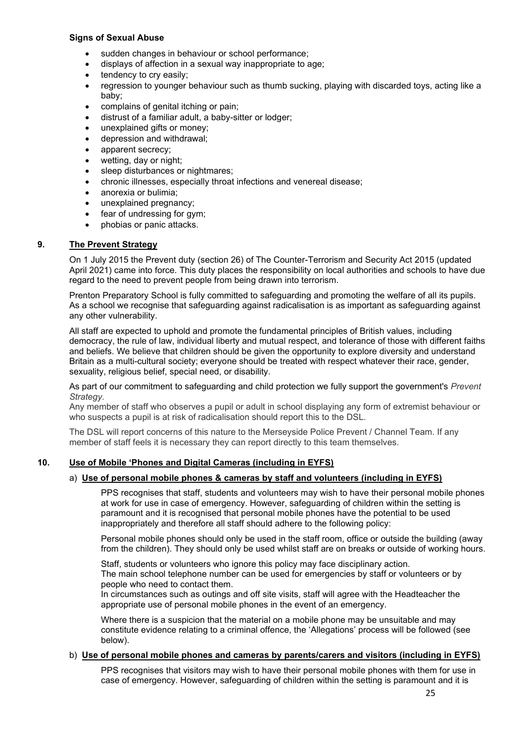**Signs of Sexual Abuse**

- sudden changes in behaviour or school performance;
- displays of affection in a sexual way inappropriate to age;
- tendency to cry easily;
- regression to younger behaviour such as thumb sucking, playing with discarded toys, acting like a baby;
- complains of genital itching or pain;
- distrust of a familiar adult, a baby-sitter or lodger;
- unexplained gifts or money;
- depression and withdrawal;
- apparent secrecy;
- wetting, day or night;
- sleep disturbances or nightmares;
- chronic illnesses, especially throat infections and venereal disease;
- anorexia or bulimia;
- unexplained pregnancy;
- fear of undressing for gym;
- phobias or panic attacks.

## 9. The Prevent Strategy

On 1 July 2015 the Prevent duty (section 26) of The Counter-Terrorism and Security Act 2015 (updated April 2021) came into force. This duty places the responsibility on local authorities and schools to have due regard to the need to prevent people from being drawn into terrorism.

Prenton Preparatory School is fully committed to safeguarding and promoting the welfare of all its pupils. As a school we recognise that safeguarding against radicalisation is as important as safeguarding against any other vulnerability.

All staff are expected to uphold and promote the fundamental principles of British values, including democracy, the rule of law, individual liberty and mutual respect, and tolerance of those with different faiths and beliefs. We believe that children should be given the opportunity to explore diversity and understand Britain as a multi-cultural society; everyone should be treated with respect whatever their race, gender, sexuality, religious belief, special need, or disability.

As part of our commitment to safeguarding and child protection we fully support the government's *Prevent Strategy*.

Any member of staff who observes a pupil or adult in school displaying any form of extremist behaviour or who suspects a pupil is at risk of radicalisation should report this to the DSL.

The DSL will report concerns of this nature to the Merseyside Police Prevent / Channel Team. If any member of staff feels it is necessary they can report directly to this team themselves.

## 10. Use of Mobile 'Phones and Digital Cameras (including in EYFS)

### a) Use of personal mobile phones & cameras by staff and volunteers (including in EYFS)

PPS recognises that staff, students and volunteers may wish to have their personal mobile phones at work for use in case of emergency. However, safeguarding of children within the setting is paramount and it is recognised that personal mobile phones have the potential to be used inappropriately and therefore all staff should adhere to the following policy:

Personal mobile phones should only be used in the staff room, office or outside the building (away from the children). They should only be used whilst staff are on breaks or outside of working hours.

Staff, students or volunteers who ignore this policy may face disciplinary action.
The main school telephone number can be used for emergencies by staff or volunteers or by people who need to contact them.
In circumstances such as outings and off site visits, staff will agree with the Headteacher the appropriate use of personal mobile phones in the event of an emergency.

Where there is a suspicion that the material on a mobile phone may be unsuitable and may constitute evidence relating to a criminal offence, the 'Allegations' process will be followed (see below).

### b) Use of personal mobile phones and cameras by parents/carers and visitors (including in EYFS)

PPS recognises that visitors may wish to have their personal mobile phones with them for use in case of emergency. However, safeguarding of children within the setting is paramount and it is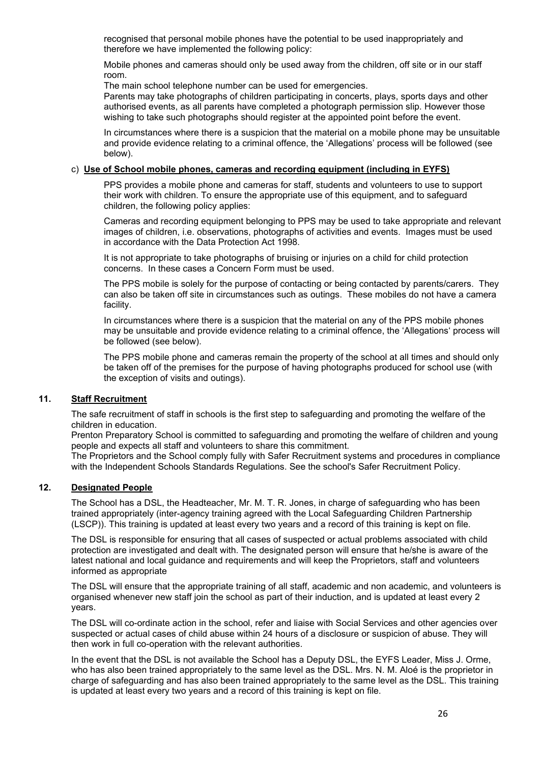recognised that personal mobile phones have the potential to be used inappropriately and therefore we have implemented the following policy:

Mobile phones and cameras should only be used away from the children, off site or in our staff room.
The main school telephone number can be used for emergencies.
Parents may take photographs of children participating in concerts, plays, sports days and other authorised events, as all parents have completed a photograph permission slip. However those wishing to take such photographs should register at the appointed point before the event.

In circumstances where there is a suspicion that the material on a mobile phone may be unsuitable and provide evidence relating to a criminal offence, the 'Allegations' process will be followed (see below).

c) **Use of School mobile phones, cameras and recording equipment (including in EYFS)**

PPS provides a mobile phone and cameras for staff, students and volunteers to use to support their work with children. To ensure the appropriate use of this equipment, and to safeguard children, the following policy applies:

Cameras and recording equipment belonging to PPS may be used to take appropriate and relevant images of children, i.e. observations, photographs of activities and events. Images must be used in accordance with the Data Protection Act 1998.

It is not appropriate to take photographs of bruising or injuries on a child for child protection concerns. In these cases a Concern Form must be used.

The PPS mobile is solely for the purpose of contacting or being contacted by parents/carers. They can also be taken off site in circumstances such as outings. These mobiles do not have a camera facility.

In circumstances where there is a suspicion that the material on any of the PPS mobile phones may be unsuitable and provide evidence relating to a criminal offence, the 'Allegations' process will be followed (see below).

The PPS mobile phone and cameras remain the property of the school at all times and should only be taken off of the premises for the purpose of having photographs produced for school use (with the exception of visits and outings).

## 11. Staff Recruitment

The safe recruitment of staff in schools is the first step to safeguarding and promoting the welfare of the children in education.
Prenton Preparatory School is committed to safeguarding and promoting the welfare of children and young people and expects all staff and volunteers to share this commitment.
The Proprietors and the School comply fully with Safer Recruitment systems and procedures in compliance with the Independent Schools Standards Regulations. See the school's Safer Recruitment Policy.

## 12. Designated People

The School has a DSL, the Headteacher, Mr. M. T. R. Jones, in charge of safeguarding who has been trained appropriately (inter-agency training agreed with the Local Safeguarding Children Partnership (LSCP)). This training is updated at least every two years and a record of this training is kept on file.

The DSL is responsible for ensuring that all cases of suspected or actual problems associated with child protection are investigated and dealt with. The designated person will ensure that he/she is aware of the latest national and local guidance and requirements and will keep the Proprietors, staff and volunteers informed as appropriate

The DSL will ensure that the appropriate training of all staff, academic and non academic, and volunteers is organised whenever new staff join the school as part of their induction, and is updated at least every 2 years.

The DSL will co-ordinate action in the school, refer and liaise with Social Services and other agencies over suspected or actual cases of child abuse within 24 hours of a disclosure or suspicion of abuse. They will then work in full co-operation with the relevant authorities.

In the event that the DSL is not available the School has a Deputy DSL, the EYFS Leader, Miss J. Orme, who has also been trained appropriately to the same level as the DSL. Mrs. N. M. Aloé is the proprietor in charge of safeguarding and has also been trained appropriately to the same level as the DSL. This training is updated at least every two years and a record of this training is kept on file.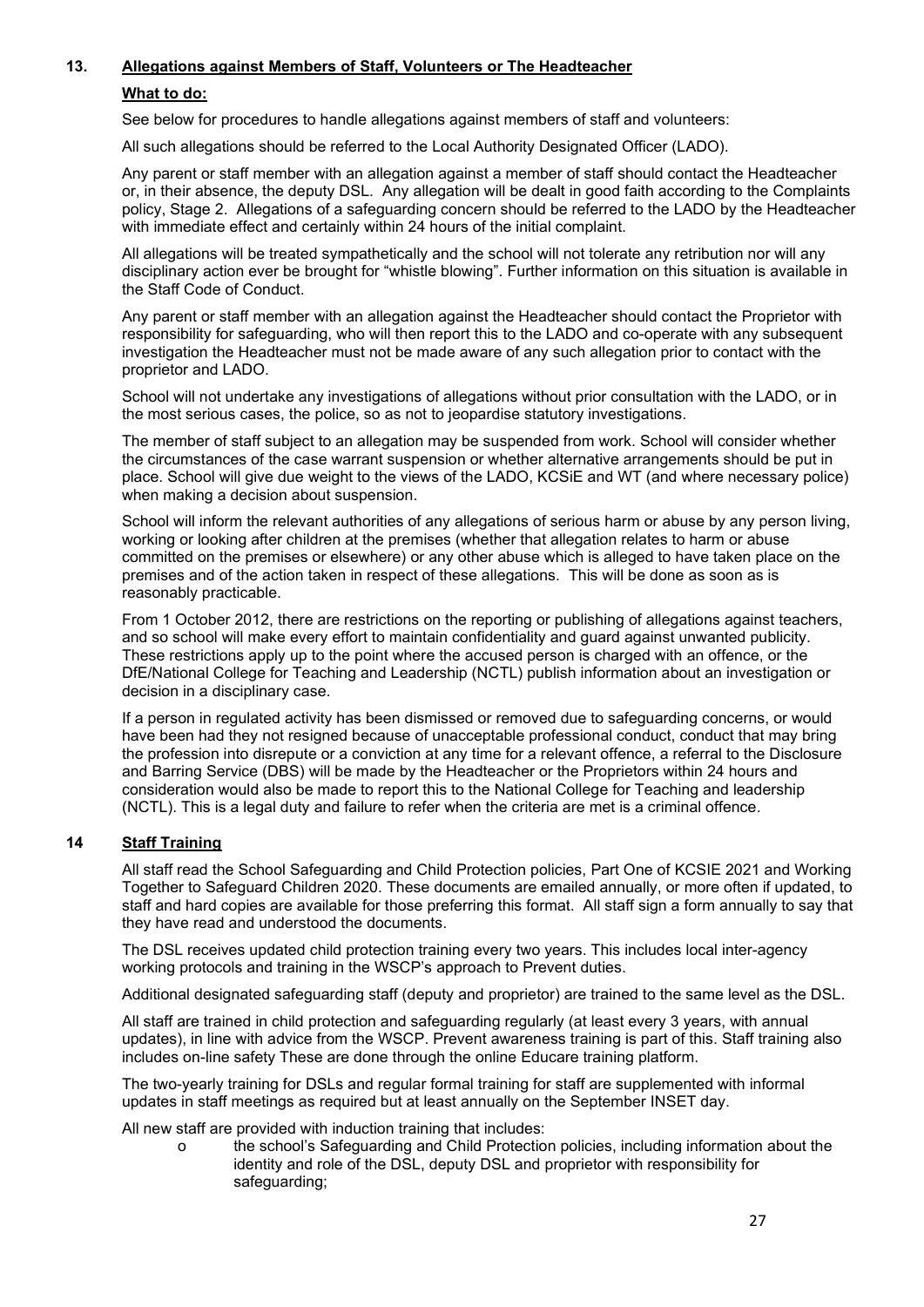## 13. Allegations against Members of Staff, Volunteers or The Headteacher

### What to do:

See below for procedures to handle allegations against members of staff and volunteers:

All such allegations should be referred to the Local Authority Designated Officer (LADO).

Any parent or staff member with an allegation against a member of staff should contact the Headteacher or, in their absence, the deputy DSL. Any allegation will be dealt in good faith according to the Complaints policy, Stage 2. Allegations of a safeguarding concern should be referred to the LADO by the Headteacher with immediate effect and certainly within 24 hours of the initial complaint.

All allegations will be treated sympathetically and the school will not tolerate any retribution nor will any disciplinary action ever be brought for "whistle blowing". Further information on this situation is available in the Staff Code of Conduct.

Any parent or staff member with an allegation against the Headteacher should contact the Proprietor with responsibility for safeguarding, who will then report this to the LADO and co-operate with any subsequent investigation the Headteacher must not be made aware of any such allegation prior to contact with the proprietor and LADO.

School will not undertake any investigations of allegations without prior consultation with the LADO, or in the most serious cases, the police, so as not to jeopardise statutory investigations.

The member of staff subject to an allegation may be suspended from work. School will consider whether the circumstances of the case warrant suspension or whether alternative arrangements should be put in place. School will give due weight to the views of the LADO, KCSiE and WT (and where necessary police) when making a decision about suspension.

School will inform the relevant authorities of any allegations of serious harm or abuse by any person living, working or looking after children at the premises (whether that allegation relates to harm or abuse committed on the premises or elsewhere) or any other abuse which is alleged to have taken place on the premises and of the action taken in respect of these allegations. This will be done as soon as is reasonably practicable.

From 1 October 2012, there are restrictions on the reporting or publishing of allegations against teachers, and so school will make every effort to maintain confidentiality and guard against unwanted publicity. These restrictions apply up to the point where the accused person is charged with an offence, or the DfE/National College for Teaching and Leadership (NCTL) publish information about an investigation or decision in a disciplinary case.

If a person in regulated activity has been dismissed or removed due to safeguarding concerns, or would have been had they not resigned because of unacceptable professional conduct, conduct that may bring the profession into disrepute or a conviction at any time for a relevant offence, a referral to the Disclosure and Barring Service (DBS) will be made by the Headteacher or the Proprietors within 24 hours and consideration would also be made to report this to the National College for Teaching and leadership (NCTL). This is a legal duty and failure to refer when the criteria are met is a criminal offence.

## 14 Staff Training

All staff read the School Safeguarding and Child Protection policies, Part One of KCSIE 2021 and Working Together to Safeguard Children 2020. These documents are emailed annually, or more often if updated, to staff and hard copies are available for those preferring this format. All staff sign a form annually to say that they have read and understood the documents.

The DSL receives updated child protection training every two years. This includes local inter-agency working protocols and training in the WSCP's approach to Prevent duties.

Additional designated safeguarding staff (deputy and proprietor) are trained to the same level as the DSL.

All staff are trained in child protection and safeguarding regularly (at least every 3 years, with annual updates), in line with advice from the WSCP. Prevent awareness training is part of this. Staff training also includes on-line safety These are done through the online Educare training platform.

The two-yearly training for DSLs and regular formal training for staff are supplemented with informal updates in staff meetings as required but at least annually on the September INSET day.

All new staff are provided with induction training that includes:

- the school's Safeguarding and Child Protection policies, including information about the identity and role of the DSL, deputy DSL and proprietor with responsibility for safeguarding;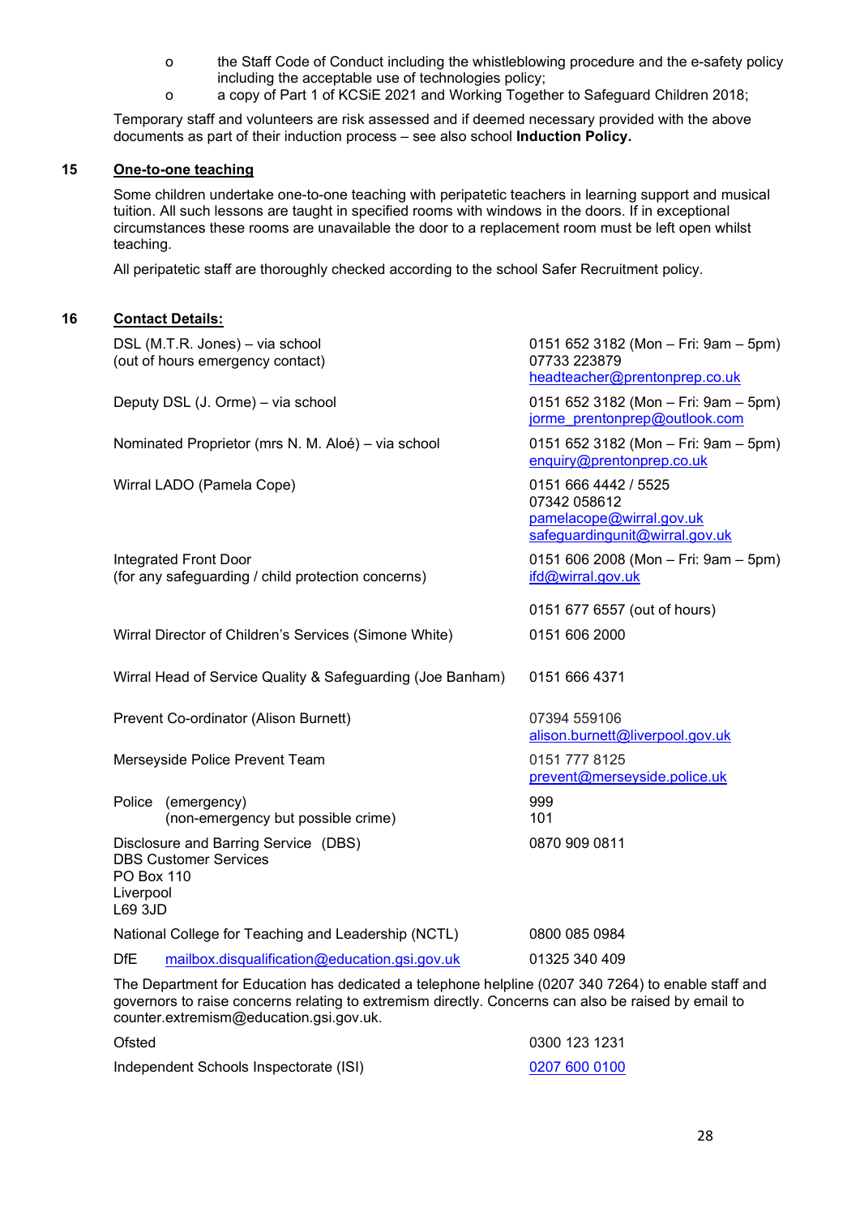- the Staff Code of Conduct including the whistleblowing procedure and the e-safety policy including the acceptable use of technologies policy;
- a copy of Part 1 of KCSiE 2021 and Working Together to Safeguard Children 2018;

Temporary staff and volunteers are risk assessed and if deemed necessary provided with the above documents as part of their induction process – see also school **Induction Policy.**

## 15 One-to-one teaching

Some children undertake one-to-one teaching with peripatetic teachers in learning support and musical tuition. All such lessons are taught in specified rooms with windows in the doors. If in exceptional circumstances these rooms are unavailable the door to a replacement room must be left open whilst teaching.

All peripatetic staff are thoroughly checked according to the school Safer Recruitment policy.

## 16 Contact Details:

| | |
|---|---|
| DSL (M.T.R. Jones) – via school<br>(out of hours emergency contact) | 0151 652 3182 (Mon – Fri: 9am – 5pm)<br>07733 223879<br>headteacher@prentonprep.co.uk |
| Deputy DSL (J. Orme) – via school | 0151 652 3182 (Mon – Fri: 9am – 5pm)<br>jorme_prentonprep@outlook.com |
| Nominated Proprietor (mrs N. M. Aloé) – via school | 0151 652 3182 (Mon – Fri: 9am – 5pm)<br>enquiry@prentonprep.co.uk |
| Wirral LADO (Pamela Cope) | 0151 666 4442 / 5525<br>07342 058612<br>pamelacope@wirral.gov.uk<br>safeguardingunit@wirral.gov.uk |
| Integrated Front Door<br>(for any safeguarding / child protection concerns) | 0151 606 2008 (Mon – Fri: 9am – 5pm)<br>ifd@wirral.gov.uk<br><br>0151 677 6557 (out of hours) |
| Wirral Director of Children's Services (Simone White) | 0151 606 2000 |
| Wirral Head of Service Quality & Safeguarding (Joe Banham) | 0151 666 4371 |
| Prevent Co-ordinator (Alison Burnett) | 07394 559106<br>alison.burnett@liverpool.gov.uk |
| Merseyside Police Prevent Team | 0151 777 8125<br>prevent@merseyside.police.uk |
| Police (emergency)<br>(non-emergency but possible crime) | 999<br>101 |
| Disclosure and Barring Service (DBS)<br>DBS Customer Services<br>PO Box 110<br>Liverpool<br>L69 3JD | 0870 909 0811 |
| National College for Teaching and Leadership (NCTL) | 0800 085 0984 |
| DfE mailbox.disqualification@education.gsi.gov.uk | 01325 340 409 |

The Department for Education has dedicated a telephone helpline (0207 340 7264) to enable staff and governors to raise concerns relating to extremism directly. Concerns can also be raised by email to counter.extremism@education.gsi.gov.uk.

| | |
|---|---|
| Ofsted | 0300 123 1231 |
| Independent Schools Inspectorate (ISI) | 0207 600 0100 |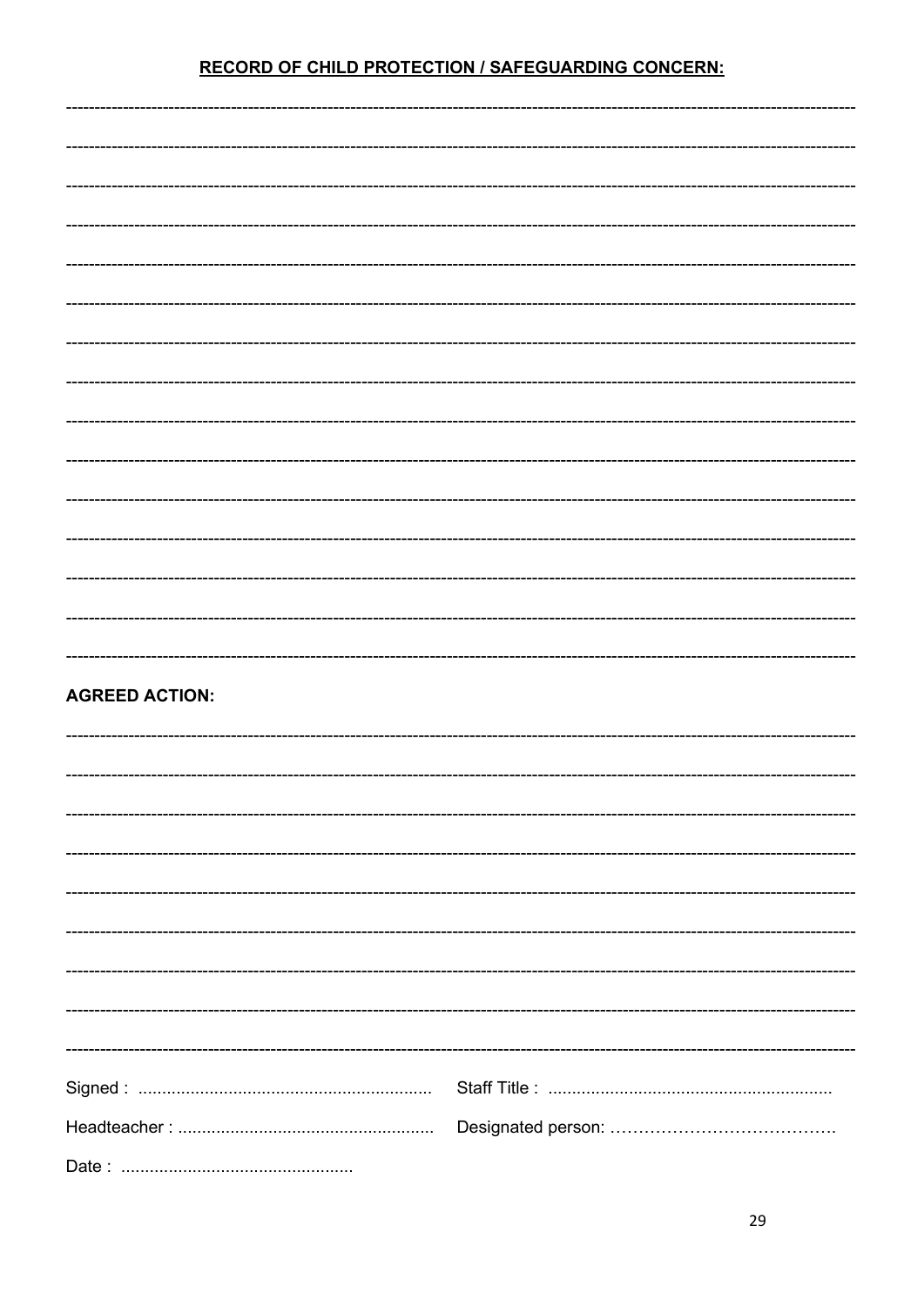**RECORD OF CHILD PROTECTION / SAFEGUARDING CONCERN:**

-------------------------------------------------------------------------------------------------------------------------------------------

-------------------------------------------------------------------------------------------------------------------------------------------

-------------------------------------------------------------------------------------------------------------------------------------------

-------------------------------------------------------------------------------------------------------------------------------------------

-------------------------------------------------------------------------------------------------------------------------------------------

-------------------------------------------------------------------------------------------------------------------------------------------

-------------------------------------------------------------------------------------------------------------------------------------------

-------------------------------------------------------------------------------------------------------------------------------------------

-------------------------------------------------------------------------------------------------------------------------------------------

-------------------------------------------------------------------------------------------------------------------------------------------

-------------------------------------------------------------------------------------------------------------------------------------------

-------------------------------------------------------------------------------------------------------------------------------------------

-------------------------------------------------------------------------------------------------------------------------------------------

-------------------------------------------------------------------------------------------------------------------------------------------

-------------------------------------------------------------------------------------------------------------------------------------------

**AGREED ACTION:**

-------------------------------------------------------------------------------------------------------------------------------------------

-------------------------------------------------------------------------------------------------------------------------------------------

-------------------------------------------------------------------------------------------------------------------------------------------

-------------------------------------------------------------------------------------------------------------------------------------------

-------------------------------------------------------------------------------------------------------------------------------------------

-------------------------------------------------------------------------------------------------------------------------------------------

-------------------------------------------------------------------------------------------------------------------------------------------

-------------------------------------------------------------------------------------------------------------------------------------------

-------------------------------------------------------------------------------------------------------------------------------------------

Signed : ..............................................................  Staff Title : ............................................................

Headteacher : ......................................................  Designated person: ………………………………….

Date : .................................................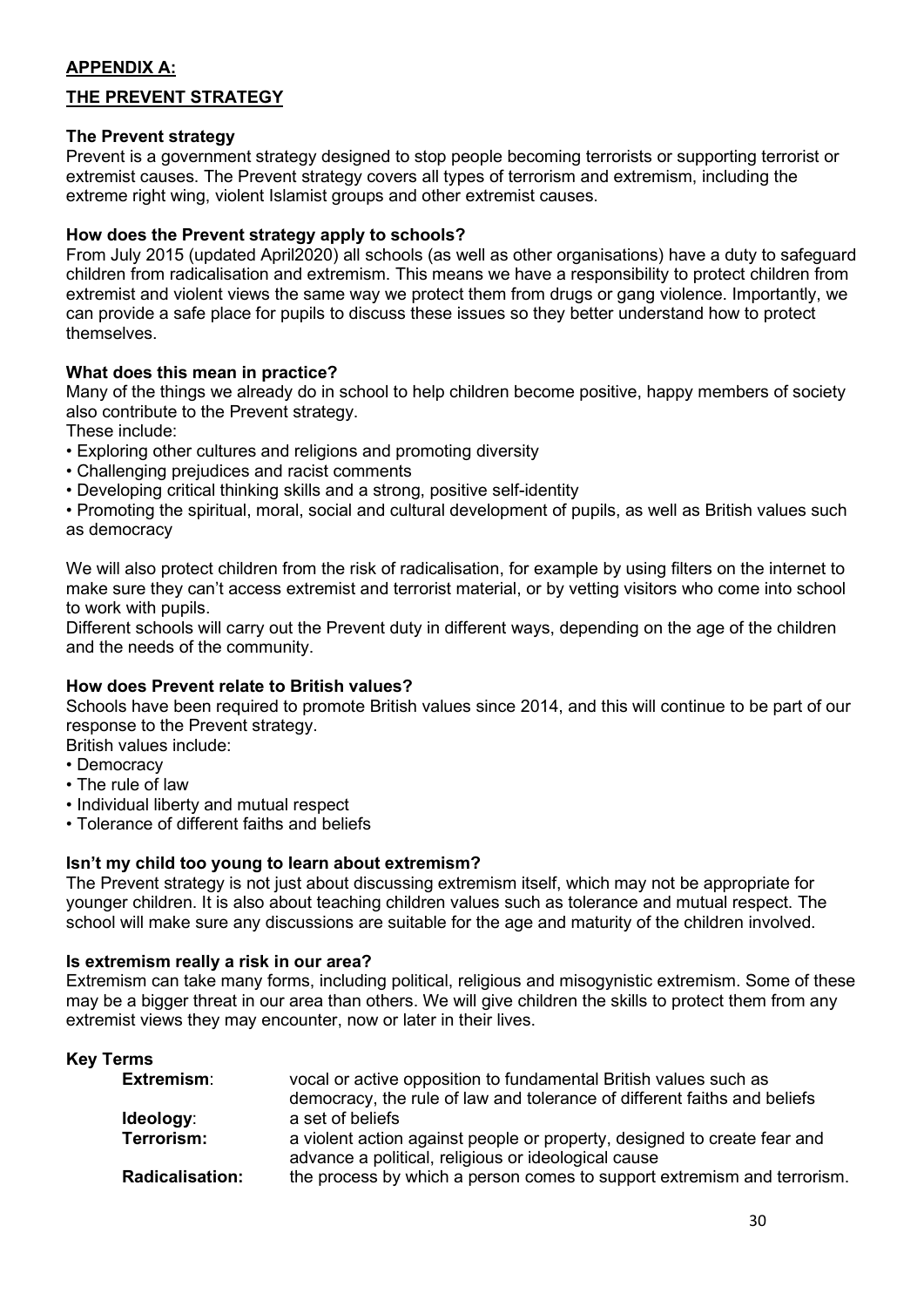## APPENDIX A:

## THE PREVENT STRATEGY

### The Prevent strategy

Prevent is a government strategy designed to stop people becoming terrorists or supporting terrorist or extremist causes. The Prevent strategy covers all types of terrorism and extremism, including the extreme right wing, violent Islamist groups and other extremist causes.

### How does the Prevent strategy apply to schools?

From July 2015 (updated April2020) all schools (as well as other organisations) have a duty to safeguard children from radicalisation and extremism. This means we have a responsibility to protect children from extremist and violent views the same way we protect them from drugs or gang violence. Importantly, we can provide a safe place for pupils to discuss these issues so they better understand how to protect themselves.

### What does this mean in practice?

Many of the things we already do in school to help children become positive, happy members of society also contribute to the Prevent strategy.

These include:

- Exploring other cultures and religions and promoting diversity
- Challenging prejudices and racist comments
- Developing critical thinking skills and a strong, positive self-identity
- Promoting the spiritual, moral, social and cultural development of pupils, as well as British values such as democracy

We will also protect children from the risk of radicalisation, for example by using filters on the internet to make sure they can't access extremist and terrorist material, or by vetting visitors who come into school to work with pupils.

Different schools will carry out the Prevent duty in different ways, depending on the age of the children and the needs of the community.

### How does Prevent relate to British values?

Schools have been required to promote British values since 2014, and this will continue to be part of our response to the Prevent strategy.

British values include:

- Democracy
- The rule of law
- Individual liberty and mutual respect
- Tolerance of different faiths and beliefs

### Isn't my child too young to learn about extremism?

The Prevent strategy is not just about discussing extremism itself, which may not be appropriate for younger children. It is also about teaching children values such as tolerance and mutual respect. The school will make sure any discussions are suitable for the age and maturity of the children involved.

### Is extremism really a risk in our area?

Extremism can take many forms, including political, religious and misogynistic extremism. Some of these may be a bigger threat in our area than others. We will give children the skills to protect them from any extremist views they may encounter, now or later in their lives.

### Key Terms

| | |
|---|---|
| **Extremism**: | vocal or active opposition to fundamental British values such as democracy, the rule of law and tolerance of different faiths and beliefs |
| **Ideology**: | a set of beliefs |
| **Terrorism:** | a violent action against people or property, designed to create fear and advance a political, religious or ideological cause |
| **Radicalisation:** | the process by which a person comes to support extremism and terrorism. |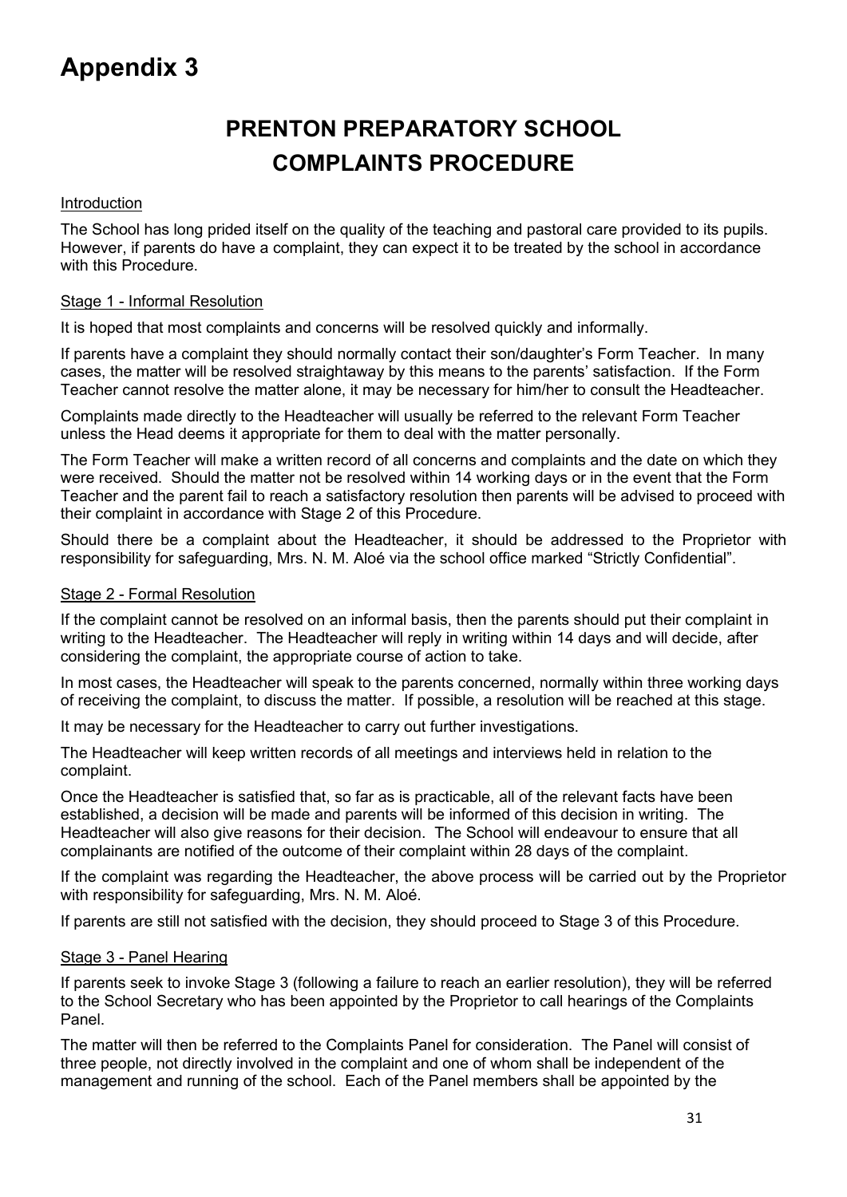# Appendix 3

## PRENTON PREPARATORY SCHOOL
## COMPLAINTS PROCEDURE

Introduction

The School has long prided itself on the quality of the teaching and pastoral care provided to its pupils. However, if parents do have a complaint, they can expect it to be treated by the school in accordance with this Procedure.

Stage 1 - Informal Resolution

It is hoped that most complaints and concerns will be resolved quickly and informally.

If parents have a complaint they should normally contact their son/daughter's Form Teacher. In many cases, the matter will be resolved straightaway by this means to the parents' satisfaction. If the Form Teacher cannot resolve the matter alone, it may be necessary for him/her to consult the Headteacher.

Complaints made directly to the Headteacher will usually be referred to the relevant Form Teacher unless the Head deems it appropriate for them to deal with the matter personally.

The Form Teacher will make a written record of all concerns and complaints and the date on which they were received. Should the matter not be resolved within 14 working days or in the event that the Form Teacher and the parent fail to reach a satisfactory resolution then parents will be advised to proceed with their complaint in accordance with Stage 2 of this Procedure.

Should there be a complaint about the Headteacher, it should be addressed to the Proprietor with responsibility for safeguarding, Mrs. N. M. Aloé via the school office marked "Strictly Confidential".

Stage 2 - Formal Resolution

If the complaint cannot be resolved on an informal basis, then the parents should put their complaint in writing to the Headteacher. The Headteacher will reply in writing within 14 days and will decide, after considering the complaint, the appropriate course of action to take.

In most cases, the Headteacher will speak to the parents concerned, normally within three working days of receiving the complaint, to discuss the matter. If possible, a resolution will be reached at this stage.

It may be necessary for the Headteacher to carry out further investigations.

The Headteacher will keep written records of all meetings and interviews held in relation to the complaint.

Once the Headteacher is satisfied that, so far as is practicable, all of the relevant facts have been established, a decision will be made and parents will be informed of this decision in writing. The Headteacher will also give reasons for their decision. The School will endeavour to ensure that all complainants are notified of the outcome of their complaint within 28 days of the complaint.

If the complaint was regarding the Headteacher, the above process will be carried out by the Proprietor with responsibility for safeguarding, Mrs. N. M. Aloé.

If parents are still not satisfied with the decision, they should proceed to Stage 3 of this Procedure.

Stage 3 - Panel Hearing

If parents seek to invoke Stage 3 (following a failure to reach an earlier resolution), they will be referred to the School Secretary who has been appointed by the Proprietor to call hearings of the Complaints Panel.

The matter will then be referred to the Complaints Panel for consideration. The Panel will consist of three people, not directly involved in the complaint and one of whom shall be independent of the management and running of the school. Each of the Panel members shall be appointed by the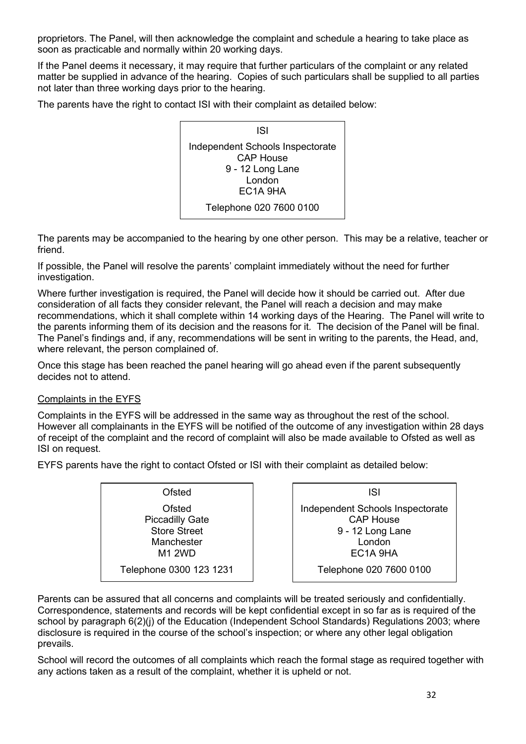proprietors. The Panel, will then acknowledge the complaint and schedule a hearing to take place as soon as practicable and normally within 20 working days.

If the Panel deems it necessary, it may require that further particulars of the complaint or any related matter be supplied in advance of the hearing. Copies of such particulars shall be supplied to all parties not later than three working days prior to the hearing.

The parents have the right to contact ISI with their complaint as detailed below:

| ISI |
|---|
| Independent Schools Inspectorate<br>CAP House<br>9 - 12 Long Lane<br>London<br>EC1A 9HA |
| Telephone 020 7600 0100 |

The parents may be accompanied to the hearing by one other person. This may be a relative, teacher or friend.

If possible, the Panel will resolve the parents' complaint immediately without the need for further investigation.

Where further investigation is required, the Panel will decide how it should be carried out. After due consideration of all facts they consider relevant, the Panel will reach a decision and may make recommendations, which it shall complete within 14 working days of the Hearing. The Panel will write to the parents informing them of its decision and the reasons for it. The decision of the Panel will be final. The Panel's findings and, if any, recommendations will be sent in writing to the parents, the Head, and, where relevant, the person complained of.

Once this stage has been reached the panel hearing will go ahead even if the parent subsequently decides not to attend.

Complaints in the EYFS

Complaints in the EYFS will be addressed in the same way as throughout the rest of the school. However all complainants in the EYFS will be notified of the outcome of any investigation within 28 days of receipt of the complaint and the record of complaint will also be made available to Ofsted as well as ISI on request.

EYFS parents have the right to contact Ofsted or ISI with their complaint as detailed below:

| Ofsted |
|---|
| Ofsted<br>Piccadilly Gate<br>Store Street<br>Manchester<br>M1 2WD |
| Telephone 0300 123 1231 |

| ISI |
|---|
| Independent Schools Inspectorate<br>CAP House<br>9 - 12 Long Lane<br>London<br>EC1A 9HA |
| Telephone 020 7600 0100 |

Parents can be assured that all concerns and complaints will be treated seriously and confidentially. Correspondence, statements and records will be kept confidential except in so far as is required of the school by paragraph 6(2)(j) of the Education (Independent School Standards) Regulations 2003; where disclosure is required in the course of the school's inspection; or where any other legal obligation prevails.

School will record the outcomes of all complaints which reach the formal stage as required together with any actions taken as a result of the complaint, whether it is upheld or not.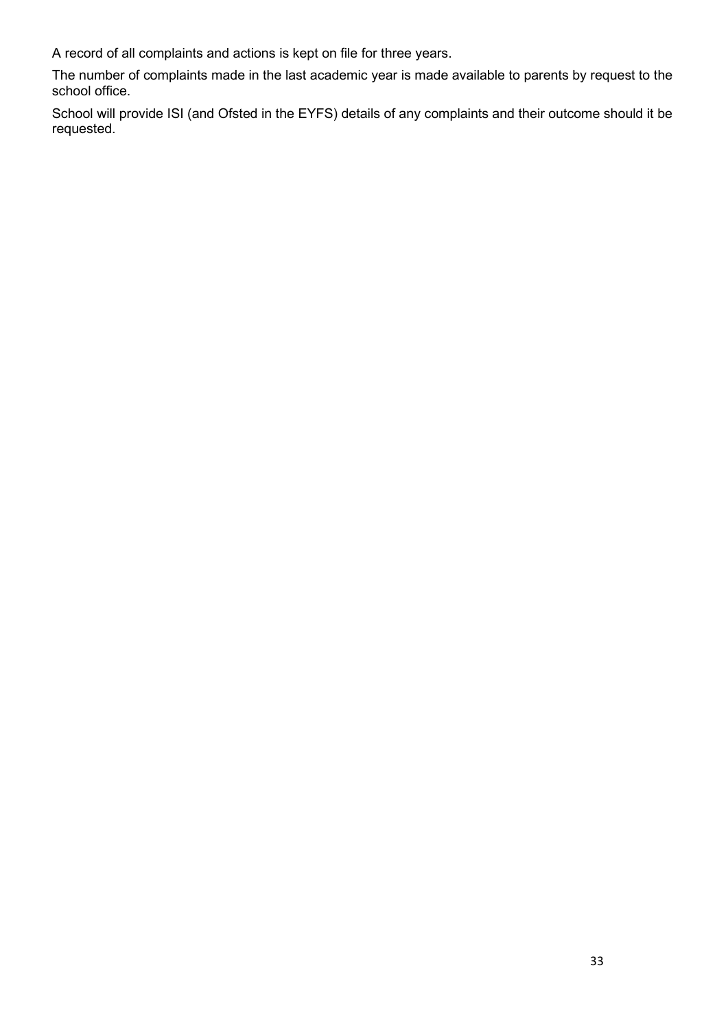A record of all complaints and actions is kept on file for three years.

The number of complaints made in the last academic year is made available to parents by request to the school office.

School will provide ISI (and Ofsted in the EYFS) details of any complaints and their outcome should it be requested.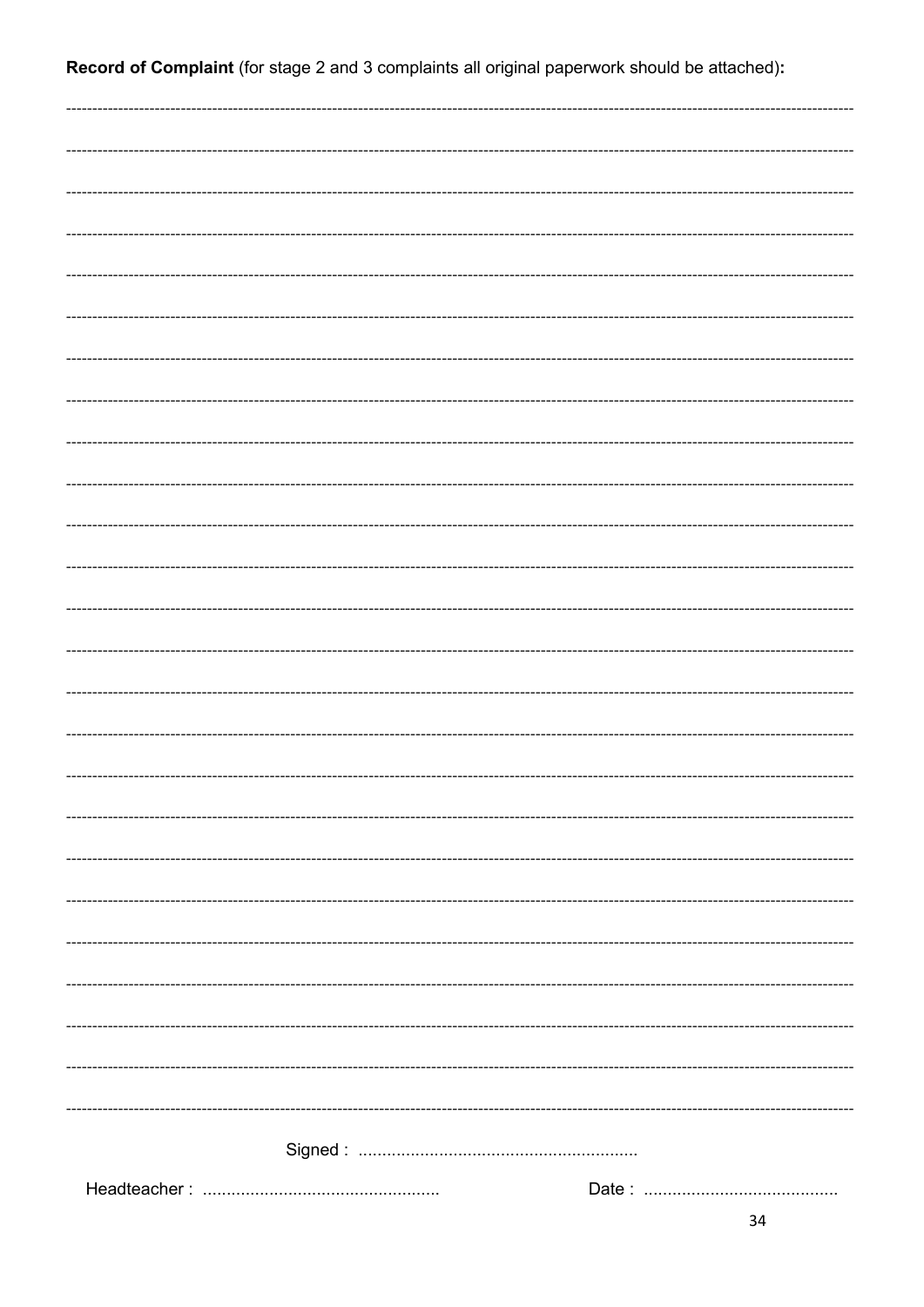**Record of Complaint** (for stage 2 and 3 complaints all original paperwork should be attached)**:**

----------------------------------------------------------------------------------------------------------------------------------------------------

----------------------------------------------------------------------------------------------------------------------------------------------------

----------------------------------------------------------------------------------------------------------------------------------------------------

----------------------------------------------------------------------------------------------------------------------------------------------------

----------------------------------------------------------------------------------------------------------------------------------------------------

----------------------------------------------------------------------------------------------------------------------------------------------------

----------------------------------------------------------------------------------------------------------------------------------------------------

----------------------------------------------------------------------------------------------------------------------------------------------------

----------------------------------------------------------------------------------------------------------------------------------------------------

----------------------------------------------------------------------------------------------------------------------------------------------------

----------------------------------------------------------------------------------------------------------------------------------------------------

----------------------------------------------------------------------------------------------------------------------------------------------------

----------------------------------------------------------------------------------------------------------------------------------------------------

----------------------------------------------------------------------------------------------------------------------------------------------------

----------------------------------------------------------------------------------------------------------------------------------------------------

----------------------------------------------------------------------------------------------------------------------------------------------------

----------------------------------------------------------------------------------------------------------------------------------------------------

----------------------------------------------------------------------------------------------------------------------------------------------------

----------------------------------------------------------------------------------------------------------------------------------------------------

----------------------------------------------------------------------------------------------------------------------------------------------------

----------------------------------------------------------------------------------------------------------------------------------------------------

----------------------------------------------------------------------------------------------------------------------------------------------------

----------------------------------------------------------------------------------------------------------------------------------------------------

----------------------------------------------------------------------------------------------------------------------------------------------------

----------------------------------------------------------------------------------------------------------------------------------------------------

Signed : ...........................................................

Headteacher : .................................................     Date : .........................................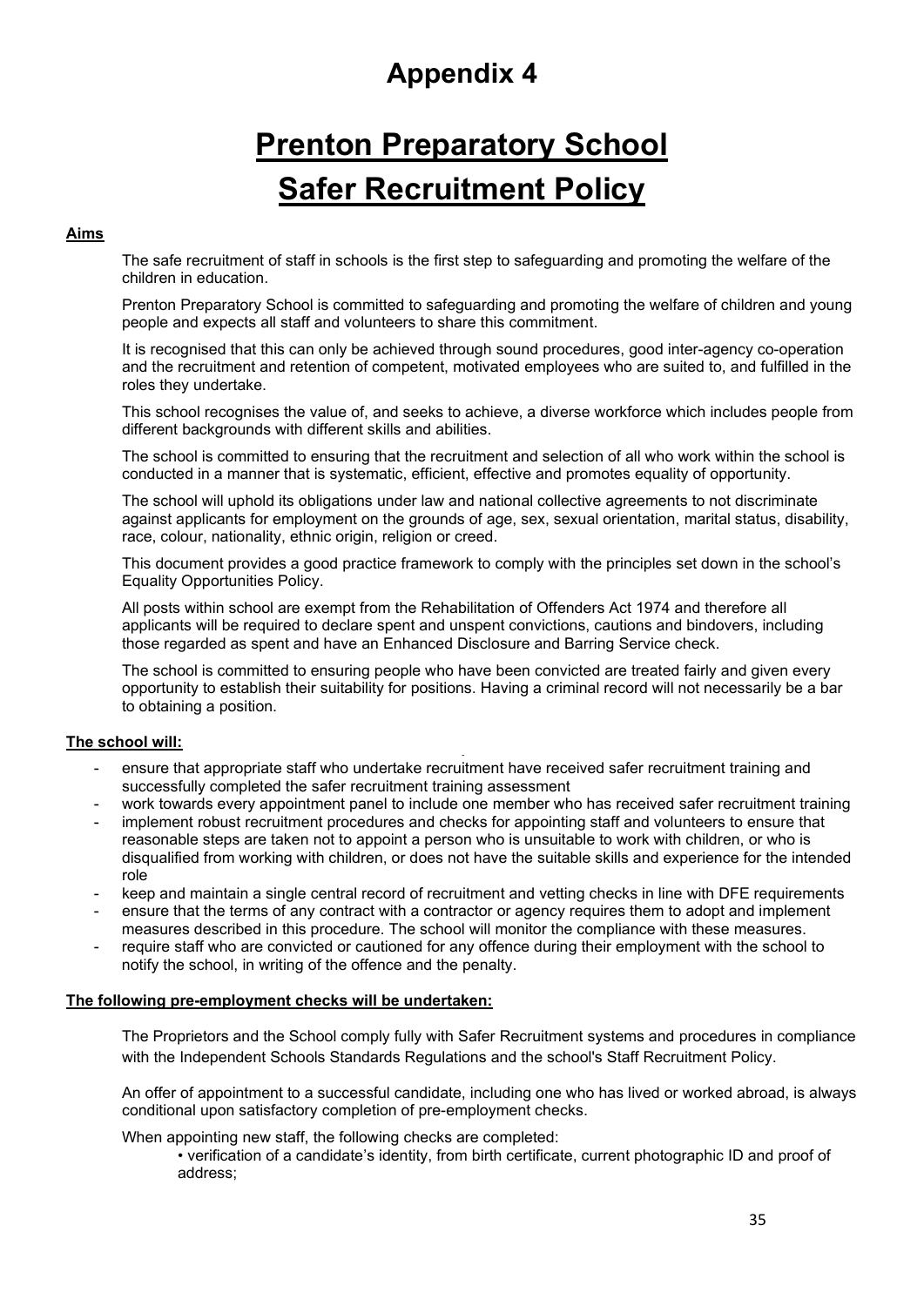# Appendix 4

# Prenton Preparatory School
# Safer Recruitment Policy

**Aims**

The safe recruitment of staff in schools is the first step to safeguarding and promoting the welfare of the children in education.

Prenton Preparatory School is committed to safeguarding and promoting the welfare of children and young people and expects all staff and volunteers to share this commitment.

It is recognised that this can only be achieved through sound procedures, good inter-agency co-operation and the recruitment and retention of competent, motivated employees who are suited to, and fulfilled in the roles they undertake.

This school recognises the value of, and seeks to achieve, a diverse workforce which includes people from different backgrounds with different skills and abilities.

The school is committed to ensuring that the recruitment and selection of all who work within the school is conducted in a manner that is systematic, efficient, effective and promotes equality of opportunity.

The school will uphold its obligations under law and national collective agreements to not discriminate against applicants for employment on the grounds of age, sex, sexual orientation, marital status, disability, race, colour, nationality, ethnic origin, religion or creed.

This document provides a good practice framework to comply with the principles set down in the school's Equality Opportunities Policy.

All posts within school are exempt from the Rehabilitation of Offenders Act 1974 and therefore all applicants will be required to declare spent and unspent convictions, cautions and bindovers, including those regarded as spent and have an Enhanced Disclosure and Barring Service check.

The school is committed to ensuring people who have been convicted are treated fairly and given every opportunity to establish their suitability for positions. Having a criminal record will not necessarily be a bar to obtaining a position.

**The school will:**

- ensure that appropriate staff who undertake recruitment have received safer recruitment training and successfully completed the safer recruitment training assessment
- work towards every appointment panel to include one member who has received safer recruitment training
- implement robust recruitment procedures and checks for appointing staff and volunteers to ensure that reasonable steps are taken not to appoint a person who is unsuitable to work with children, or who is disqualified from working with children, or does not have the suitable skills and experience for the intended role
- keep and maintain a single central record of recruitment and vetting checks in line with DFE requirements
- ensure that the terms of any contract with a contractor or agency requires them to adopt and implement measures described in this procedure. The school will monitor the compliance with these measures.
- require staff who are convicted or cautioned for any offence during their employment with the school to notify the school, in writing of the offence and the penalty.

**The following pre-employment checks will be undertaken:**

The Proprietors and the School comply fully with Safer Recruitment systems and procedures in compliance with the Independent Schools Standards Regulations and the school's Staff Recruitment Policy.

An offer of appointment to a successful candidate, including one who has lived or worked abroad, is always conditional upon satisfactory completion of pre-employment checks.

When appointing new staff, the following checks are completed:

• verification of a candidate's identity, from birth certificate, current photographic ID and proof of address;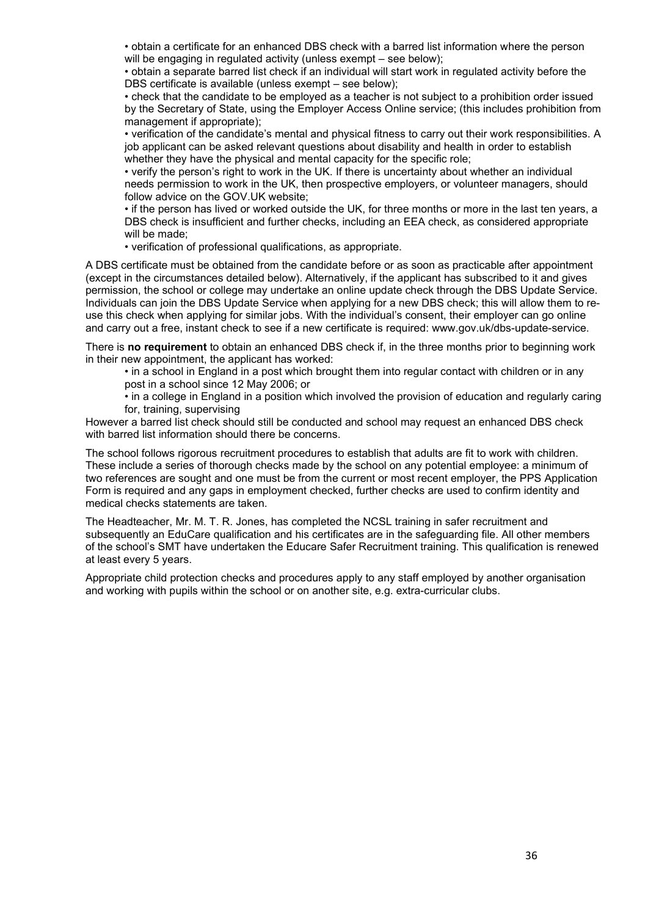- obtain a certificate for an enhanced DBS check with a barred list information where the person will be engaging in regulated activity (unless exempt – see below);
- obtain a separate barred list check if an individual will start work in regulated activity before the DBS certificate is available (unless exempt – see below);
- check that the candidate to be employed as a teacher is not subject to a prohibition order issued by the Secretary of State, using the Employer Access Online service; (this includes prohibition from management if appropriate);
- verification of the candidate's mental and physical fitness to carry out their work responsibilities. A job applicant can be asked relevant questions about disability and health in order to establish whether they have the physical and mental capacity for the specific role;
- verify the person's right to work in the UK. If there is uncertainty about whether an individual needs permission to work in the UK, then prospective employers, or volunteer managers, should follow advice on the GOV.UK website;
- if the person has lived or worked outside the UK, for three months or more in the last ten years, a DBS check is insufficient and further checks, including an EEA check, as considered appropriate will be made;
- verification of professional qualifications, as appropriate.

A DBS certificate must be obtained from the candidate before or as soon as practicable after appointment (except in the circumstances detailed below). Alternatively, if the applicant has subscribed to it and gives permission, the school or college may undertake an online update check through the DBS Update Service. Individuals can join the DBS Update Service when applying for a new DBS check; this will allow them to re-use this check when applying for similar jobs. With the individual's consent, their employer can go online and carry out a free, instant check to see if a new certificate is required: www.gov.uk/dbs-update-service.

There is **no requirement** to obtain an enhanced DBS check if, in the three months prior to beginning work in their new appointment, the applicant has worked:

- in a school in England in a post which brought them into regular contact with children or in any post in a school since 12 May 2006; or
- in a college in England in a position which involved the provision of education and regularly caring for, training, supervising

However a barred list check should still be conducted and school may request an enhanced DBS check with barred list information should there be concerns.

The school follows rigorous recruitment procedures to establish that adults are fit to work with children. These include a series of thorough checks made by the school on any potential employee: a minimum of two references are sought and one must be from the current or most recent employer, the PPS Application Form is required and any gaps in employment checked, further checks are used to confirm identity and medical checks statements are taken.

The Headteacher, Mr. M. T. R. Jones, has completed the NCSL training in safer recruitment and subsequently an EduCare qualification and his certificates are in the safeguarding file. All other members of the school's SMT have undertaken the Educare Safer Recruitment training. This qualification is renewed at least every 5 years.

Appropriate child protection checks and procedures apply to any staff employed by another organisation and working with pupils within the school or on another site, e.g. extra-curricular clubs.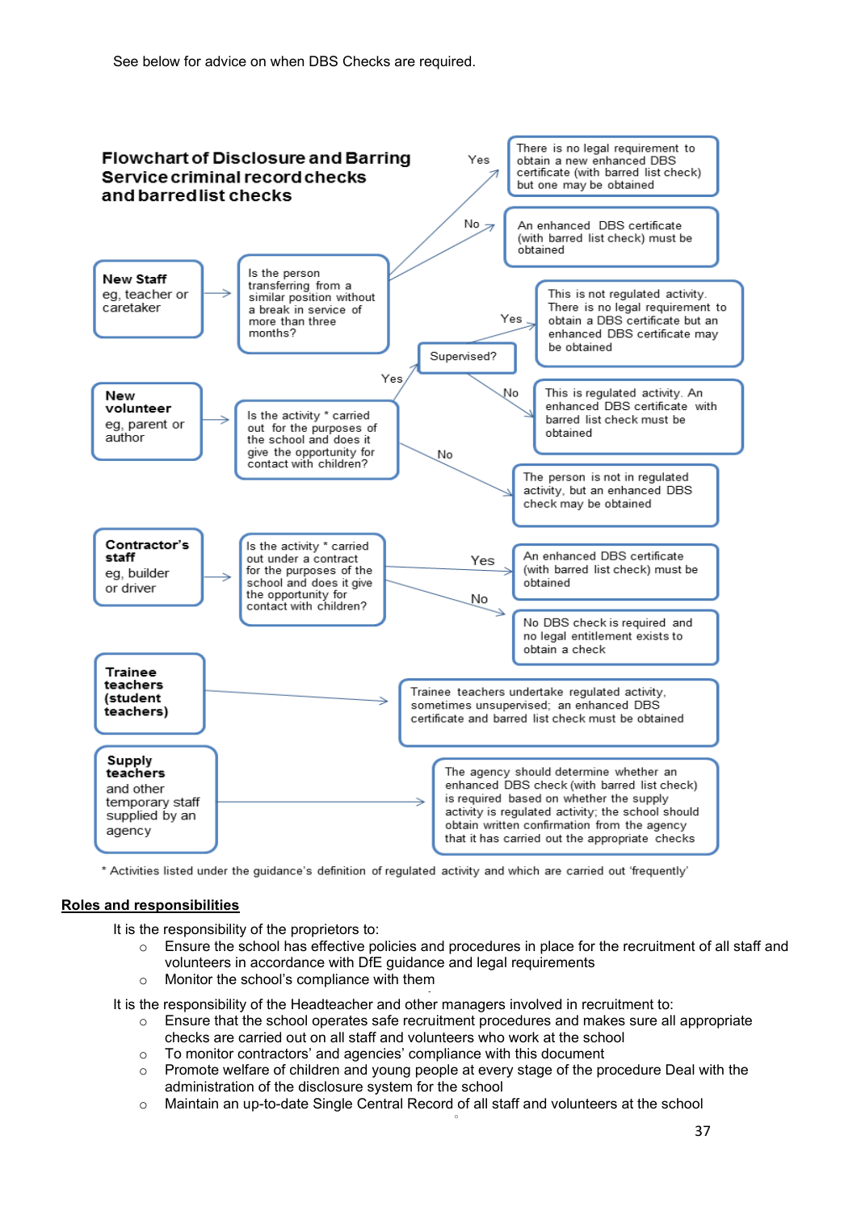See below for advice on when DBS Checks are required.

**Flowchart of Disclosure and Barring Service criminal record checks and barred list checks**

**New Staff** eg, teacher or caretaker → Is the person transferring from a similar position without a break in service of more than three months?

- Yes → There is no legal requirement to obtain a new enhanced DBS certificate (with barred list check) but one may be obtained
- No → An enhanced DBS certificate (with barred list check) must be obtained

**New volunteer** eg, parent or author → Is the activity * carried out for the purposes of the school and does it give the opportunity for contact with children?

- Yes → Supervised?
  - Yes → This is not regulated activity. There is no legal requirement to obtain a DBS certificate but an enhanced DBS certificate may be obtained
  - No → This is regulated activity. An enhanced DBS certificate with barred list check must be obtained
- No → The person is not in regulated activity, but an enhanced DBS check may be obtained

**Contractor's staff** eg, builder or driver → Is the activity * carried out under a contract for the purposes of the school and does it give the opportunity for contact with children?

- Yes → An enhanced DBS certificate (with barred list check) must be obtained
- No → No DBS check is required and no legal entitlement exists to obtain a check

**Trainee teachers (student teachers)** → Trainee teachers undertake regulated activity, sometimes unsupervised; an enhanced DBS certificate and barred list check must be obtained

**Supply teachers** and other temporary staff supplied by an agency → The agency should determine whether an enhanced DBS check (with barred list check) is required based on whether the supply activity is regulated activity; the school should obtain written confirmation from the agency that it has carried out the appropriate checks

\* Activities listed under the guidance's definition of regulated activity and which are carried out 'frequently'

**<u>Roles and responsibilities</u>**

It is the responsibility of the proprietors to:

- Ensure the school has effective policies and procedures in place for the recruitment of all staff and volunteers in accordance with DfE guidance and legal requirements
- Monitor the school's compliance with them

It is the responsibility of the Headteacher and other managers involved in recruitment to:

- Ensure that the school operates safe recruitment procedures and makes sure all appropriate checks are carried out on all staff and volunteers who work at the school
- To monitor contractors' and agencies' compliance with this document
- Promote welfare of children and young people at every stage of the procedure Deal with the administration of the disclosure system for the school
- Maintain an up-to-date Single Central Record of all staff and volunteers at the school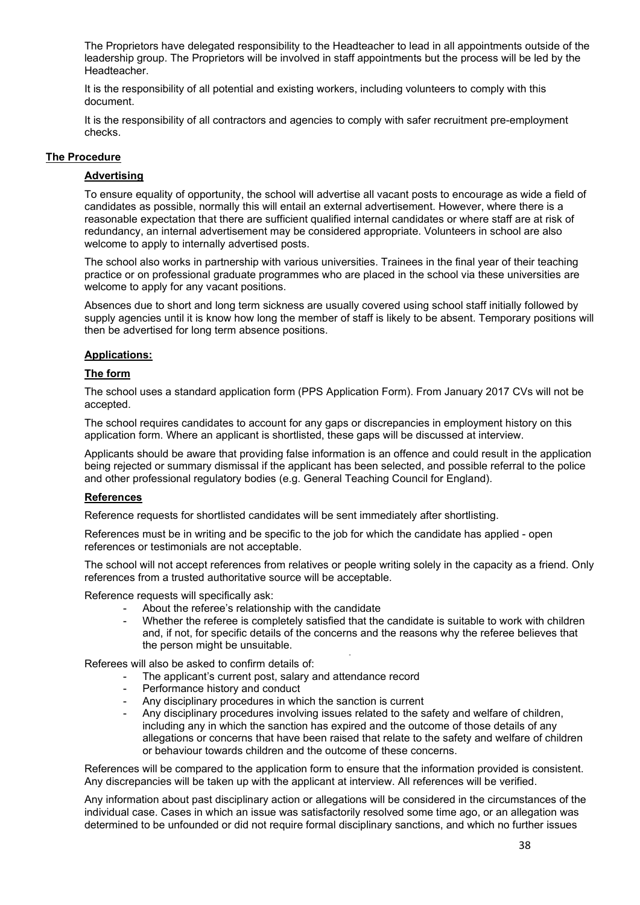The Proprietors have delegated responsibility to the Headteacher to lead in all appointments outside of the leadership group. The Proprietors will be involved in staff appointments but the process will be led by the Headteacher.

It is the responsibility of all potential and existing workers, including volunteers to comply with this document.

It is the responsibility of all contractors and agencies to comply with safer recruitment pre-employment checks.

## The Procedure

### Advertising

To ensure equality of opportunity, the school will advertise all vacant posts to encourage as wide a field of candidates as possible, normally this will entail an external advertisement. However, where there is a reasonable expectation that there are sufficient qualified internal candidates or where staff are at risk of redundancy, an internal advertisement may be considered appropriate. Volunteers in school are also welcome to apply to internally advertised posts.

The school also works in partnership with various universities. Trainees in the final year of their teaching practice or on professional graduate programmes who are placed in the school via these universities are welcome to apply for any vacant positions.

Absences due to short and long term sickness are usually covered using school staff initially followed by supply agencies until it is know how long the member of staff is likely to be absent. Temporary positions will then be advertised for long term absence positions.

### Applications:

### The form

The school uses a standard application form (PPS Application Form). From January 2017 CVs will not be accepted.

The school requires candidates to account for any gaps or discrepancies in employment history on this application form. Where an applicant is shortlisted, these gaps will be discussed at interview.

Applicants should be aware that providing false information is an offence and could result in the application being rejected or summary dismissal if the applicant has been selected, and possible referral to the police and other professional regulatory bodies (e.g. General Teaching Council for England).

### References

Reference requests for shortlisted candidates will be sent immediately after shortlisting.

References must be in writing and be specific to the job for which the candidate has applied - open references or testimonials are not acceptable.

The school will not accept references from relatives or people writing solely in the capacity as a friend. Only references from a trusted authoritative source will be acceptable.

Reference requests will specifically ask:

- About the referee's relationship with the candidate
- Whether the referee is completely satisfied that the candidate is suitable to work with children and, if not, for specific details of the concerns and the reasons why the referee believes that the person might be unsuitable.

Referees will also be asked to confirm details of:

- The applicant's current post, salary and attendance record
- Performance history and conduct
- Any disciplinary procedures in which the sanction is current
- Any disciplinary procedures involving issues related to the safety and welfare of children, including any in which the sanction has expired and the outcome of those details of any allegations or concerns that have been raised that relate to the safety and welfare of children or behaviour towards children and the outcome of these concerns.

References will be compared to the application form to ensure that the information provided is consistent. Any discrepancies will be taken up with the applicant at interview. All references will be verified.

Any information about past disciplinary action or allegations will be considered in the circumstances of the individual case. Cases in which an issue was satisfactorily resolved some time ago, or an allegation was determined to be unfounded or did not require formal disciplinary sanctions, and which no further issues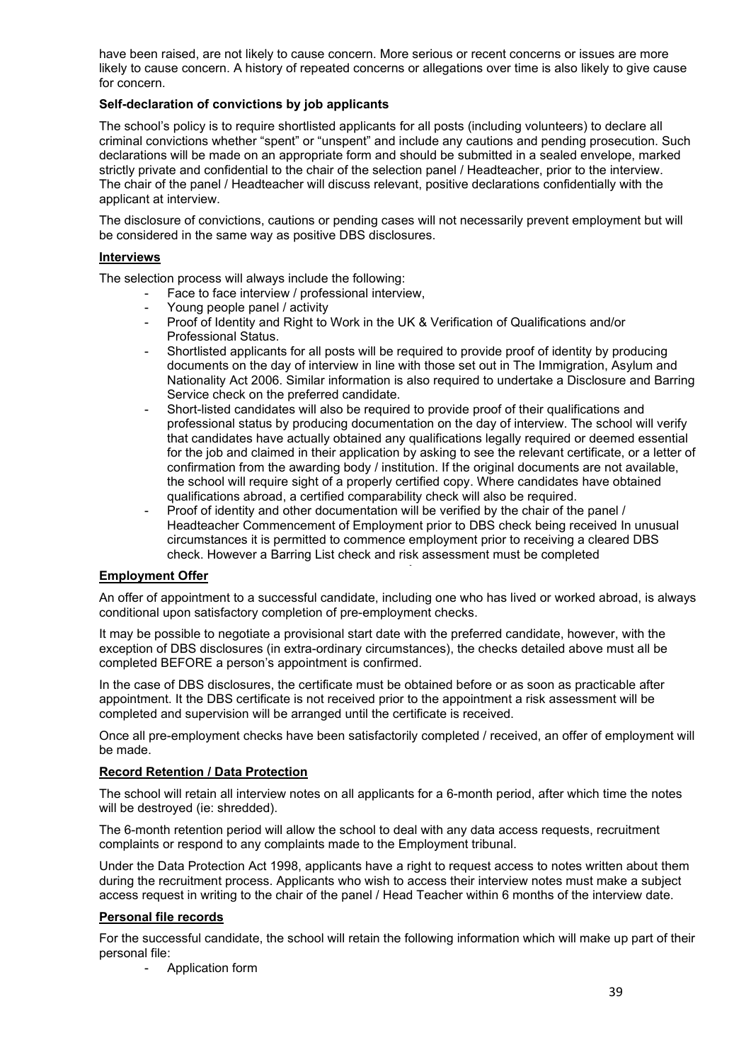have been raised, are not likely to cause concern. More serious or recent concerns or issues are more likely to cause concern. A history of repeated concerns or allegations over time is also likely to give cause for concern.

**Self-declaration of convictions by job applicants**

The school's policy is to require shortlisted applicants for all posts (including volunteers) to declare all criminal convictions whether "spent" or "unspent" and include any cautions and pending prosecution. Such declarations will be made on an appropriate form and should be submitted in a sealed envelope, marked strictly private and confidential to the chair of the selection panel / Headteacher, prior to the interview. The chair of the panel / Headteacher will discuss relevant, positive declarations confidentially with the applicant at interview.

The disclosure of convictions, cautions or pending cases will not necessarily prevent employment but will be considered in the same way as positive DBS disclosures.

**Interviews**

The selection process will always include the following:

- Face to face interview / professional interview,
- Young people panel / activity
- Proof of Identity and Right to Work in the UK & Verification of Qualifications and/or Professional Status.
- Shortlisted applicants for all posts will be required to provide proof of identity by producing documents on the day of interview in line with those set out in The Immigration, Asylum and Nationality Act 2006. Similar information is also required to undertake a Disclosure and Barring Service check on the preferred candidate.
- Short-listed candidates will also be required to provide proof of their qualifications and professional status by producing documentation on the day of interview. The school will verify that candidates have actually obtained any qualifications legally required or deemed essential for the job and claimed in their application by asking to see the relevant certificate, or a letter of confirmation from the awarding body / institution. If the original documents are not available, the school will require sight of a properly certified copy. Where candidates have obtained qualifications abroad, a certified comparability check will also be required.
- Proof of identity and other documentation will be verified by the chair of the panel / Headteacher Commencement of Employment prior to DBS check being received In unusual circumstances it is permitted to commence employment prior to receiving a cleared DBS check. However a Barring List check and risk assessment must be completed

**Employment Offer**

An offer of appointment to a successful candidate, including one who has lived or worked abroad, is always conditional upon satisfactory completion of pre-employment checks.

It may be possible to negotiate a provisional start date with the preferred candidate, however, with the exception of DBS disclosures (in extra-ordinary circumstances), the checks detailed above must all be completed BEFORE a person's appointment is confirmed.

In the case of DBS disclosures, the certificate must be obtained before or as soon as practicable after appointment. It the DBS certificate is not received prior to the appointment a risk assessment will be completed and supervision will be arranged until the certificate is received.

Once all pre-employment checks have been satisfactorily completed / received, an offer of employment will be made.

**Record Retention / Data Protection**

The school will retain all interview notes on all applicants for a 6-month period, after which time the notes will be destroyed (ie: shredded).

The 6-month retention period will allow the school to deal with any data access requests, recruitment complaints or respond to any complaints made to the Employment tribunal.

Under the Data Protection Act 1998, applicants have a right to request access to notes written about them during the recruitment process. Applicants who wish to access their interview notes must make a subject access request in writing to the chair of the panel / Head Teacher within 6 months of the interview date.

**Personal file records**

For the successful candidate, the school will retain the following information which will make up part of their personal file:

- Application form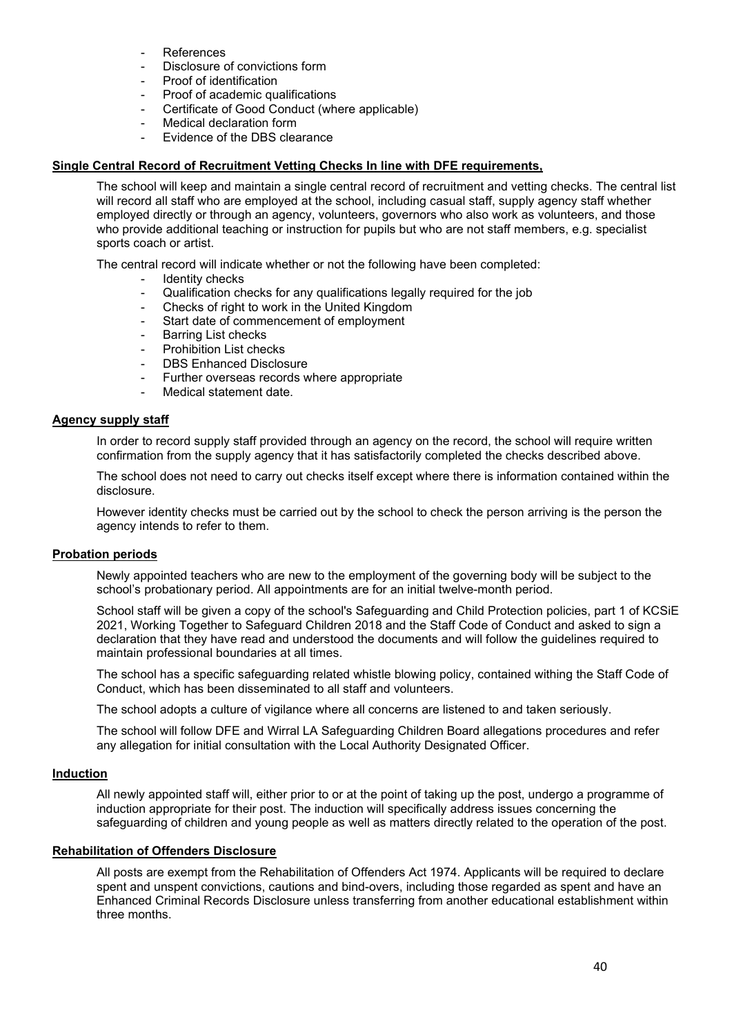- References
- Disclosure of convictions form
- Proof of identification
- Proof of academic qualifications
- Certificate of Good Conduct (where applicable)
- Medical declaration form
- Evidence of the DBS clearance

**Single Central Record of Recruitment Vetting Checks In line with DFE requirements,**

The school will keep and maintain a single central record of recruitment and vetting checks. The central list will record all staff who are employed at the school, including casual staff, supply agency staff whether employed directly or through an agency, volunteers, governors who also work as volunteers, and those who provide additional teaching or instruction for pupils but who are not staff members, e.g. specialist sports coach or artist.

The central record will indicate whether or not the following have been completed:

- Identity checks
- Qualification checks for any qualifications legally required for the job
- Checks of right to work in the United Kingdom
- Start date of commencement of employment
- Barring List checks
- Prohibition List checks
- DBS Enhanced Disclosure
- Further overseas records where appropriate
- Medical statement date.

**Agency supply staff**

In order to record supply staff provided through an agency on the record, the school will require written confirmation from the supply agency that it has satisfactorily completed the checks described above.

The school does not need to carry out checks itself except where there is information contained within the disclosure.

However identity checks must be carried out by the school to check the person arriving is the person the agency intends to refer to them.

**Probation periods**

Newly appointed teachers who are new to the employment of the governing body will be subject to the school's probationary period. All appointments are for an initial twelve-month period.

School staff will be given a copy of the school's Safeguarding and Child Protection policies, part 1 of KCSiE 2021, Working Together to Safeguard Children 2018 and the Staff Code of Conduct and asked to sign a declaration that they have read and understood the documents and will follow the guidelines required to maintain professional boundaries at all times.

The school has a specific safeguarding related whistle blowing policy, contained withing the Staff Code of Conduct, which has been disseminated to all staff and volunteers.

The school adopts a culture of vigilance where all concerns are listened to and taken seriously.

The school will follow DFE and Wirral LA Safeguarding Children Board allegations procedures and refer any allegation for initial consultation with the Local Authority Designated Officer.

**Induction**

All newly appointed staff will, either prior to or at the point of taking up the post, undergo a programme of induction appropriate for their post. The induction will specifically address issues concerning the safeguarding of children and young people as well as matters directly related to the operation of the post.

**Rehabilitation of Offenders Disclosure**

All posts are exempt from the Rehabilitation of Offenders Act 1974. Applicants will be required to declare spent and unspent convictions, cautions and bind-overs, including those regarded as spent and have an Enhanced Criminal Records Disclosure unless transferring from another educational establishment within three months.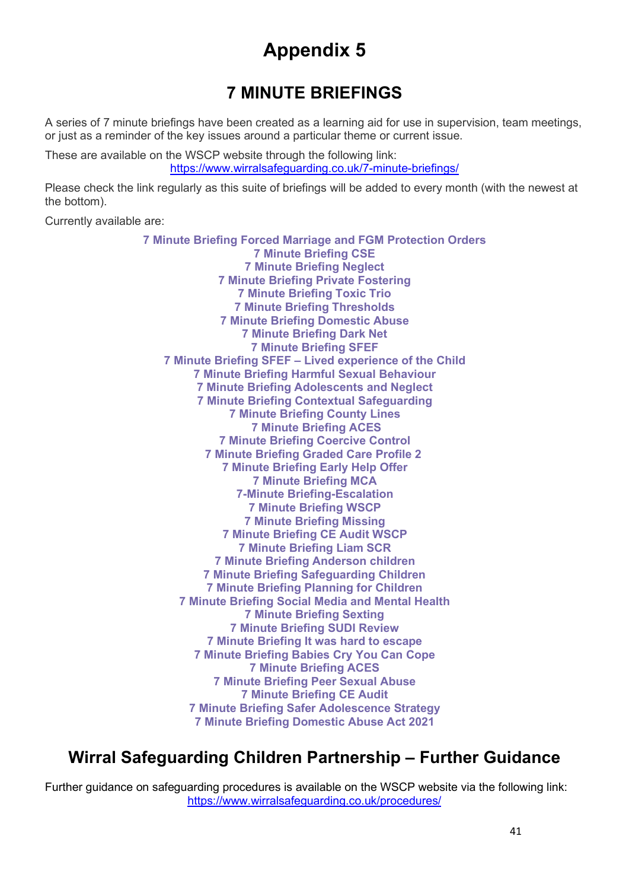# Appendix 5

## 7 MINUTE BRIEFINGS

A series of 7 minute briefings have been created as a learning aid for use in supervision, team meetings, or just as a reminder of the key issues around a particular theme or current issue.

These are available on the WSCP website through the following link:
https://www.wirralsafeguarding.co.uk/7-minute-briefings/

Please check the link regularly as this suite of briefings will be added to every month (with the newest at the bottom).

Currently available are:

**7 Minute Briefing Forced Marriage and FGM Protection Orders**
**7 Minute Briefing CSE**
**7 Minute Briefing Neglect**
**7 Minute Briefing Private Fostering**
**7 Minute Briefing Toxic Trio**
**7 Minute Briefing Thresholds**
**7 Minute Briefing Domestic Abuse**
**7 Minute Briefing Dark Net**
**7 Minute Briefing SFEF**
**7 Minute Briefing SFEF – Lived experience of the Child**
**7 Minute Briefing Harmful Sexual Behaviour**
**7 Minute Briefing Adolescents and Neglect**
**7 Minute Briefing Contextual Safeguarding**
**7 Minute Briefing County Lines**
**7 Minute Briefing ACES**
**7 Minute Briefing Coercive Control**
**7 Minute Briefing Graded Care Profile 2**
**7 Minute Briefing Early Help Offer**
**7 Minute Briefing MCA**
**7-Minute Briefing-Escalation**
**7 Minute Briefing WSCP**
**7 Minute Briefing Missing**
**7 Minute Briefing CE Audit WSCP**
**7 Minute Briefing Liam SCR**
**7 Minute Briefing Anderson children**
**7 Minute Briefing Safeguarding Children**
**7 Minute Briefing Planning for Children**
**7 Minute Briefing Social Media and Mental Health**
**7 Minute Briefing Sexting**
**7 Minute Briefing SUDI Review**
**7 Minute Briefing It was hard to escape**
**7 Minute Briefing Babies Cry You Can Cope**
**7 Minute Briefing ACES**
**7 Minute Briefing Peer Sexual Abuse**
**7 Minute Briefing CE Audit**
**7 Minute Briefing Safer Adolescence Strategy**
**7 Minute Briefing Domestic Abuse Act 2021**

## Wirral Safeguarding Children Partnership – Further Guidance

Further guidance on safeguarding procedures is available on the WSCP website via the following link:
https://www.wirralsafeguarding.co.uk/procedures/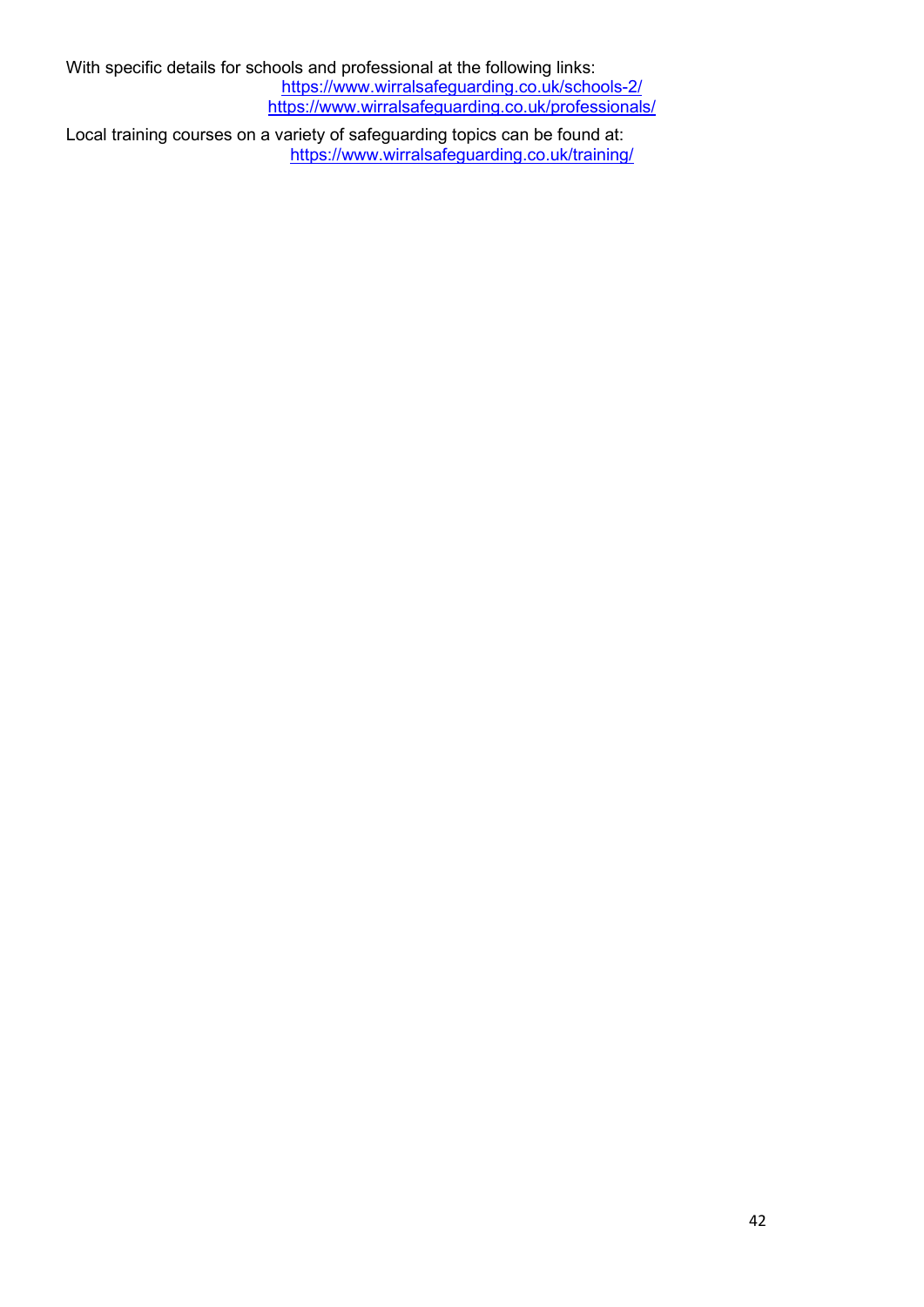With specific details for schools and professional at the following links:

https://www.wirralsafeguarding.co.uk/schools-2/

https://www.wirralsafeguarding.co.uk/professionals/

Local training courses on a variety of safeguarding topics can be found at:

https://www.wirralsafeguarding.co.uk/training/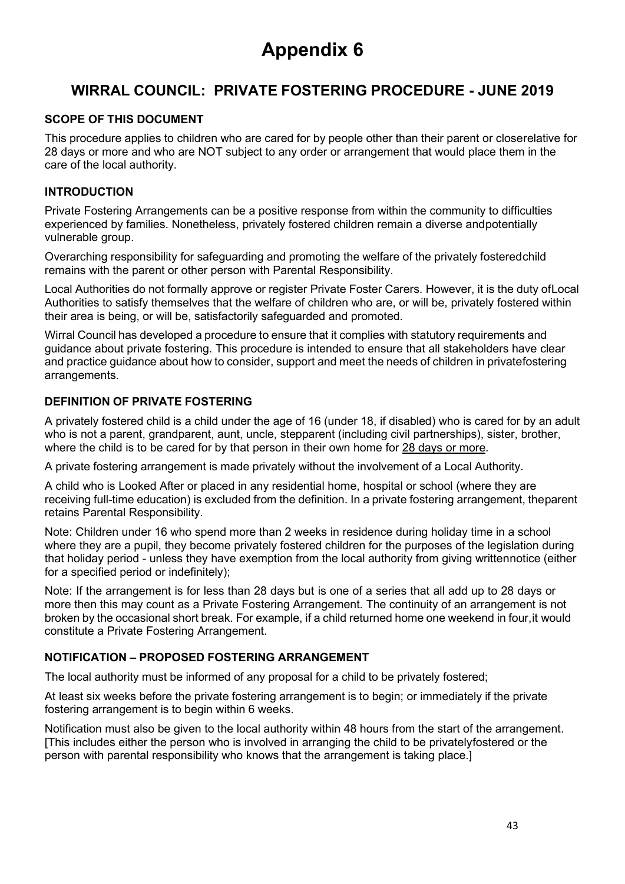# Appendix 6

## WIRRAL COUNCIL: PRIVATE FOSTERING PROCEDURE - JUNE 2019

### SCOPE OF THIS DOCUMENT

This procedure applies to children who are cared for by people other than their parent or closerelative for 28 days or more and who are NOT subject to any order or arrangement that would place them in the care of the local authority.

### INTRODUCTION

Private Fostering Arrangements can be a positive response from within the community to difficulties experienced by families. Nonetheless, privately fostered children remain a diverse andpotentially vulnerable group.

Overarching responsibility for safeguarding and promoting the welfare of the privately fosteredchild remains with the parent or other person with Parental Responsibility.

Local Authorities do not formally approve or register Private Foster Carers. However, it is the duty ofLocal Authorities to satisfy themselves that the welfare of children who are, or will be, privately fostered within their area is being, or will be, satisfactorily safeguarded and promoted.

Wirral Council has developed a procedure to ensure that it complies with statutory requirements and guidance about private fostering. This procedure is intended to ensure that all stakeholders have clear and practice guidance about how to consider, support and meet the needs of children in privatefostering arrangements.

### DEFINITION OF PRIVATE FOSTERING

A privately fostered child is a child under the age of 16 (under 18, if disabled) who is cared for by an adult who is not a parent, grandparent, aunt, uncle, stepparent (including civil partnerships), sister, brother, where the child is to be cared for by that person in their own home for 28 days or more.

A private fostering arrangement is made privately without the involvement of a Local Authority.

A child who is Looked After or placed in any residential home, hospital or school (where they are receiving full-time education) is excluded from the definition. In a private fostering arrangement, theparent retains Parental Responsibility.

Note: Children under 16 who spend more than 2 weeks in residence during holiday time in a school where they are a pupil, they become privately fostered children for the purposes of the legislation during that holiday period - unless they have exemption from the local authority from giving writtennotice (either for a specified period or indefinitely);

Note: If the arrangement is for less than 28 days but is one of a series that all add up to 28 days or more then this may count as a Private Fostering Arrangement. The continuity of an arrangement is not broken by the occasional short break. For example, if a child returned home one weekend in four,it would constitute a Private Fostering Arrangement.

### NOTIFICATION – PROPOSED FOSTERING ARRANGEMENT

The local authority must be informed of any proposal for a child to be privately fostered;

At least six weeks before the private fostering arrangement is to begin; or immediately if the private fostering arrangement is to begin within 6 weeks.

Notification must also be given to the local authority within 48 hours from the start of the arrangement. [This includes either the person who is involved in arranging the child to be privatelyfostered or the person with parental responsibility who knows that the arrangement is taking place.]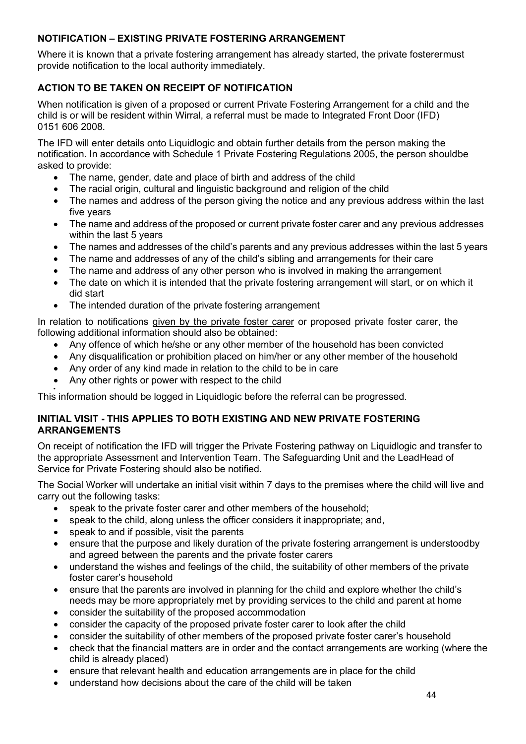## NOTIFICATION – EXISTING PRIVATE FOSTERING ARRANGEMENT

Where it is known that a private fostering arrangement has already started, the private fosterermust provide notification to the local authority immediately.

## ACTION TO BE TAKEN ON RECEIPT OF NOTIFICATION

When notification is given of a proposed or current Private Fostering Arrangement for a child and the child is or will be resident within Wirral, a referral must be made to Integrated Front Door (IFD) 0151 606 2008.

The IFD will enter details onto Liquidlogic and obtain further details from the person making the notification. In accordance with Schedule 1 Private Fostering Regulations 2005, the person shouldbe asked to provide:

- The name, gender, date and place of birth and address of the child
- The racial origin, cultural and linguistic background and religion of the child
- The names and address of the person giving the notice and any previous address within the last five years
- The name and address of the proposed or current private foster carer and any previous addresses within the last 5 years
- The names and addresses of the child's parents and any previous addresses within the last 5 years
- The name and addresses of any of the child's sibling and arrangements for their care
- The name and address of any other person who is involved in making the arrangement
- The date on which it is intended that the private fostering arrangement will start, or on which it did start
- The intended duration of the private fostering arrangement

In relation to notifications given by the private foster carer or proposed private foster carer, the following additional information should also be obtained:

- Any offence of which he/she or any other member of the household has been convicted
- Any disqualification or prohibition placed on him/her or any other member of the household
- Any order of any kind made in relation to the child to be in care
- Any other rights or power with respect to the child

This information should be logged in Liquidlogic before the referral can be progressed.

## INITIAL VISIT - THIS APPLIES TO BOTH EXISTING AND NEW PRIVATE FOSTERING ARRANGEMENTS

On receipt of notification the IFD will trigger the Private Fostering pathway on Liquidlogic and transfer to the appropriate Assessment and Intervention Team. The Safeguarding Unit and the LeadHead of Service for Private Fostering should also be notified.

The Social Worker will undertake an initial visit within 7 days to the premises where the child will live and carry out the following tasks:

- speak to the private foster carer and other members of the household;
- speak to the child, along unless the officer considers it inappropriate; and,
- speak to and if possible, visit the parents
- ensure that the purpose and likely duration of the private fostering arrangement is understoodby and agreed between the parents and the private foster carers
- understand the wishes and feelings of the child, the suitability of other members of the private foster carer's household
- ensure that the parents are involved in planning for the child and explore whether the child's needs may be more appropriately met by providing services to the child and parent at home
- consider the suitability of the proposed accommodation
- consider the capacity of the proposed private foster carer to look after the child
- consider the suitability of other members of the proposed private foster carer's household
- check that the financial matters are in order and the contact arrangements are working (where the child is already placed)
- ensure that relevant health and education arrangements are in place for the child
- understand how decisions about the care of the child will be taken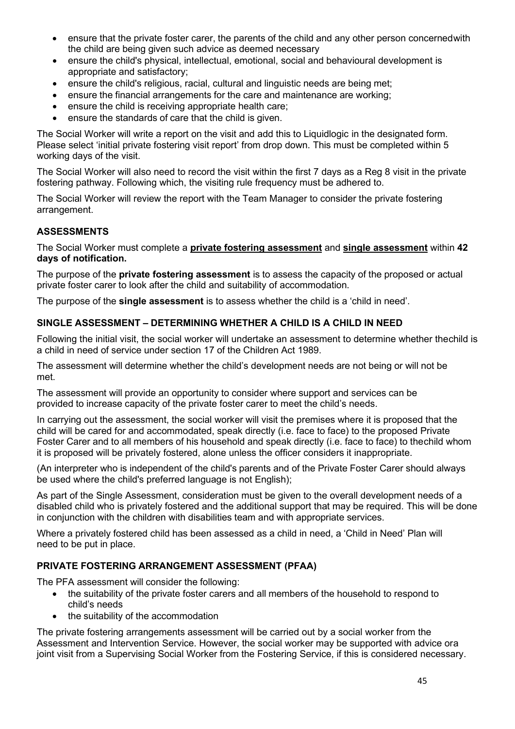- ensure that the private foster carer, the parents of the child and any other person concernedwith the child are being given such advice as deemed necessary
- ensure the child's physical, intellectual, emotional, social and behavioural development is appropriate and satisfactory;
- ensure the child's religious, racial, cultural and linguistic needs are being met;
- ensure the financial arrangements for the care and maintenance are working;
- ensure the child is receiving appropriate health care;
- ensure the standards of care that the child is given.

The Social Worker will write a report on the visit and add this to Liquidlogic in the designated form. Please select 'initial private fostering visit report' from drop down. This must be completed within 5 working days of the visit.

The Social Worker will also need to record the visit within the first 7 days as a Reg 8 visit in the private fostering pathway. Following which, the visiting rule frequency must be adhered to.

The Social Worker will review the report with the Team Manager to consider the private fostering arrangement.

### ASSESSMENTS

The Social Worker must complete a **private fostering assessment** and **single assessment** within **42 days of notification.**

The purpose of the **private fostering assessment** is to assess the capacity of the proposed or actual private foster carer to look after the child and suitability of accommodation.

The purpose of the **single assessment** is to assess whether the child is a 'child in need'.

### SINGLE ASSESSMENT – DETERMINING WHETHER A CHILD IS A CHILD IN NEED

Following the initial visit, the social worker will undertake an assessment to determine whether thechild is a child in need of service under section 17 of the Children Act 1989.

The assessment will determine whether the child's development needs are not being or will not be met.

The assessment will provide an opportunity to consider where support and services can be provided to increase capacity of the private foster carer to meet the child's needs.

In carrying out the assessment, the social worker will visit the premises where it is proposed that the child will be cared for and accommodated, speak directly (i.e. face to face) to the proposed Private Foster Carer and to all members of his household and speak directly (i.e. face to face) to thechild whom it is proposed will be privately fostered, alone unless the officer considers it inappropriate.

(An interpreter who is independent of the child's parents and of the Private Foster Carer should always be used where the child's preferred language is not English);

As part of the Single Assessment, consideration must be given to the overall development needs of a disabled child who is privately fostered and the additional support that may be required. This will be done in conjunction with the children with disabilities team and with appropriate services.

Where a privately fostered child has been assessed as a child in need, a 'Child in Need' Plan will need to be put in place.

### PRIVATE FOSTERING ARRANGEMENT ASSESSMENT (PFAA)

The PFA assessment will consider the following:

- the suitability of the private foster carers and all members of the household to respond to child's needs
- the suitability of the accommodation

The private fostering arrangements assessment will be carried out by a social worker from the Assessment and Intervention Service. However, the social worker may be supported with advice ora joint visit from a Supervising Social Worker from the Fostering Service, if this is considered necessary.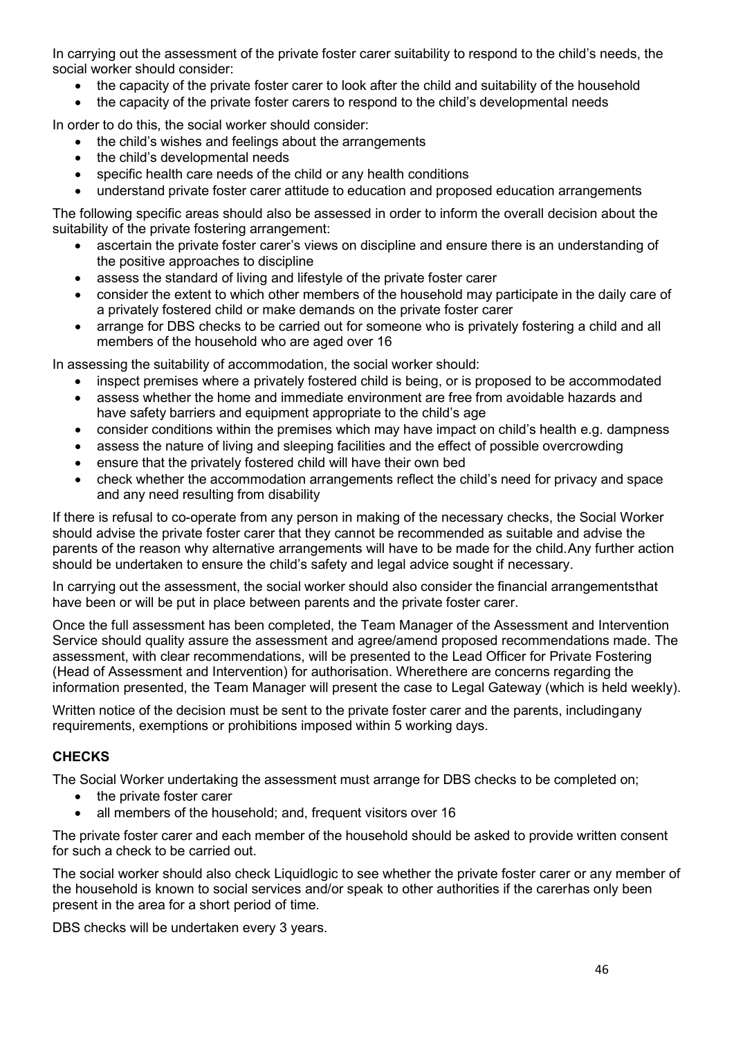In carrying out the assessment of the private foster carer suitability to respond to the child's needs, the social worker should consider:

- the capacity of the private foster carer to look after the child and suitability of the household
- the capacity of the private foster carers to respond to the child's developmental needs

In order to do this, the social worker should consider:

- the child's wishes and feelings about the arrangements
- the child's developmental needs
- specific health care needs of the child or any health conditions
- understand private foster carer attitude to education and proposed education arrangements

The following specific areas should also be assessed in order to inform the overall decision about the suitability of the private fostering arrangement:

- ascertain the private foster carer's views on discipline and ensure there is an understanding of the positive approaches to discipline
- assess the standard of living and lifestyle of the private foster carer
- consider the extent to which other members of the household may participate in the daily care of a privately fostered child or make demands on the private foster carer
- arrange for DBS checks to be carried out for someone who is privately fostering a child and all members of the household who are aged over 16

In assessing the suitability of accommodation, the social worker should:

- inspect premises where a privately fostered child is being, or is proposed to be accommodated
- assess whether the home and immediate environment are free from avoidable hazards and have safety barriers and equipment appropriate to the child's age
- consider conditions within the premises which may have impact on child's health e.g. dampness
- assess the nature of living and sleeping facilities and the effect of possible overcrowding
- ensure that the privately fostered child will have their own bed
- check whether the accommodation arrangements reflect the child's need for privacy and space and any need resulting from disability

If there is refusal to co-operate from any person in making of the necessary checks, the Social Worker should advise the private foster carer that they cannot be recommended as suitable and advise the parents of the reason why alternative arrangements will have to be made for the child. Any further action should be undertaken to ensure the child's safety and legal advice sought if necessary.

In carrying out the assessment, the social worker should also consider the financial arrangementsthat have been or will be put in place between parents and the private foster carer.

Once the full assessment has been completed, the Team Manager of the Assessment and Intervention Service should quality assure the assessment and agree/amend proposed recommendations made. The assessment, with clear recommendations, will be presented to the Lead Officer for Private Fostering (Head of Assessment and Intervention) for authorisation. Wherethere are concerns regarding the information presented, the Team Manager will present the case to Legal Gateway (which is held weekly).

Written notice of the decision must be sent to the private foster carer and the parents, includingany requirements, exemptions or prohibitions imposed within 5 working days.

**CHECKS**

The Social Worker undertaking the assessment must arrange for DBS checks to be completed on;

- the private foster carer
- all members of the household; and, frequent visitors over 16

The private foster carer and each member of the household should be asked to provide written consent for such a check to be carried out.

The social worker should also check Liquidlogic to see whether the private foster carer or any member of the household is known to social services and/or speak to other authorities if the carerhas only been present in the area for a short period of time.

DBS checks will be undertaken every 3 years.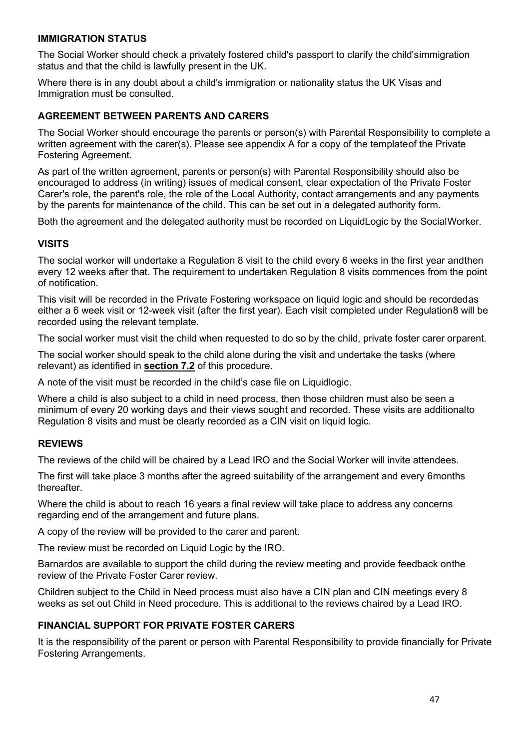### IMMIGRATION STATUS

The Social Worker should check a privately fostered child's passport to clarify the child'simmigration status and that the child is lawfully present in the UK.

Where there is in any doubt about a child's immigration or nationality status the UK Visas and Immigration must be consulted.

### AGREEMENT BETWEEN PARENTS AND CARERS

The Social Worker should encourage the parents or person(s) with Parental Responsibility to complete a written agreement with the carer(s). Please see appendix A for a copy of the templateof the Private Fostering Agreement.

As part of the written agreement, parents or person(s) with Parental Responsibility should also be encouraged to address (in writing) issues of medical consent, clear expectation of the Private Foster Carer's role, the parent's role, the role of the Local Authority, contact arrangements and any payments by the parents for maintenance of the child. This can be set out in a delegated authority form.

Both the agreement and the delegated authority must be recorded on LiquidLogic by the SocialWorker.

### VISITS

The social worker will undertake a Regulation 8 visit to the child every 6 weeks in the first year andthen every 12 weeks after that. The requirement to undertaken Regulation 8 visits commences from the point of notification.

This visit will be recorded in the Private Fostering workspace on liquid logic and should be recordedas either a 6 week visit or 12-week visit (after the first year). Each visit completed under Regulation8 will be recorded using the relevant template.

The social worker must visit the child when requested to do so by the child, private foster carer orparent.

The social worker should speak to the child alone during the visit and undertake the tasks (where relevant) as identified in **section 7.2** of this procedure.

A note of the visit must be recorded in the child's case file on Liquidlogic.

Where a child is also subject to a child in need process, then those children must also be seen a minimum of every 20 working days and their views sought and recorded. These visits are additionalto Regulation 8 visits and must be clearly recorded as a CIN visit on liquid logic.

### REVIEWS

The reviews of the child will be chaired by a Lead IRO and the Social Worker will invite attendees.

The first will take place 3 months after the agreed suitability of the arrangement and every 6months thereafter.

Where the child is about to reach 16 years a final review will take place to address any concerns regarding end of the arrangement and future plans.

A copy of the review will be provided to the carer and parent.

The review must be recorded on Liquid Logic by the IRO.

Barnardos are available to support the child during the review meeting and provide feedback onthe review of the Private Foster Carer review.

Children subject to the Child in Need process must also have a CIN plan and CIN meetings every 8 weeks as set out Child in Need procedure. This is additional to the reviews chaired by a Lead IRO.

### FINANCIAL SUPPORT FOR PRIVATE FOSTER CARERS

It is the responsibility of the parent or person with Parental Responsibility to provide financially for Private Fostering Arrangements.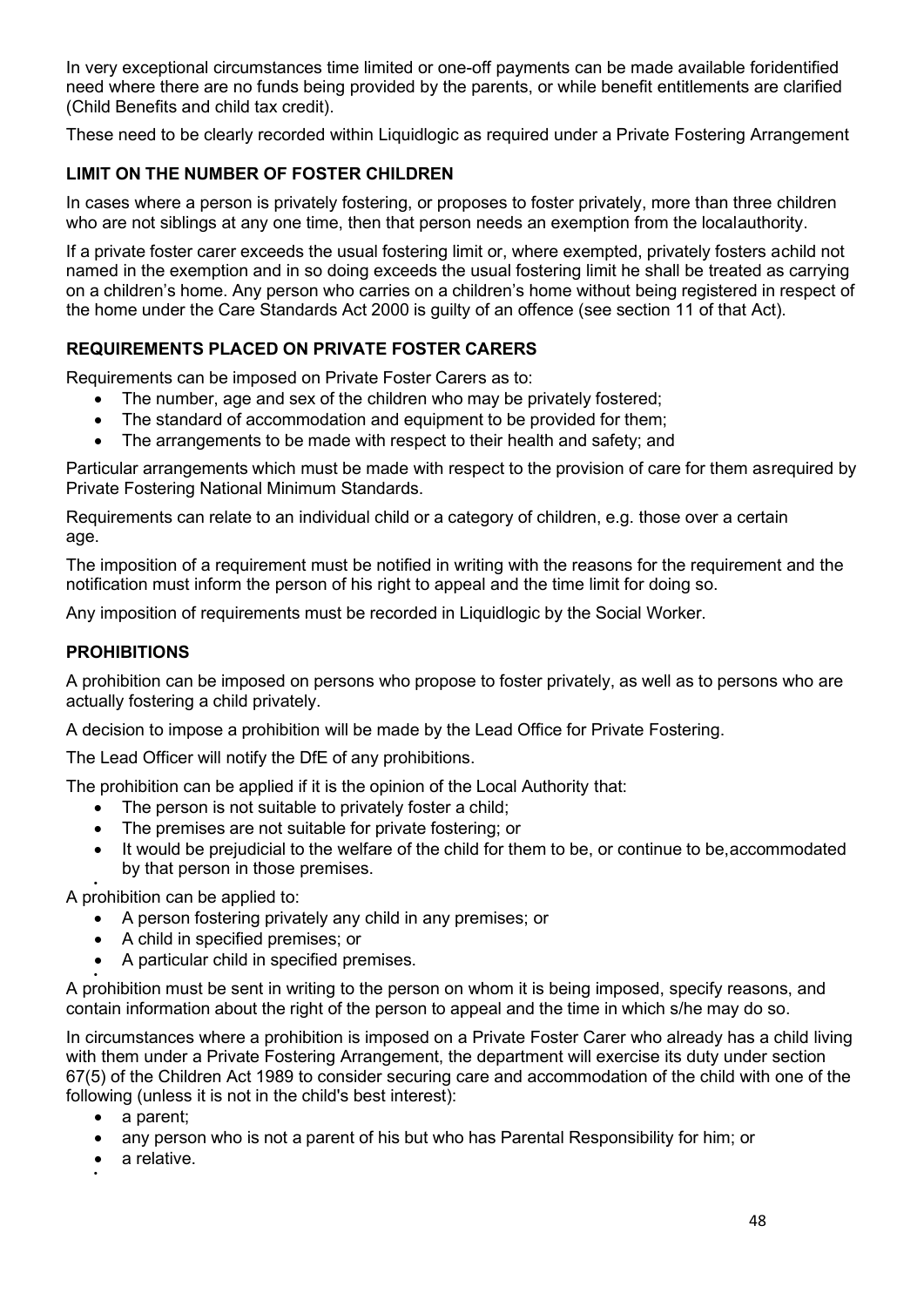In very exceptional circumstances time limited or one-off payments can be made available foridentified need where there are no funds being provided by the parents, or while benefit entitlements are clarified (Child Benefits and child tax credit).

These need to be clearly recorded within Liquidlogic as required under a Private Fostering Arrangement

### LIMIT ON THE NUMBER OF FOSTER CHILDREN

In cases where a person is privately fostering, or proposes to foster privately, more than three children who are not siblings at any one time, then that person needs an exemption from the localauthority.

If a private foster carer exceeds the usual fostering limit or, where exempted, privately fosters achild not named in the exemption and in so doing exceeds the usual fostering limit he shall be treated as carrying on a children's home. Any person who carries on a children's home without being registered in respect of the home under the Care Standards Act 2000 is guilty of an offence (see section 11 of that Act).

### REQUIREMENTS PLACED ON PRIVATE FOSTER CARERS

Requirements can be imposed on Private Foster Carers as to:

- The number, age and sex of the children who may be privately fostered;
- The standard of accommodation and equipment to be provided for them;
- The arrangements to be made with respect to their health and safety; and

Particular arrangements which must be made with respect to the provision of care for them asrequired by Private Fostering National Minimum Standards.

Requirements can relate to an individual child or a category of children, e.g. those over a certain age.

The imposition of a requirement must be notified in writing with the reasons for the requirement and the notification must inform the person of his right to appeal and the time limit for doing so.

Any imposition of requirements must be recorded in Liquidlogic by the Social Worker.

### PROHIBITIONS

A prohibition can be imposed on persons who propose to foster privately, as well as to persons who are actually fostering a child privately.

A decision to impose a prohibition will be made by the Lead Office for Private Fostering.

The Lead Officer will notify the DfE of any prohibitions.

The prohibition can be applied if it is the opinion of the Local Authority that:

- The person is not suitable to privately foster a child;
- The premises are not suitable for private fostering; or
- It would be prejudicial to the welfare of the child for them to be, or continue to be,accommodated by that person in those premises.

A prohibition can be applied to:

- A person fostering privately any child in any premises; or
- A child in specified premises; or
- A particular child in specified premises.

A prohibition must be sent in writing to the person on whom it is being imposed, specify reasons, and contain information about the right of the person to appeal and the time in which s/he may do so.

In circumstances where a prohibition is imposed on a Private Foster Carer who already has a child living with them under a Private Fostering Arrangement, the department will exercise its duty under section 67(5) of the Children Act 1989 to consider securing care and accommodation of the child with one of the following (unless it is not in the child's best interest):

- a parent;
- any person who is not a parent of his but who has Parental Responsibility for him; or
- a relative.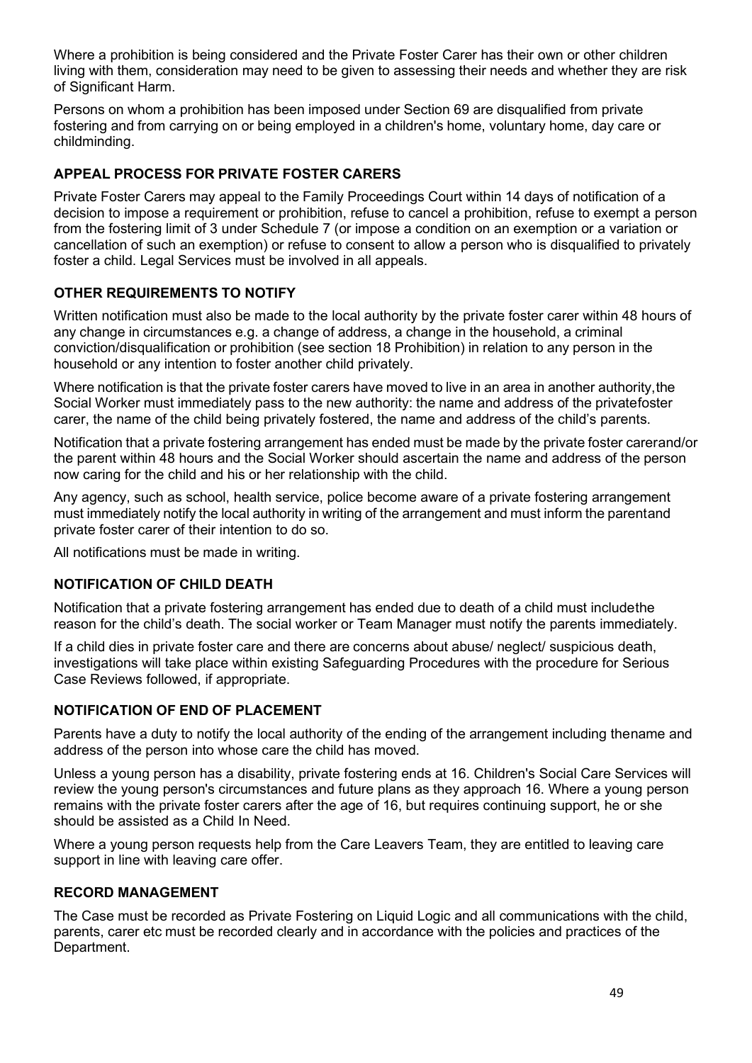Where a prohibition is being considered and the Private Foster Carer has their own or other children living with them, consideration may need to be given to assessing their needs and whether they are risk of Significant Harm.

Persons on whom a prohibition has been imposed under Section 69 are disqualified from private fostering and from carrying on or being employed in a children's home, voluntary home, day care or childminding.

### APPEAL PROCESS FOR PRIVATE FOSTER CARERS

Private Foster Carers may appeal to the Family Proceedings Court within 14 days of notification of a decision to impose a requirement or prohibition, refuse to cancel a prohibition, refuse to exempt a person from the fostering limit of 3 under Schedule 7 (or impose a condition on an exemption or a variation or cancellation of such an exemption) or refuse to consent to allow a person who is disqualified to privately foster a child. Legal Services must be involved in all appeals.

### OTHER REQUIREMENTS TO NOTIFY

Written notification must also be made to the local authority by the private foster carer within 48 hours of any change in circumstances e.g. a change of address, a change in the household, a criminal conviction/disqualification or prohibition (see section 18 Prohibition) in relation to any person in the household or any intention to foster another child privately.

Where notification is that the private foster carers have moved to live in an area in another authority,the Social Worker must immediately pass to the new authority: the name and address of the privatefoster carer, the name of the child being privately fostered, the name and address of the child's parents.

Notification that a private fostering arrangement has ended must be made by the private foster carerand/or the parent within 48 hours and the Social Worker should ascertain the name and address of the person now caring for the child and his or her relationship with the child.

Any agency, such as school, health service, police become aware of a private fostering arrangement must immediately notify the local authority in writing of the arrangement and must inform the parentand private foster carer of their intention to do so.

All notifications must be made in writing.

### NOTIFICATION OF CHILD DEATH

Notification that a private fostering arrangement has ended due to death of a child must includethe reason for the child's death. The social worker or Team Manager must notify the parents immediately.

If a child dies in private foster care and there are concerns about abuse/ neglect/ suspicious death, investigations will take place within existing Safeguarding Procedures with the procedure for Serious Case Reviews followed, if appropriate.

### NOTIFICATION OF END OF PLACEMENT

Parents have a duty to notify the local authority of the ending of the arrangement including thename and address of the person into whose care the child has moved.

Unless a young person has a disability, private fostering ends at 16. Children's Social Care Services will review the young person's circumstances and future plans as they approach 16. Where a young person remains with the private foster carers after the age of 16, but requires continuing support, he or she should be assisted as a Child In Need.

Where a young person requests help from the Care Leavers Team, they are entitled to leaving care support in line with leaving care offer.

### RECORD MANAGEMENT

The Case must be recorded as Private Fostering on Liquid Logic and all communications with the child, parents, carer etc must be recorded clearly and in accordance with the policies and practices of the Department.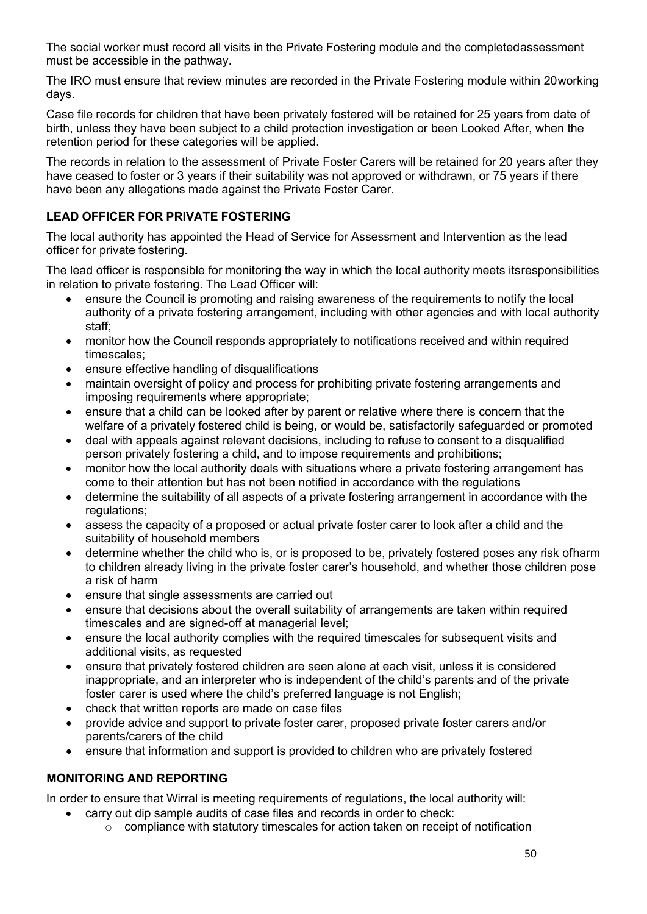The social worker must record all visits in the Private Fostering module and the completedassessment must be accessible in the pathway.

The IRO must ensure that review minutes are recorded in the Private Fostering module within 20working days.

Case file records for children that have been privately fostered will be retained for 25 years from date of birth, unless they have been subject to a child protection investigation or been Looked After, when the retention period for these categories will be applied.

The records in relation to the assessment of Private Foster Carers will be retained for 20 years after they have ceased to foster or 3 years if their suitability was not approved or withdrawn, or 75 years if there have been any allegations made against the Private Foster Carer.

## LEAD OFFICER FOR PRIVATE FOSTERING

The local authority has appointed the Head of Service for Assessment and Intervention as the lead officer for private fostering.

The lead officer is responsible for monitoring the way in which the local authority meets itsresponsibilities in relation to private fostering. The Lead Officer will:

- ensure the Council is promoting and raising awareness of the requirements to notify the local authority of a private fostering arrangement, including with other agencies and with local authority staff;
- monitor how the Council responds appropriately to notifications received and within required timescales;
- ensure effective handling of disqualifications
- maintain oversight of policy and process for prohibiting private fostering arrangements and imposing requirements where appropriate;
- ensure that a child can be looked after by parent or relative where there is concern that the welfare of a privately fostered child is being, or would be, satisfactorily safeguarded or promoted
- deal with appeals against relevant decisions, including to refuse to consent to a disqualified person privately fostering a child, and to impose requirements and prohibitions;
- monitor how the local authority deals with situations where a private fostering arrangement has come to their attention but has not been notified in accordance with the regulations
- determine the suitability of all aspects of a private fostering arrangement in accordance with the regulations;
- assess the capacity of a proposed or actual private foster carer to look after a child and the suitability of household members
- determine whether the child who is, or is proposed to be, privately fostered poses any risk ofharm to children already living in the private foster carer's household, and whether those children pose a risk of harm
- ensure that single assessments are carried out
- ensure that decisions about the overall suitability of arrangements are taken within required timescales and are signed-off at managerial level;
- ensure the local authority complies with the required timescales for subsequent visits and additional visits, as requested
- ensure that privately fostered children are seen alone at each visit, unless it is considered inappropriate, and an interpreter who is independent of the child's parents and of the private foster carer is used where the child's preferred language is not English;
- check that written reports are made on case files
- provide advice and support to private foster carer, proposed private foster carers and/or parents/carers of the child
- ensure that information and support is provided to children who are privately fostered

## MONITORING AND REPORTING

In order to ensure that Wirral is meeting requirements of regulations, the local authority will:

- carry out dip sample audits of case files and records in order to check:
  - compliance with statutory timescales for action taken on receipt of notification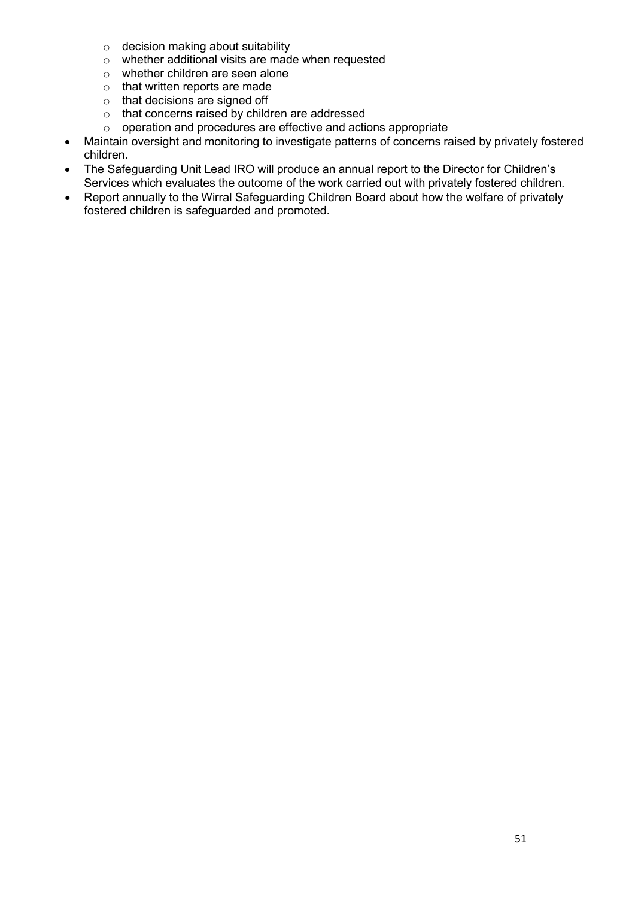- decision making about suitability
  - whether additional visits are made when requested
  - whether children are seen alone
  - that written reports are made
  - that decisions are signed off
  - that concerns raised by children are addressed
  - operation and procedures are effective and actions appropriate
- Maintain oversight and monitoring to investigate patterns of concerns raised by privately fostered children.
- The Safeguarding Unit Lead IRO will produce an annual report to the Director for Children's Services which evaluates the outcome of the work carried out with privately fostered children.
- Report annually to the Wirral Safeguarding Children Board about how the welfare of privately fostered children is safeguarded and promoted.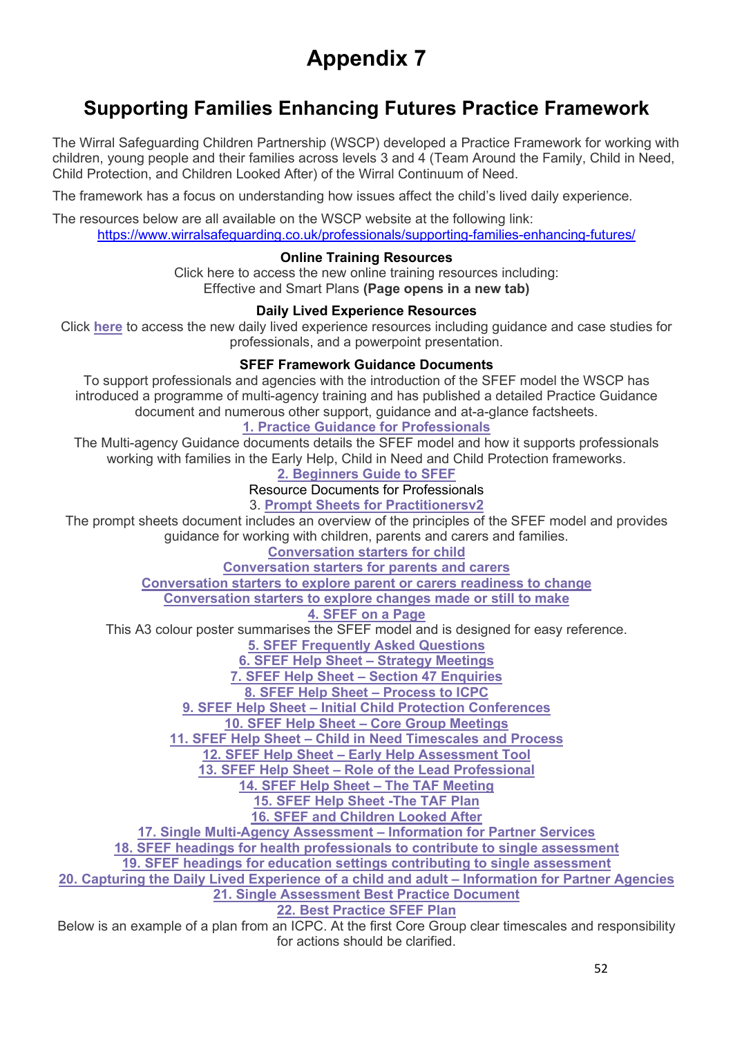# Appendix 7

## Supporting Families Enhancing Futures Practice Framework

The Wirral Safeguarding Children Partnership (WSCP) developed a Practice Framework for working with children, young people and their families across levels 3 and 4 (Team Around the Family, Child in Need, Child Protection, and Children Looked After) of the Wirral Continuum of Need.

The framework has a focus on understanding how issues affect the child's lived daily experience.

The resources below are all available on the WSCP website at the following link:
https://www.wirralsafeguarding.co.uk/professionals/supporting-families-enhancing-futures/

**Online Training Resources**

Click here to access the new online training resources including:
Effective and Smart Plans **(Page opens in a new tab)**

**Daily Lived Experience Resources**

Click **here** to access the new daily lived experience resources including guidance and case studies for professionals, and a powerpoint presentation.

**SFEF Framework Guidance Documents**

To support professionals and agencies with the introduction of the SFEF model the WSCP has introduced a programme of multi-agency training and has published a detailed Practice Guidance document and numerous other support, guidance and at-a-glance factsheets.

**1. Practice Guidance for Professionals**

The Multi-agency Guidance documents details the SFEF model and how it supports professionals working with families in the Early Help, Child in Need and Child Protection frameworks.

**2. Beginners Guide to SFEF**

Resource Documents for Professionals

3. **Prompt Sheets for Practitionersv2**

The prompt sheets document includes an overview of the principles of the SFEF model and provides guidance for working with children, parents and carers and families.

**Conversation starters for child**

**Conversation starters for parents and carers**

**Conversation starters to explore parent or carers readiness to change**

**Conversation starters to explore changes made or still to make**

**4. SFEF on a Page**

This A3 colour poster summarises the SFEF model and is designed for easy reference.

**5. SFEF Frequently Asked Questions**

**6. SFEF Help Sheet – Strategy Meetings**

**7. SFEF Help Sheet – Section 47 Enquiries**

**8. SFEF Help Sheet – Process to ICPC**

**9. SFEF Help Sheet – Initial Child Protection Conferences**

**10. SFEF Help Sheet – Core Group Meetings**

**11. SFEF Help Sheet – Child in Need Timescales and Process**

**12. SFEF Help Sheet – Early Help Assessment Tool**

**13. SFEF Help Sheet – Role of the Lead Professional**

**14. SFEF Help Sheet – The TAF Meeting**

**15. SFEF Help Sheet -The TAF Plan**

**16. SFEF and Children Looked After**

**17. Single Multi-Agency Assessment – Information for Partner Services**

**18. SFEF headings for health professionals to contribute to single assessment**

**19. SFEF headings for education settings contributing to single assessment**

**20. Capturing the Daily Lived Experience of a child and adult – Information for Partner Agencies**

**21. Single Assessment Best Practice Document**

**22. Best Practice SFEF Plan**

Below is an example of a plan from an ICPC. At the first Core Group clear timescales and responsibility for actions should be clarified.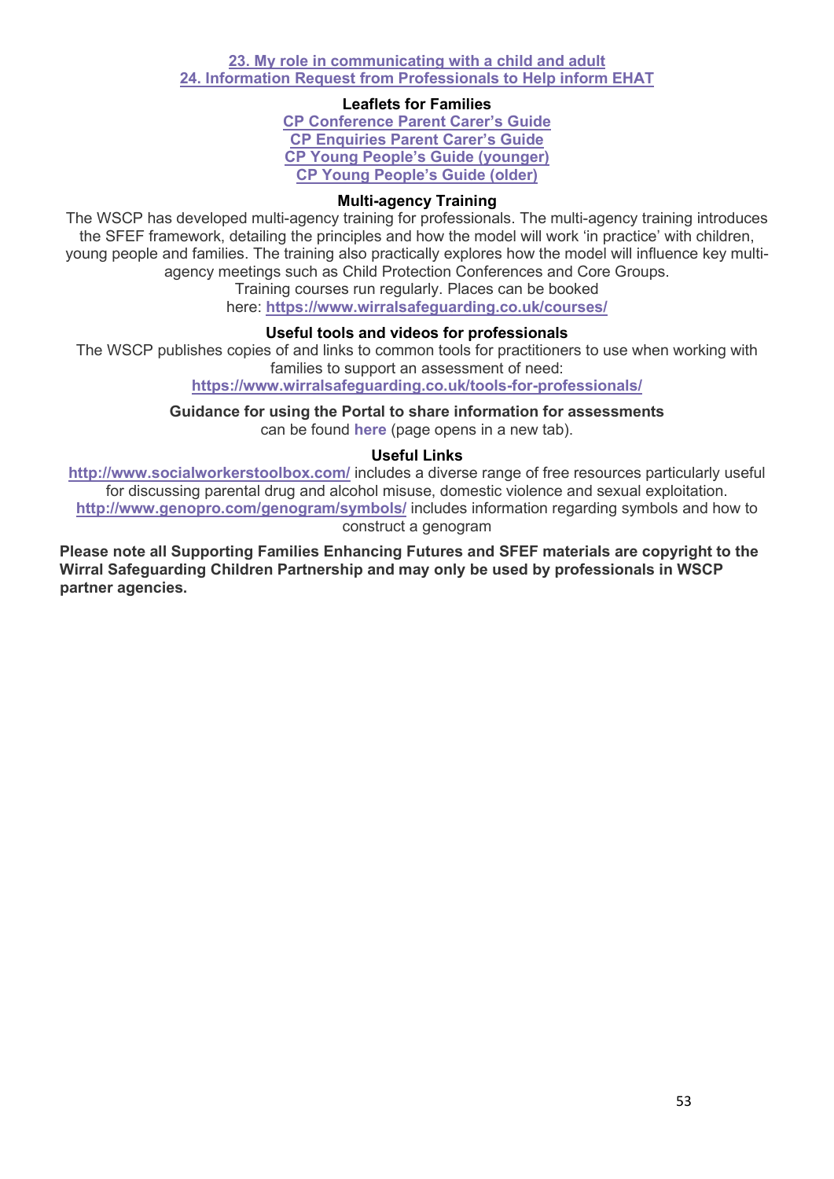23. My role in communicating with a child and adult
24. Information Request from Professionals to Help inform EHAT

**Leaflets for Families**

CP Conference Parent Carer's Guide
CP Enquiries Parent Carer's Guide
CP Young People's Guide (younger)
CP Young People's Guide (older)

**Multi-agency Training**

The WSCP has developed multi-agency training for professionals. The multi-agency training introduces the SFEF framework, detailing the principles and how the model will work 'in practice' with children, young people and families. The training also practically explores how the model will influence key multi-agency meetings such as Child Protection Conferences and Core Groups.
Training courses run regularly. Places can be booked here: **https://www.wirralsafeguarding.co.uk/courses/**

**Useful tools and videos for professionals**

The WSCP publishes copies of and links to common tools for practitioners to use when working with families to support an assessment of need:
**https://www.wirralsafeguarding.co.uk/tools-for-professionals/**

**Guidance for using the Portal to share information for assessments** can be found **here** (page opens in a new tab).

**Useful Links**

**http://www.socialworkerstoolbox.com/** includes a diverse range of free resources particularly useful for discussing parental drug and alcohol misuse, domestic violence and sexual exploitation.
**http://www.genopro.com/genogram/symbols/** includes information regarding symbols and how to construct a genogram

**Please note all Supporting Families Enhancing Futures and SFEF materials are copyright to the Wirral Safeguarding Children Partnership and may only be used by professionals in WSCP partner agencies.**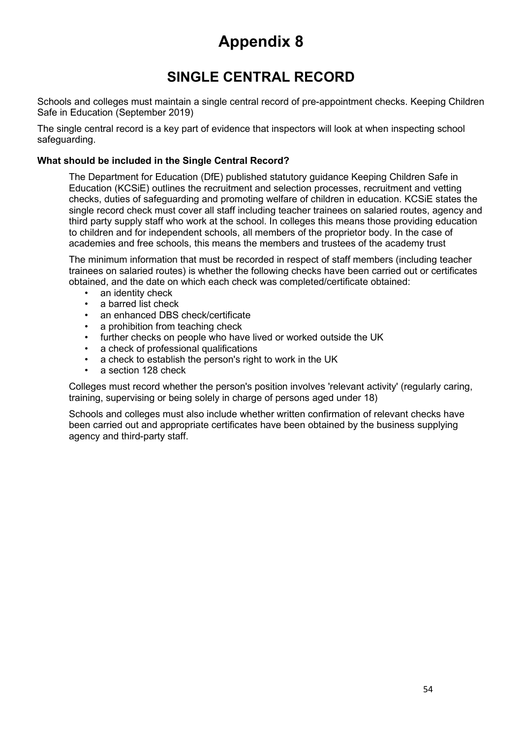# Appendix 8

## SINGLE CENTRAL RECORD

Schools and colleges must maintain a single central record of pre-appointment checks. Keeping Children Safe in Education (September 2019)

The single central record is a key part of evidence that inspectors will look at when inspecting school safeguarding.

**What should be included in the Single Central Record?**

The Department for Education (DfE) published statutory guidance Keeping Children Safe in Education (KCSiE) outlines the recruitment and selection processes, recruitment and vetting checks, duties of safeguarding and promoting welfare of children in education. KCSiE states the single record check must cover all staff including teacher trainees on salaried routes, agency and third party supply staff who work at the school. In colleges this means those providing education to children and for independent schools, all members of the proprietor body. In the case of academies and free schools, this means the members and trustees of the academy trust

The minimum information that must be recorded in respect of staff members (including teacher trainees on salaried routes) is whether the following checks have been carried out or certificates obtained, and the date on which each check was completed/certificate obtained:

- an identity check
- a barred list check
- an enhanced DBS check/certificate
- a prohibition from teaching check
- further checks on people who have lived or worked outside the UK
- a check of professional qualifications
- a check to establish the person's right to work in the UK
- a section 128 check

Colleges must record whether the person's position involves 'relevant activity' (regularly caring, training, supervising or being solely in charge of persons aged under 18)

Schools and colleges must also include whether written confirmation of relevant checks have been carried out and appropriate certificates have been obtained by the business supplying agency and third-party staff.